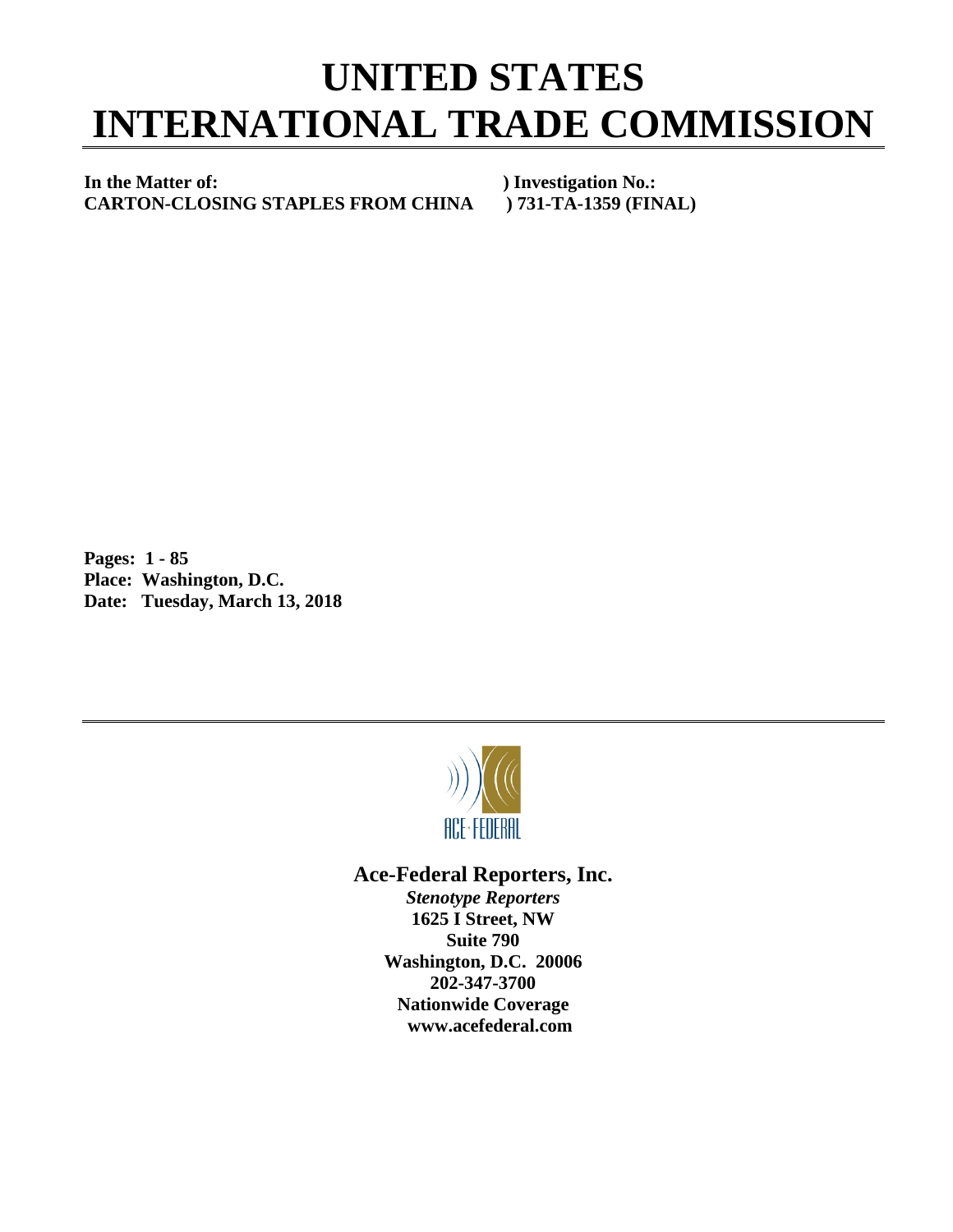# UNITED STATES INTERNATIONAL TRADE COMMISSION

**In the Matter of:** ) **Investigation No.:**
**CARTON-CLOSING STAPLES FROM CHINA** ) **731-TA-1359 (FINAL)**

**Pages: 1 - 85**
**Place: Washington, D.C.**
**Date: Tuesday, March 13, 2018**

ACE·FEDERAL

**Ace-Federal Reporters, Inc.**

***Stenotype Reporters***
**1625 I Street, NW**
**Suite 790**
**Washington, D.C. 20006**
**202-347-3700**
**Nationwide Coverage**
**www.acefederal.com**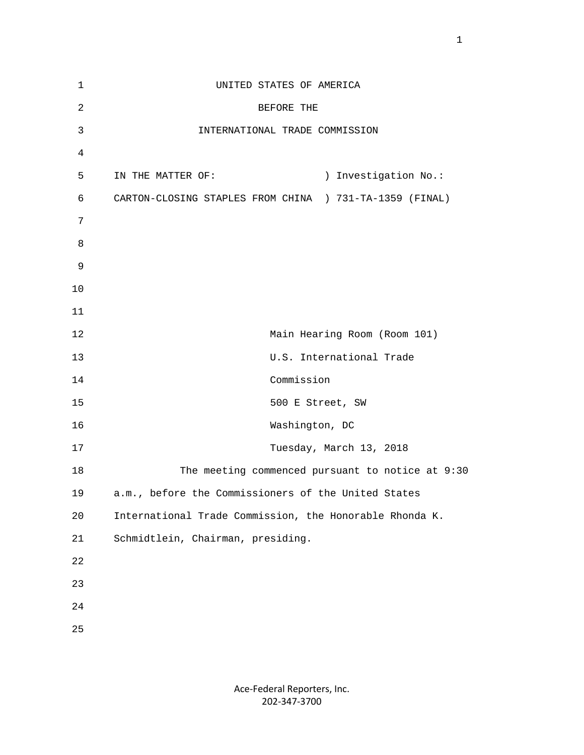UNITED STATES OF AMERICA

BEFORE THE

INTERNATIONAL TRADE COMMISSION

IN THE MATTER OF: ) Investigation No.:

CARTON-CLOSING STAPLES FROM CHINA ) 731-TA-1359 (FINAL)

Main Hearing Room (Room 101)

U.S. International Trade

Commission

500 E Street, SW

Washington, DC

Tuesday, March 13, 2018

The meeting commenced pursuant to notice at 9:30 a.m., before the Commissioners of the United States International Trade Commission, the Honorable Rhonda K. Schmidtlein, Chairman, presiding.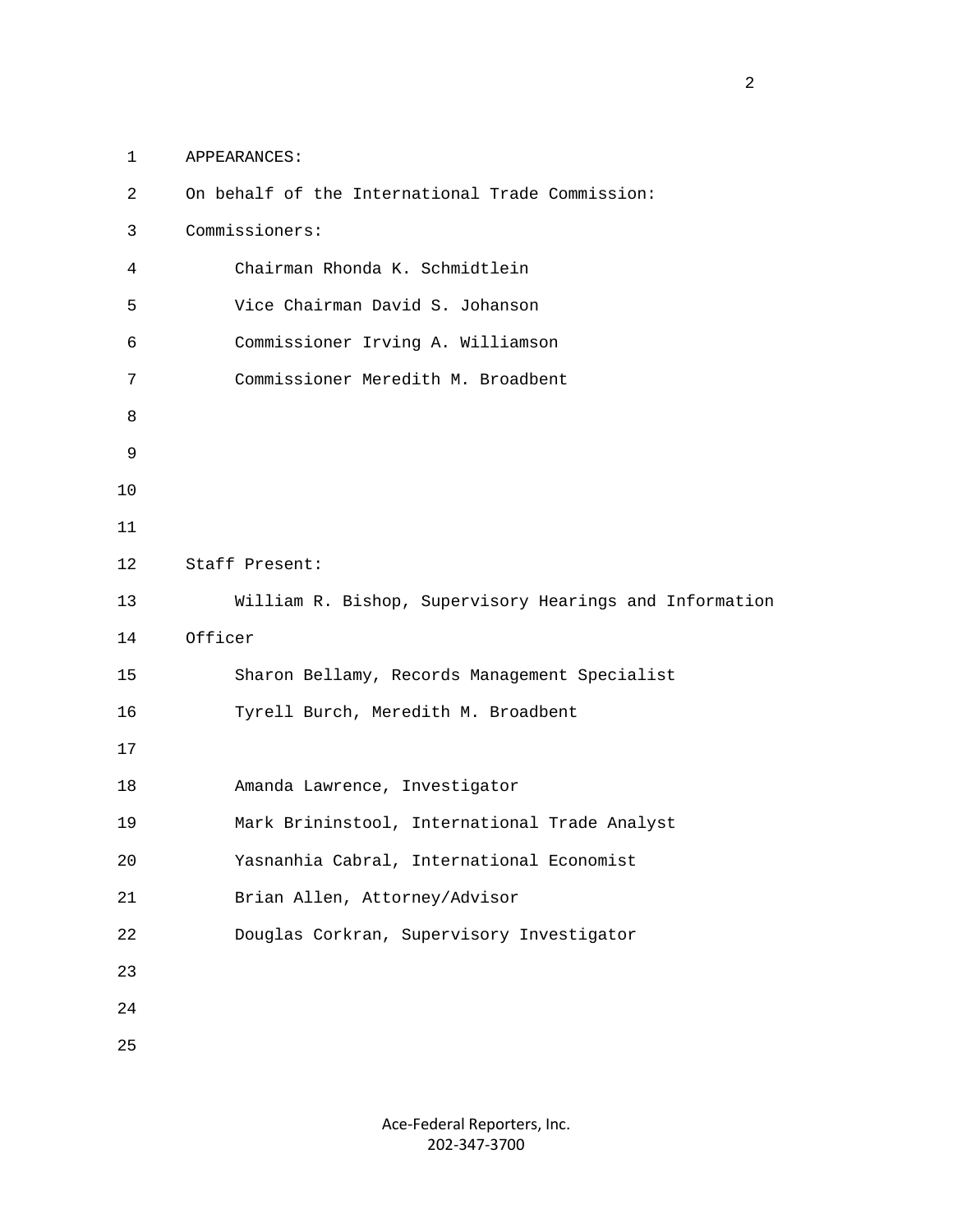APPEARANCES:

On behalf of the International Trade Commission:

Commissioners:

Chairman Rhonda K. Schmidtlein

Vice Chairman David S. Johanson

Commissioner Irving A. Williamson

Commissioner Meredith M. Broadbent

Staff Present:

William R. Bishop, Supervisory Hearings and Information Officer

Sharon Bellamy, Records Management Specialist

Tyrell Burch, Meredith M. Broadbent

Amanda Lawrence, Investigator

Mark Brininstool, International Trade Analyst

Yasnanhia Cabral, International Economist

Brian Allen, Attorney/Advisor

Douglas Corkran, Supervisory Investigator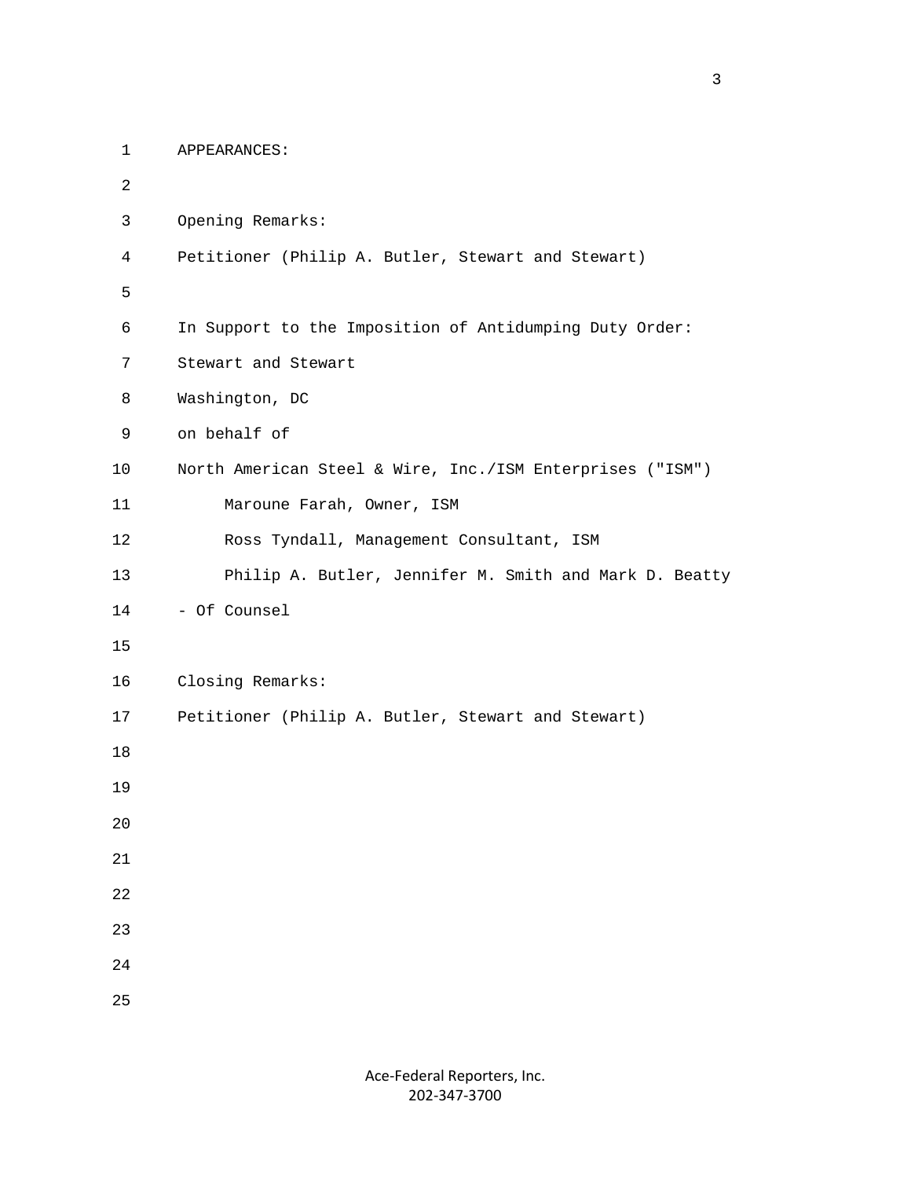APPEARANCES:

Opening Remarks:

Petitioner (Philip A. Butler, Stewart and Stewart)

In Support to the Imposition of Antidumping Duty Order:

Stewart and Stewart

Washington, DC

on behalf of

North American Steel & Wire, Inc./ISM Enterprises ("ISM")

Maroune Farah, Owner, ISM

Ross Tyndall, Management Consultant, ISM

Philip A. Butler, Jennifer M. Smith and Mark D. Beatty

- Of Counsel

Closing Remarks:

Petitioner (Philip A. Butler, Stewart and Stewart)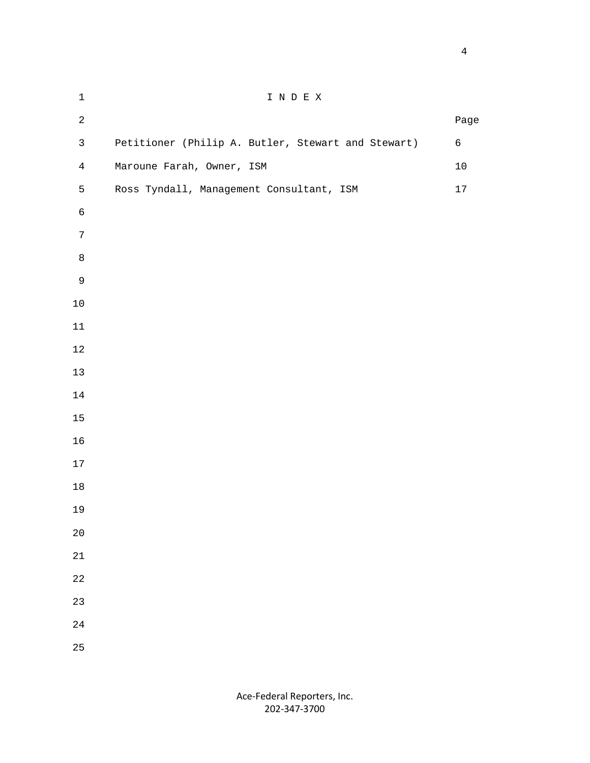# I N D E X

| | Page |
|---|---|
| Petitioner (Philip A. Butler, Stewart and Stewart) | 6 |
| Maroune Farah, Owner, ISM | 10 |
| Ross Tyndall, Management Consultant, ISM | 17 |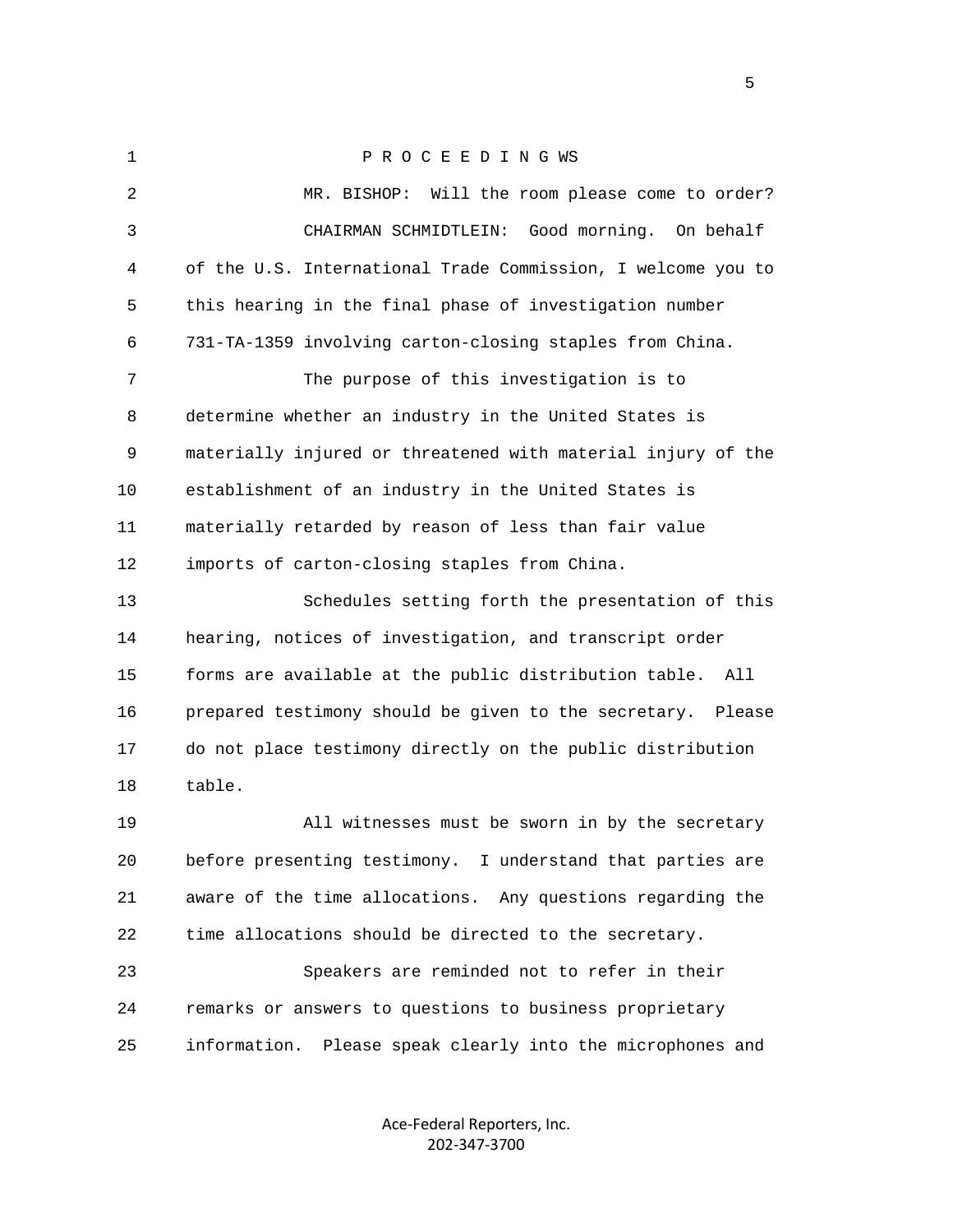P R O C E E D I N G WS

MR. BISHOP: Will the room please come to order?

CHAIRMAN SCHMIDTLEIN: Good morning. On behalf of the U.S. International Trade Commission, I welcome you to this hearing in the final phase of investigation number 731-TA-1359 involving carton-closing staples from China.

The purpose of this investigation is to determine whether an industry in the United States is materially injured or threatened with material injury of the establishment of an industry in the United States is materially retarded by reason of less than fair value imports of carton-closing staples from China.

Schedules setting forth the presentation of this hearing, notices of investigation, and transcript order forms are available at the public distribution table. All prepared testimony should be given to the secretary. Please do not place testimony directly on the public distribution table.

All witnesses must be sworn in by the secretary before presenting testimony. I understand that parties are aware of the time allocations. Any questions regarding the time allocations should be directed to the secretary.

Speakers are reminded not to refer in their remarks or answers to questions to business proprietary information. Please speak clearly into the microphones and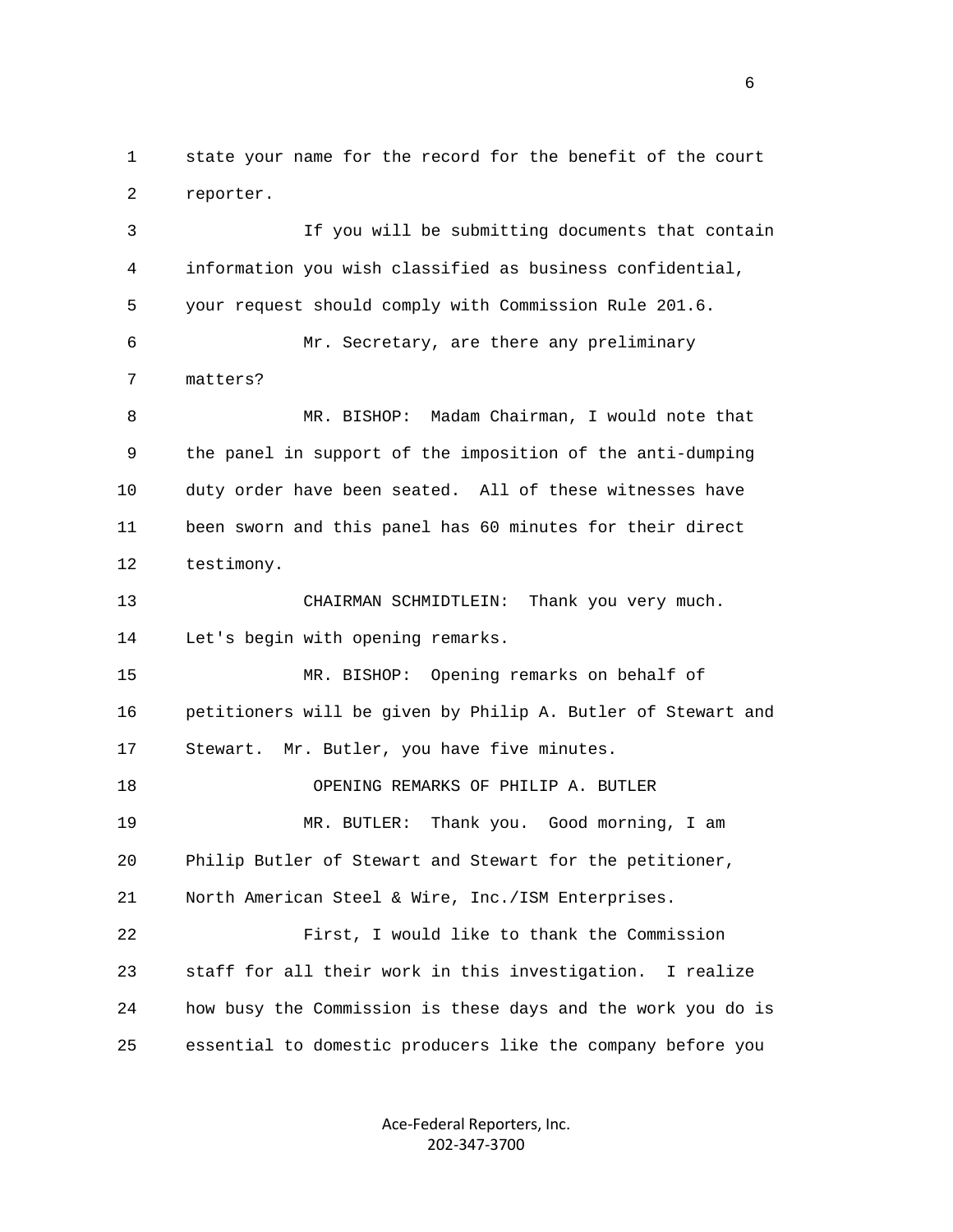state your name for the record for the benefit of the court reporter.

If you will be submitting documents that contain information you wish classified as business confidential, your request should comply with Commission Rule 201.6.

Mr. Secretary, are there any preliminary matters?

MR. BISHOP: Madam Chairman, I would note that the panel in support of the imposition of the anti-dumping duty order have been seated. All of these witnesses have been sworn and this panel has 60 minutes for their direct testimony.

CHAIRMAN SCHMIDTLEIN: Thank you very much. Let's begin with opening remarks.

MR. BISHOP: Opening remarks on behalf of petitioners will be given by Philip A. Butler of Stewart and Stewart. Mr. Butler, you have five minutes.

OPENING REMARKS OF PHILIP A. BUTLER

MR. BUTLER: Thank you. Good morning, I am Philip Butler of Stewart and Stewart for the petitioner, North American Steel & Wire, Inc./ISM Enterprises.

First, I would like to thank the Commission staff for all their work in this investigation. I realize how busy the Commission is these days and the work you do is essential to domestic producers like the company before you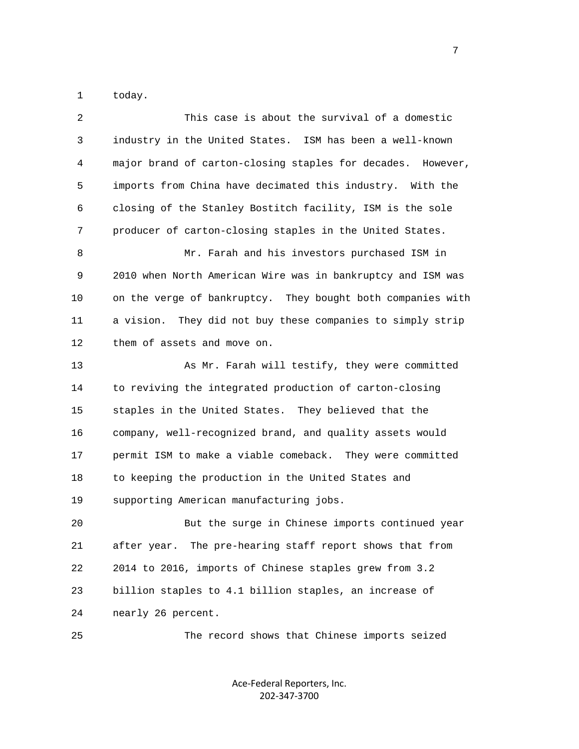today.

This case is about the survival of a domestic industry in the United States. ISM has been a well-known major brand of carton-closing staples for decades. However, imports from China have decimated this industry. With the closing of the Stanley Bostitch facility, ISM is the sole producer of carton-closing staples in the United States.

Mr. Farah and his investors purchased ISM in 2010 when North American Wire was in bankruptcy and ISM was on the verge of bankruptcy. They bought both companies with a vision. They did not buy these companies to simply strip them of assets and move on.

As Mr. Farah will testify, they were committed to reviving the integrated production of carton-closing staples in the United States. They believed that the company, well-recognized brand, and quality assets would permit ISM to make a viable comeback. They were committed to keeping the production in the United States and supporting American manufacturing jobs.

But the surge in Chinese imports continued year after year. The pre-hearing staff report shows that from 2014 to 2016, imports of Chinese staples grew from 3.2 billion staples to 4.1 billion staples, an increase of nearly 26 percent.

The record shows that Chinese imports seized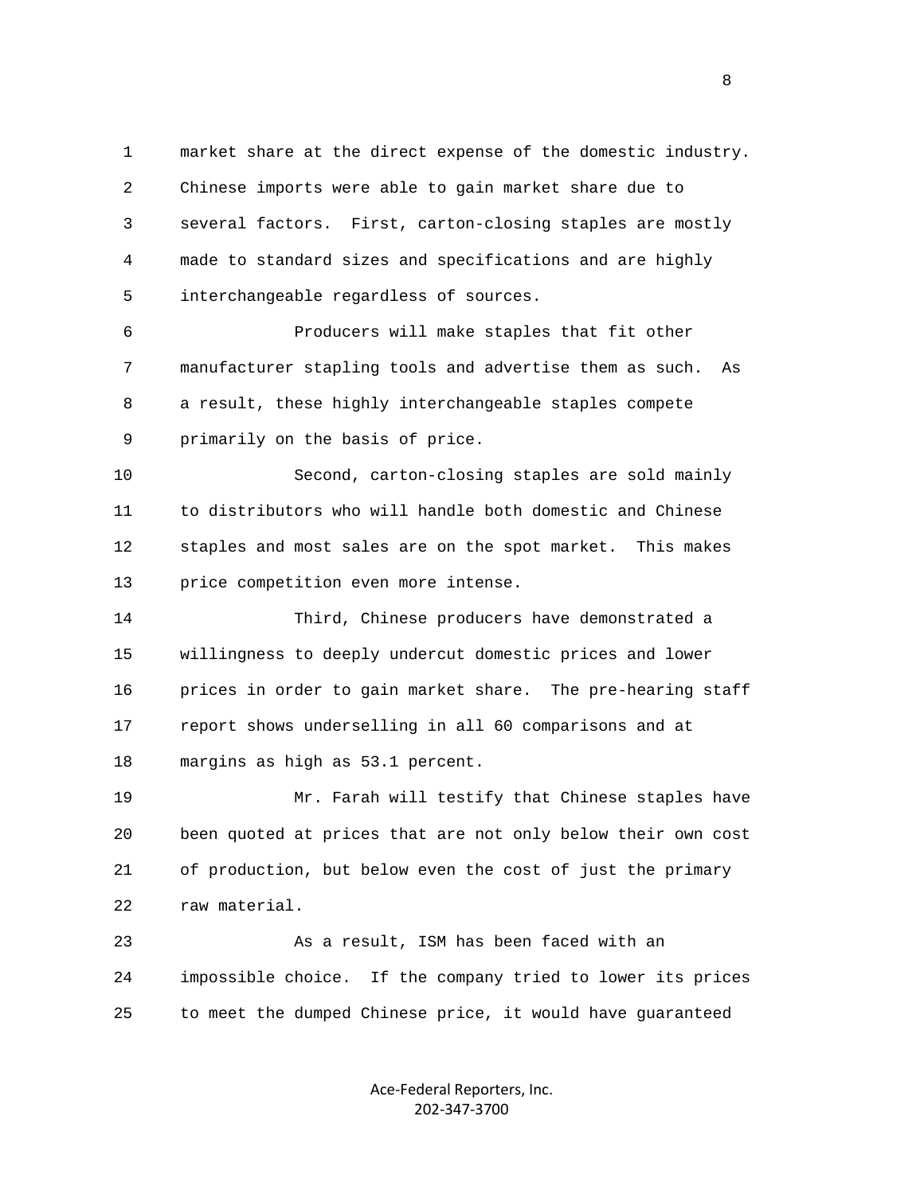market share at the direct expense of the domestic industry. Chinese imports were able to gain market share due to several factors. First, carton-closing staples are mostly made to standard sizes and specifications and are highly interchangeable regardless of sources.

Producers will make staples that fit other manufacturer stapling tools and advertise them as such. As a result, these highly interchangeable staples compete primarily on the basis of price.

Second, carton-closing staples are sold mainly to distributors who will handle both domestic and Chinese staples and most sales are on the spot market. This makes price competition even more intense.

Third, Chinese producers have demonstrated a willingness to deeply undercut domestic prices and lower prices in order to gain market share. The pre-hearing staff report shows underselling in all 60 comparisons and at margins as high as 53.1 percent.

Mr. Farah will testify that Chinese staples have been quoted at prices that are not only below their own cost of production, but below even the cost of just the primary raw material.

As a result, ISM has been faced with an impossible choice. If the company tried to lower its prices to meet the dumped Chinese price, it would have guaranteed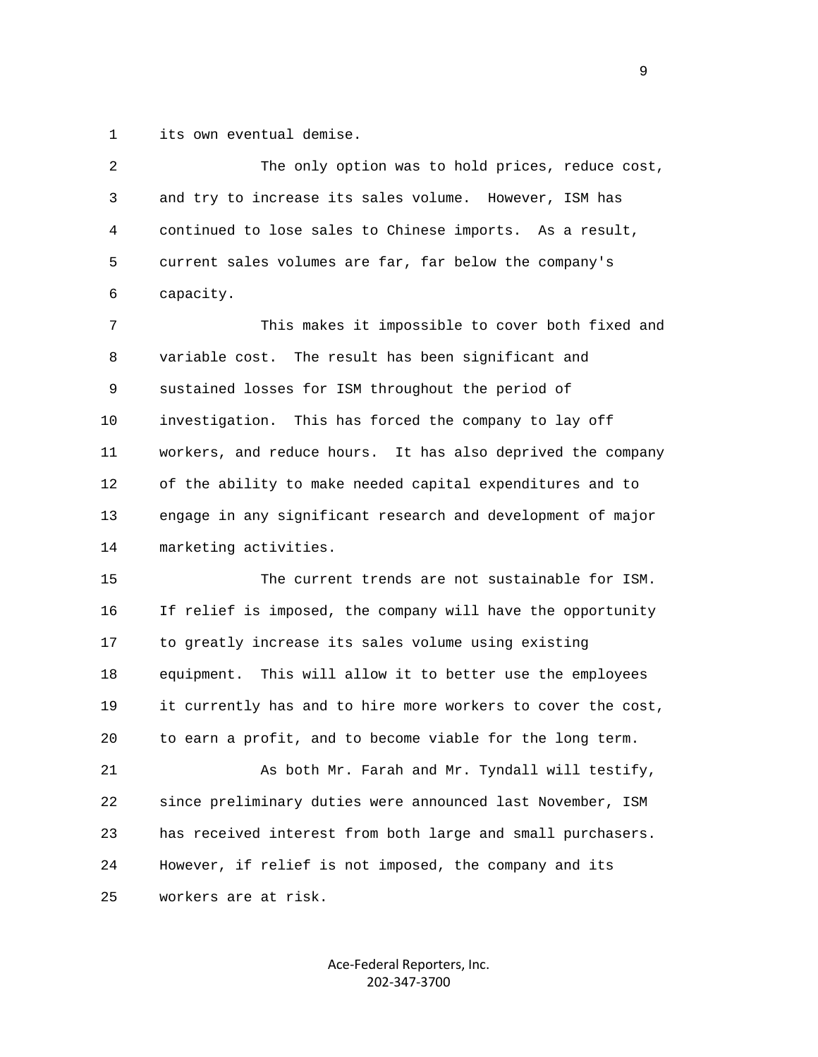its own eventual demise.

The only option was to hold prices, reduce cost, and try to increase its sales volume. However, ISM has continued to lose sales to Chinese imports. As a result, current sales volumes are far, far below the company's capacity.

This makes it impossible to cover both fixed and variable cost. The result has been significant and sustained losses for ISM throughout the period of investigation. This has forced the company to lay off workers, and reduce hours. It has also deprived the company of the ability to make needed capital expenditures and to engage in any significant research and development of major marketing activities.

The current trends are not sustainable for ISM. If relief is imposed, the company will have the opportunity to greatly increase its sales volume using existing equipment. This will allow it to better use the employees it currently has and to hire more workers to cover the cost, to earn a profit, and to become viable for the long term.

As both Mr. Farah and Mr. Tyndall will testify, since preliminary duties were announced last November, ISM has received interest from both large and small purchasers. However, if relief is not imposed, the company and its workers are at risk.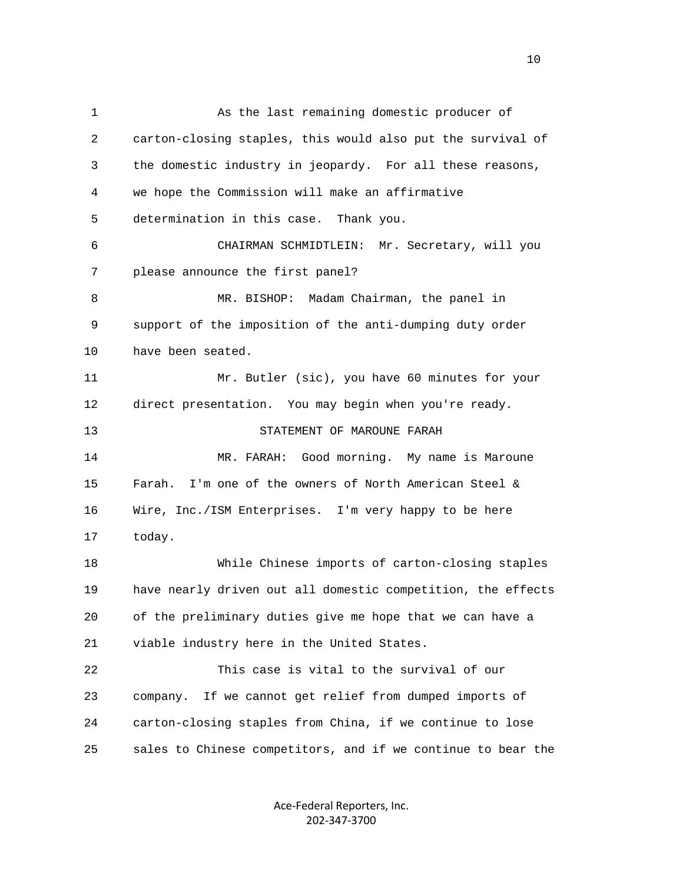As the last remaining domestic producer of carton-closing staples, this would also put the survival of the domestic industry in jeopardy. For all these reasons, we hope the Commission will make an affirmative determination in this case. Thank you.

CHAIRMAN SCHMIDTLEIN: Mr. Secretary, will you please announce the first panel?

MR. BISHOP: Madam Chairman, the panel in support of the imposition of the anti-dumping duty order have been seated.

Mr. Butler (sic), you have 60 minutes for your direct presentation. You may begin when you're ready.

STATEMENT OF MAROUNE FARAH

MR. FARAH: Good morning. My name is Maroune Farah. I'm one of the owners of North American Steel & Wire, Inc./ISM Enterprises. I'm very happy to be here today.

While Chinese imports of carton-closing staples have nearly driven out all domestic competition, the effects of the preliminary duties give me hope that we can have a viable industry here in the United States.

This case is vital to the survival of our company. If we cannot get relief from dumped imports of carton-closing staples from China, if we continue to lose sales to Chinese competitors, and if we continue to bear the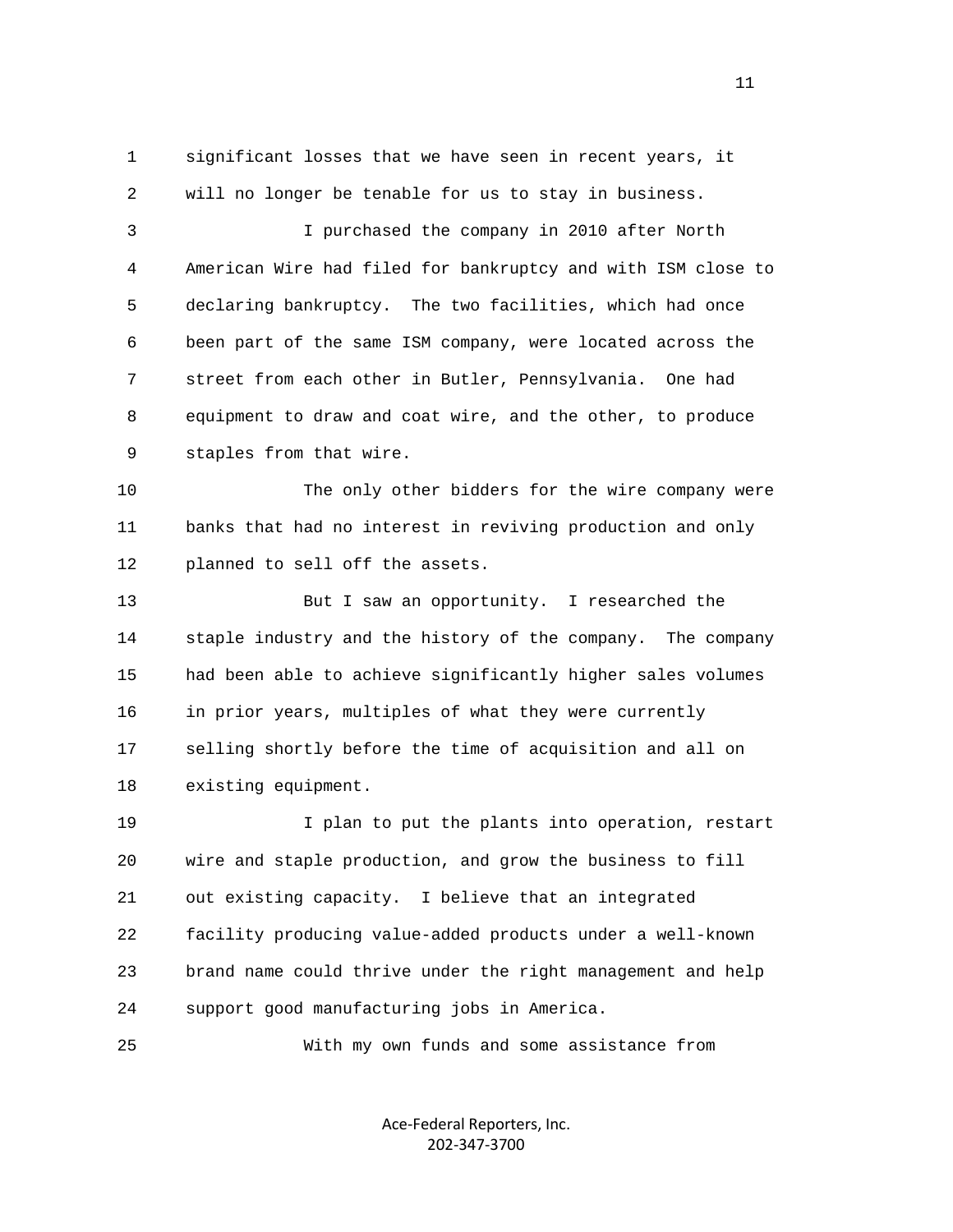significant losses that we have seen in recent years, it will no longer be tenable for us to stay in business.

I purchased the company in 2010 after North American Wire had filed for bankruptcy and with ISM close to declaring bankruptcy. The two facilities, which had once been part of the same ISM company, were located across the street from each other in Butler, Pennsylvania. One had equipment to draw and coat wire, and the other, to produce staples from that wire.

The only other bidders for the wire company were banks that had no interest in reviving production and only planned to sell off the assets.

But I saw an opportunity. I researched the staple industry and the history of the company. The company had been able to achieve significantly higher sales volumes in prior years, multiples of what they were currently selling shortly before the time of acquisition and all on existing equipment.

I plan to put the plants into operation, restart wire and staple production, and grow the business to fill out existing capacity. I believe that an integrated facility producing value-added products under a well-known brand name could thrive under the right management and help support good manufacturing jobs in America.

With my own funds and some assistance from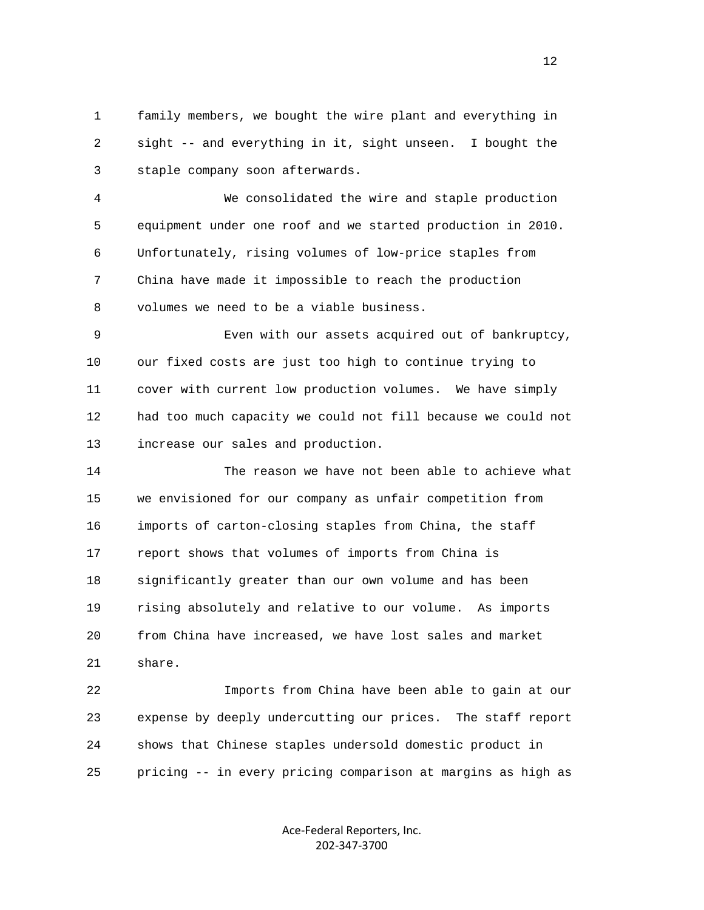family members, we bought the wire plant and everything in sight -- and everything in it, sight unseen. I bought the staple company soon afterwards.

We consolidated the wire and staple production equipment under one roof and we started production in 2010. Unfortunately, rising volumes of low-price staples from China have made it impossible to reach the production volumes we need to be a viable business.

Even with our assets acquired out of bankruptcy, our fixed costs are just too high to continue trying to cover with current low production volumes. We have simply had too much capacity we could not fill because we could not increase our sales and production.

The reason we have not been able to achieve what we envisioned for our company as unfair competition from imports of carton-closing staples from China, the staff report shows that volumes of imports from China is significantly greater than our own volume and has been rising absolutely and relative to our volume. As imports from China have increased, we have lost sales and market share.

Imports from China have been able to gain at our expense by deeply undercutting our prices. The staff report shows that Chinese staples undersold domestic product in pricing -- in every pricing comparison at margins as high as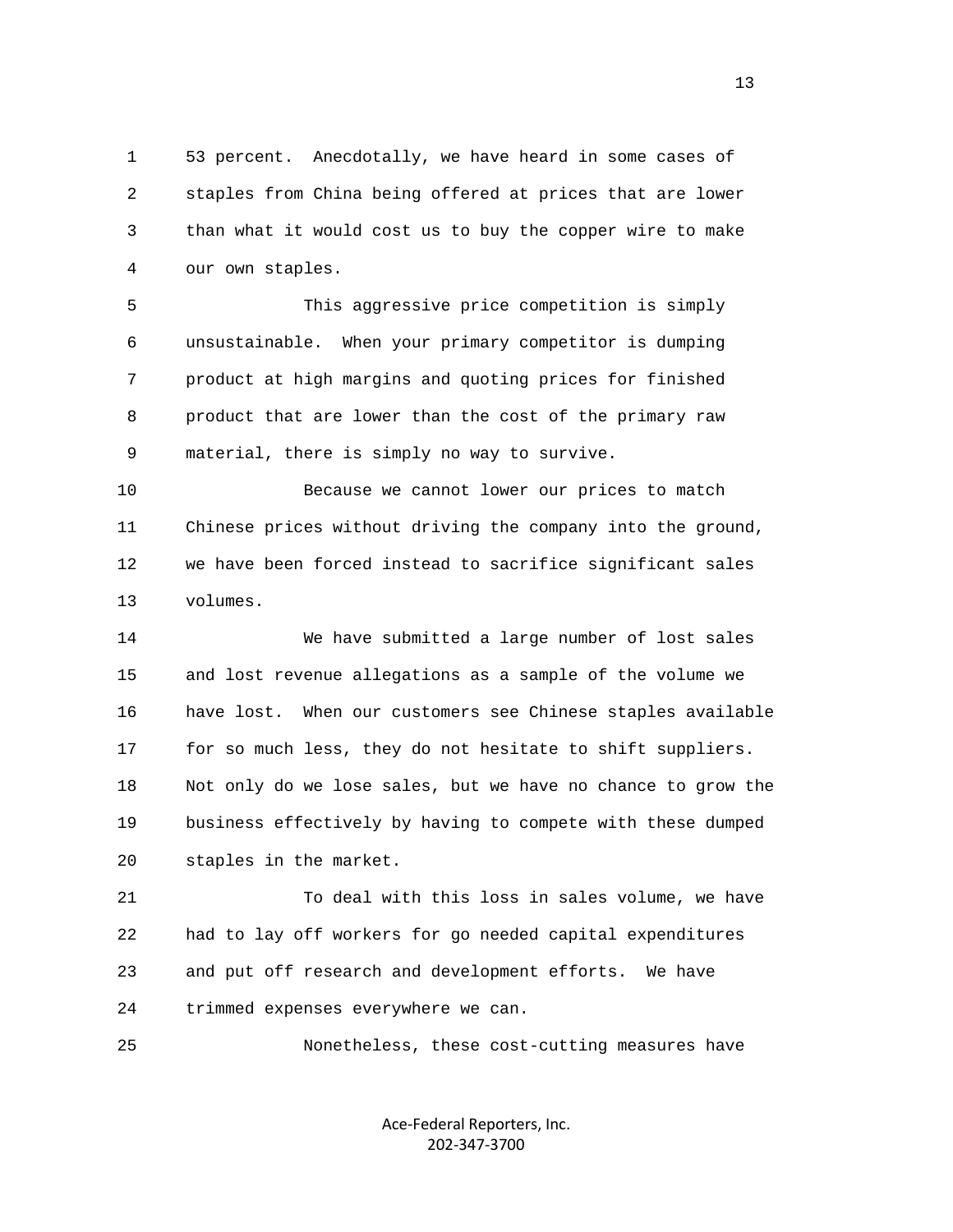53 percent. Anecdotally, we have heard in some cases of staples from China being offered at prices that are lower than what it would cost us to buy the copper wire to make our own staples.

This aggressive price competition is simply unsustainable. When your primary competitor is dumping product at high margins and quoting prices for finished product that are lower than the cost of the primary raw material, there is simply no way to survive.

Because we cannot lower our prices to match Chinese prices without driving the company into the ground, we have been forced instead to sacrifice significant sales volumes.

We have submitted a large number of lost sales and lost revenue allegations as a sample of the volume we have lost. When our customers see Chinese staples available for so much less, they do not hesitate to shift suppliers. Not only do we lose sales, but we have no chance to grow the business effectively by having to compete with these dumped staples in the market.

To deal with this loss in sales volume, we have had to lay off workers for go needed capital expenditures and put off research and development efforts. We have trimmed expenses everywhere we can.

Nonetheless, these cost-cutting measures have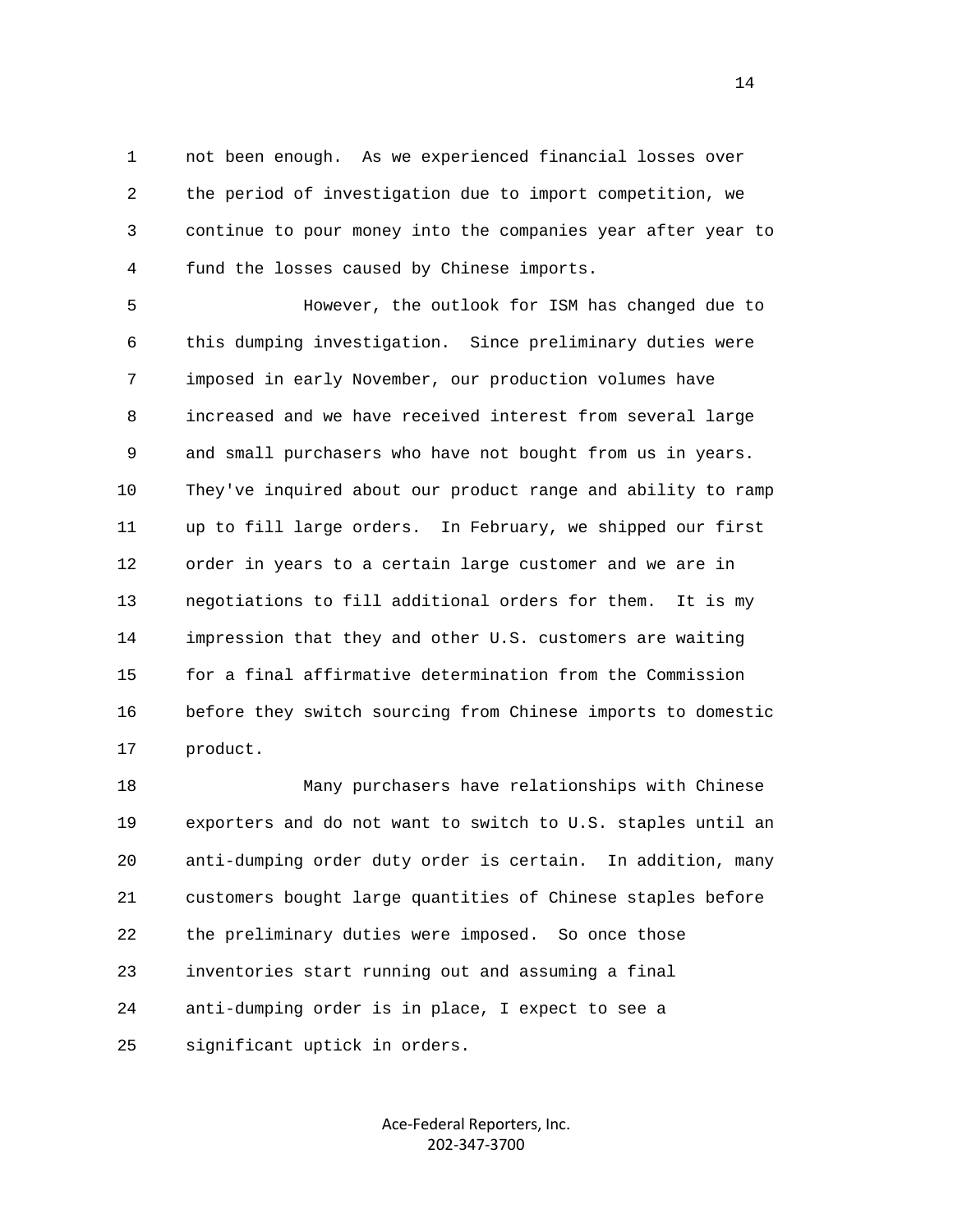not been enough. As we experienced financial losses over the period of investigation due to import competition, we continue to pour money into the companies year after year to fund the losses caused by Chinese imports.

However, the outlook for ISM has changed due to this dumping investigation. Since preliminary duties were imposed in early November, our production volumes have increased and we have received interest from several large and small purchasers who have not bought from us in years. They've inquired about our product range and ability to ramp up to fill large orders. In February, we shipped our first order in years to a certain large customer and we are in negotiations to fill additional orders for them. It is my impression that they and other U.S. customers are waiting for a final affirmative determination from the Commission before they switch sourcing from Chinese imports to domestic product.

Many purchasers have relationships with Chinese exporters and do not want to switch to U.S. staples until an anti-dumping order duty order is certain. In addition, many customers bought large quantities of Chinese staples before the preliminary duties were imposed. So once those inventories start running out and assuming a final anti-dumping order is in place, I expect to see a significant uptick in orders.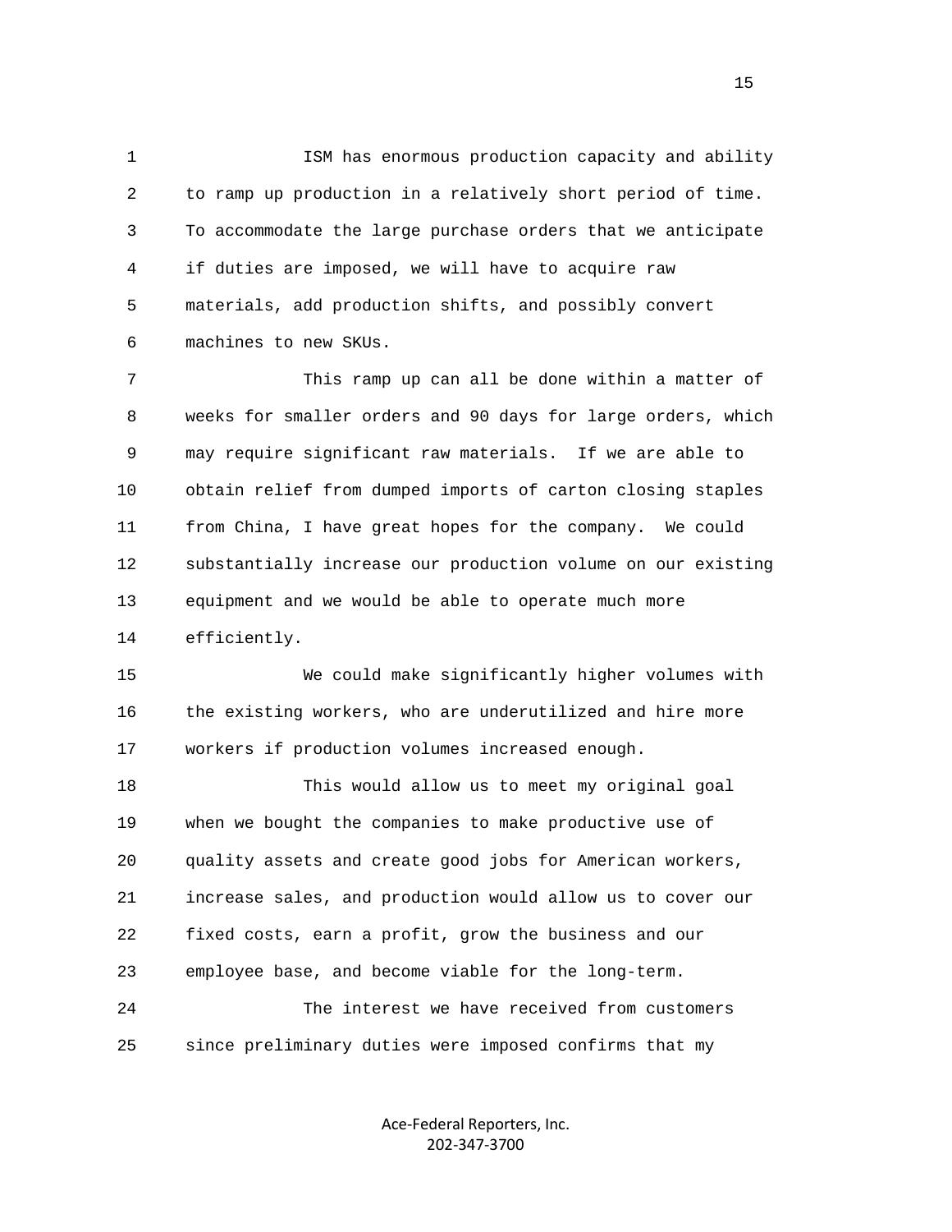ISM has enormous production capacity and ability to ramp up production in a relatively short period of time. To accommodate the large purchase orders that we anticipate if duties are imposed, we will have to acquire raw materials, add production shifts, and possibly convert machines to new SKUs.

This ramp up can all be done within a matter of weeks for smaller orders and 90 days for large orders, which may require significant raw materials. If we are able to obtain relief from dumped imports of carton closing staples from China, I have great hopes for the company. We could substantially increase our production volume on our existing equipment and we would be able to operate much more efficiently.

We could make significantly higher volumes with the existing workers, who are underutilized and hire more workers if production volumes increased enough.

This would allow us to meet my original goal when we bought the companies to make productive use of quality assets and create good jobs for American workers, increase sales, and production would allow us to cover our fixed costs, earn a profit, grow the business and our employee base, and become viable for the long-term.

The interest we have received from customers since preliminary duties were imposed confirms that my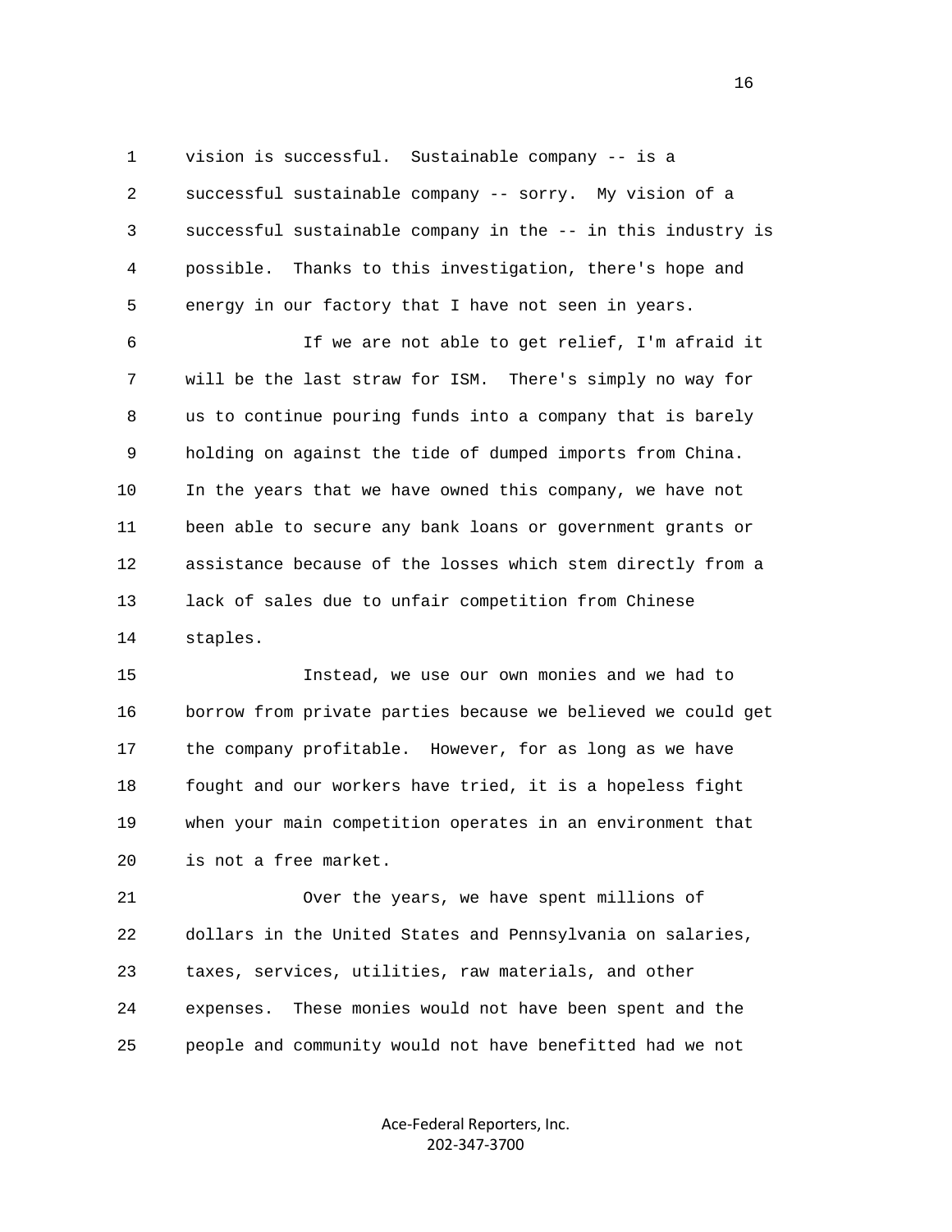vision is successful. Sustainable company -- is a successful sustainable company -- sorry. My vision of a successful sustainable company in the -- in this industry is possible. Thanks to this investigation, there's hope and energy in our factory that I have not seen in years.

If we are not able to get relief, I'm afraid it will be the last straw for ISM. There's simply no way for us to continue pouring funds into a company that is barely holding on against the tide of dumped imports from China. In the years that we have owned this company, we have not been able to secure any bank loans or government grants or assistance because of the losses which stem directly from a lack of sales due to unfair competition from Chinese staples.

Instead, we use our own monies and we had to borrow from private parties because we believed we could get the company profitable. However, for as long as we have fought and our workers have tried, it is a hopeless fight when your main competition operates in an environment that is not a free market.

Over the years, we have spent millions of dollars in the United States and Pennsylvania on salaries, taxes, services, utilities, raw materials, and other expenses. These monies would not have been spent and the people and community would not have benefitted had we not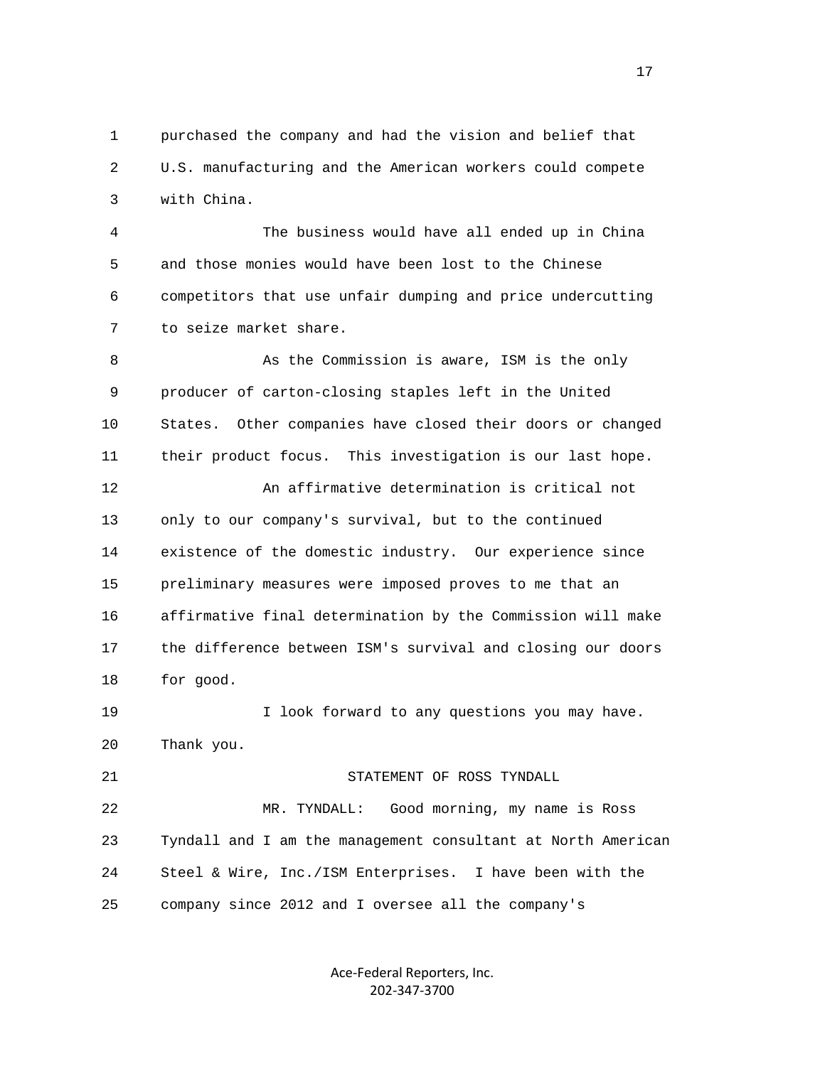purchased the company and had the vision and belief that U.S. manufacturing and the American workers could compete with China.

The business would have all ended up in China and those monies would have been lost to the Chinese competitors that use unfair dumping and price undercutting to seize market share.

As the Commission is aware, ISM is the only producer of carton-closing staples left in the United States. Other companies have closed their doors or changed their product focus. This investigation is our last hope.

An affirmative determination is critical not only to our company's survival, but to the continued existence of the domestic industry. Our experience since preliminary measures were imposed proves to me that an affirmative final determination by the Commission will make the difference between ISM's survival and closing our doors for good.

I look forward to any questions you may have. Thank you.

STATEMENT OF ROSS TYNDALL

MR. TYNDALL: Good morning, my name is Ross Tyndall and I am the management consultant at North American Steel & Wire, Inc./ISM Enterprises. I have been with the company since 2012 and I oversee all the company's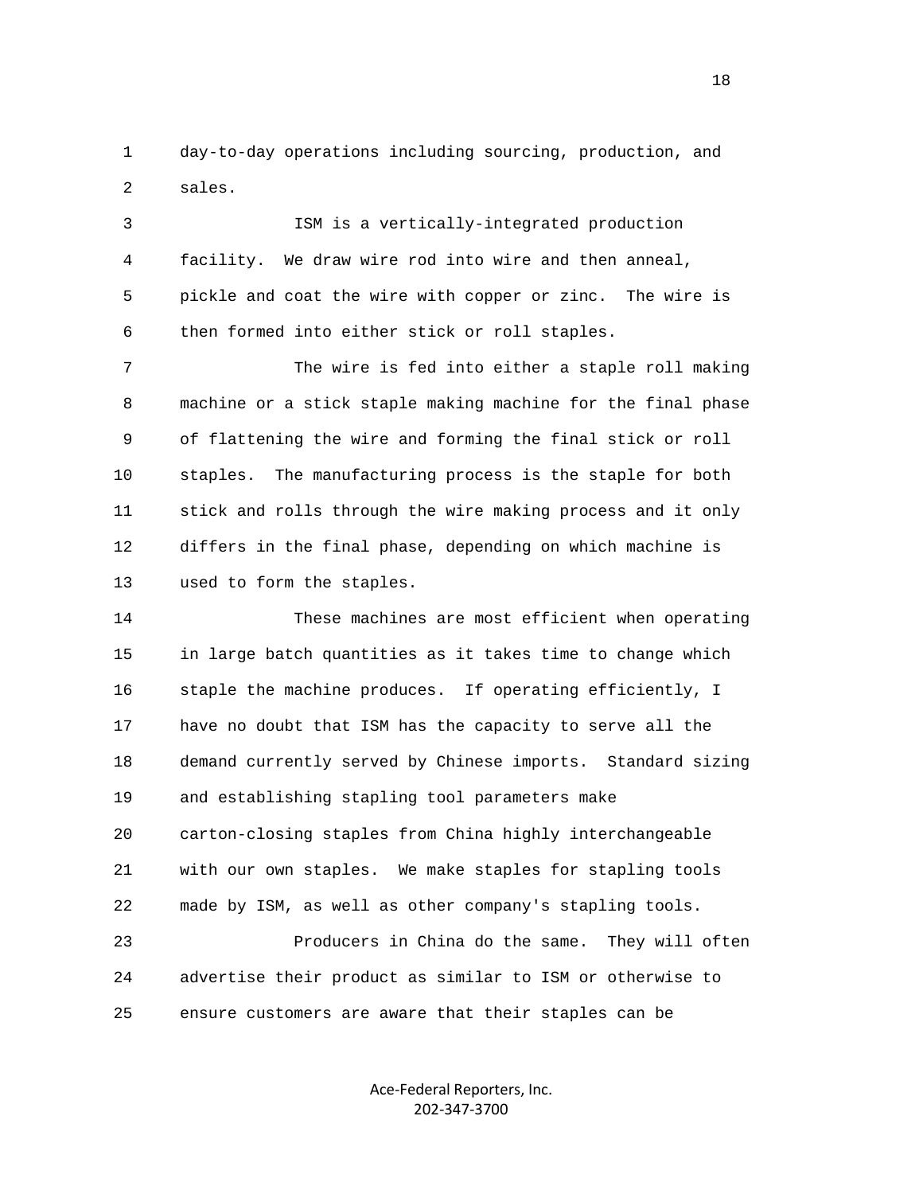day-to-day operations including sourcing, production, and sales.

ISM is a vertically-integrated production facility. We draw wire rod into wire and then anneal, pickle and coat the wire with copper or zinc. The wire is then formed into either stick or roll staples.

The wire is fed into either a staple roll making machine or a stick staple making machine for the final phase of flattening the wire and forming the final stick or roll staples. The manufacturing process is the staple for both stick and rolls through the wire making process and it only differs in the final phase, depending on which machine is used to form the staples.

These machines are most efficient when operating in large batch quantities as it takes time to change which staple the machine produces. If operating efficiently, I have no doubt that ISM has the capacity to serve all the demand currently served by Chinese imports. Standard sizing and establishing stapling tool parameters make carton-closing staples from China highly interchangeable with our own staples. We make staples for stapling tools made by ISM, as well as other company's stapling tools.

Producers in China do the same. They will often advertise their product as similar to ISM or otherwise to ensure customers are aware that their staples can be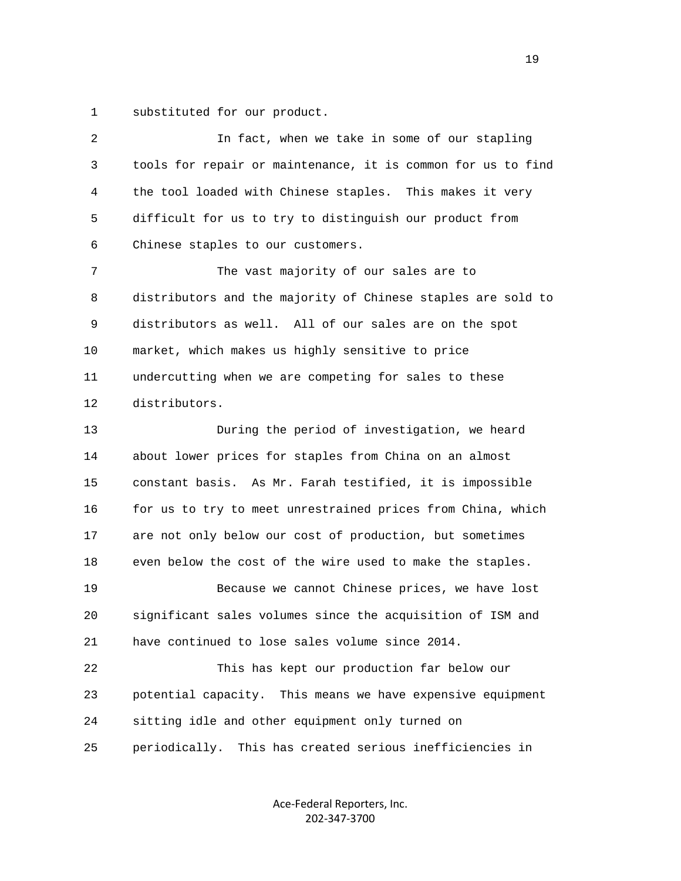substituted for our product.

In fact, when we take in some of our stapling tools for repair or maintenance, it is common for us to find the tool loaded with Chinese staples. This makes it very difficult for us to try to distinguish our product from Chinese staples to our customers.

The vast majority of our sales are to distributors and the majority of Chinese staples are sold to distributors as well. All of our sales are on the spot market, which makes us highly sensitive to price undercutting when we are competing for sales to these distributors.

During the period of investigation, we heard about lower prices for staples from China on an almost constant basis. As Mr. Farah testified, it is impossible for us to try to meet unrestrained prices from China, which are not only below our cost of production, but sometimes even below the cost of the wire used to make the staples.

Because we cannot Chinese prices, we have lost significant sales volumes since the acquisition of ISM and have continued to lose sales volume since 2014.

This has kept our production far below our potential capacity. This means we have expensive equipment sitting idle and other equipment only turned on periodically. This has created serious inefficiencies in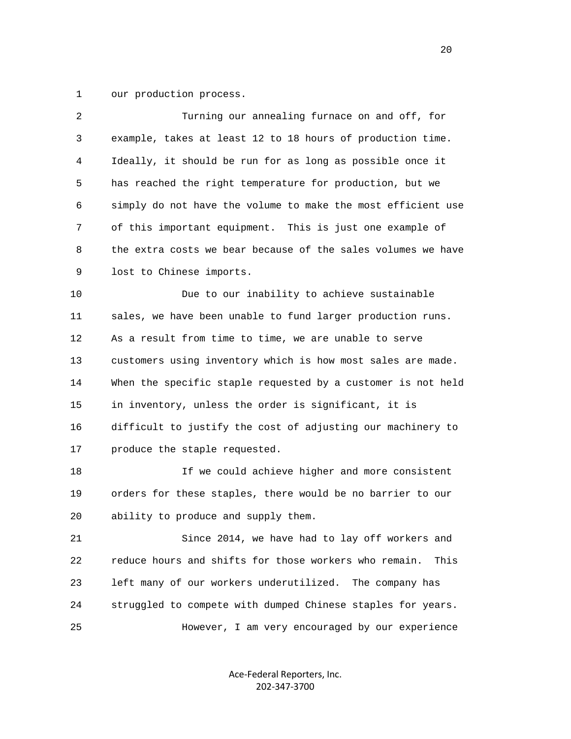our production process.

Turning our annealing furnace on and off, for example, takes at least 12 to 18 hours of production time. Ideally, it should be run for as long as possible once it has reached the right temperature for production, but we simply do not have the volume to make the most efficient use of this important equipment. This is just one example of the extra costs we bear because of the sales volumes we have lost to Chinese imports.

Due to our inability to achieve sustainable sales, we have been unable to fund larger production runs. As a result from time to time, we are unable to serve customers using inventory which is how most sales are made. When the specific staple requested by a customer is not held in inventory, unless the order is significant, it is difficult to justify the cost of adjusting our machinery to produce the staple requested.

If we could achieve higher and more consistent orders for these staples, there would be no barrier to our ability to produce and supply them.

Since 2014, we have had to lay off workers and reduce hours and shifts for those workers who remain. This left many of our workers underutilized. The company has struggled to compete with dumped Chinese staples for years.

However, I am very encouraged by our experience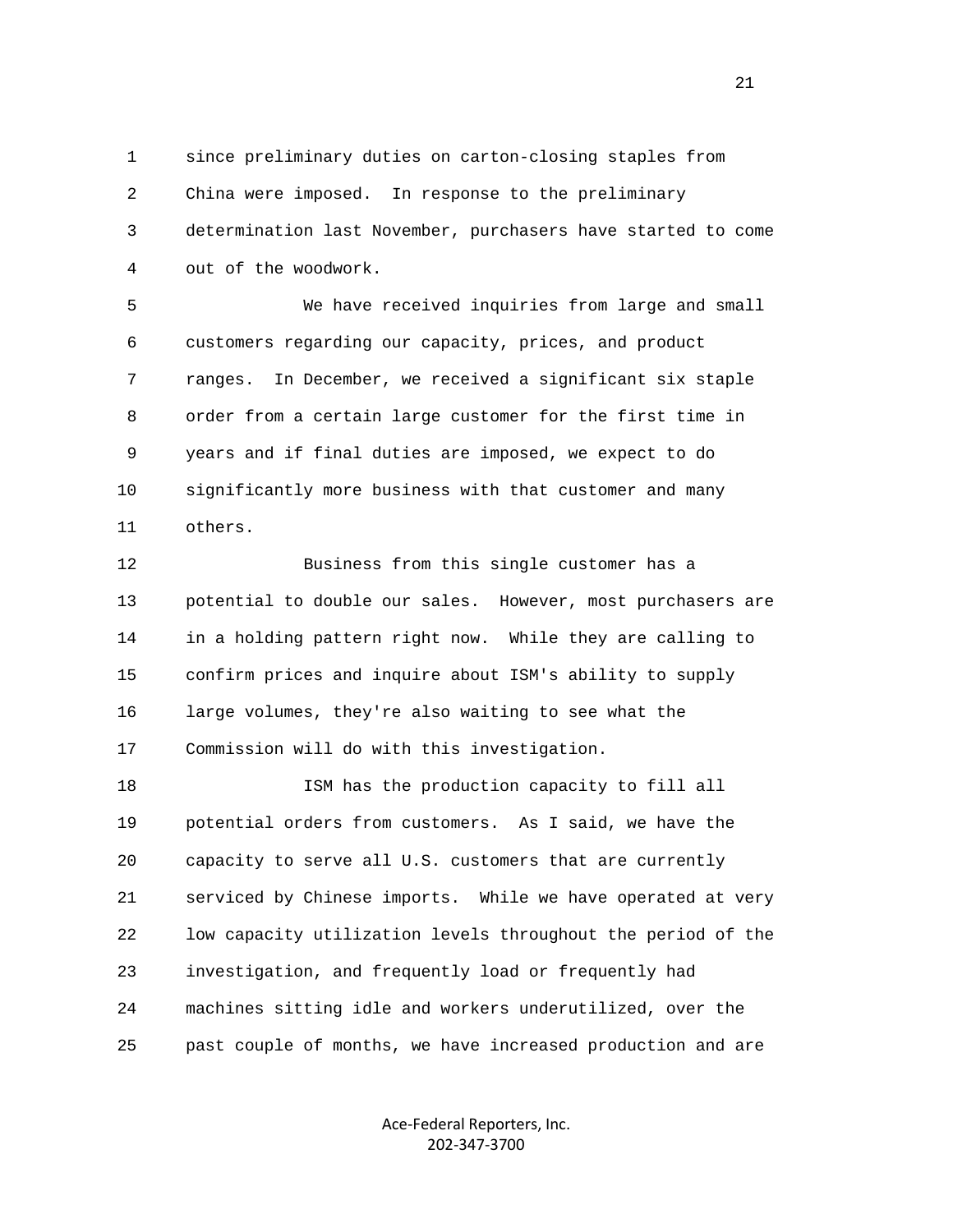since preliminary duties on carton-closing staples from China were imposed. In response to the preliminary determination last November, purchasers have started to come out of the woodwork.

We have received inquiries from large and small customers regarding our capacity, prices, and product ranges. In December, we received a significant six staple order from a certain large customer for the first time in years and if final duties are imposed, we expect to do significantly more business with that customer and many others.

Business from this single customer has a potential to double our sales. However, most purchasers are in a holding pattern right now. While they are calling to confirm prices and inquire about ISM's ability to supply large volumes, they're also waiting to see what the Commission will do with this investigation.

ISM has the production capacity to fill all potential orders from customers. As I said, we have the capacity to serve all U.S. customers that are currently serviced by Chinese imports. While we have operated at very low capacity utilization levels throughout the period of the investigation, and frequently load or frequently had machines sitting idle and workers underutilized, over the past couple of months, we have increased production and are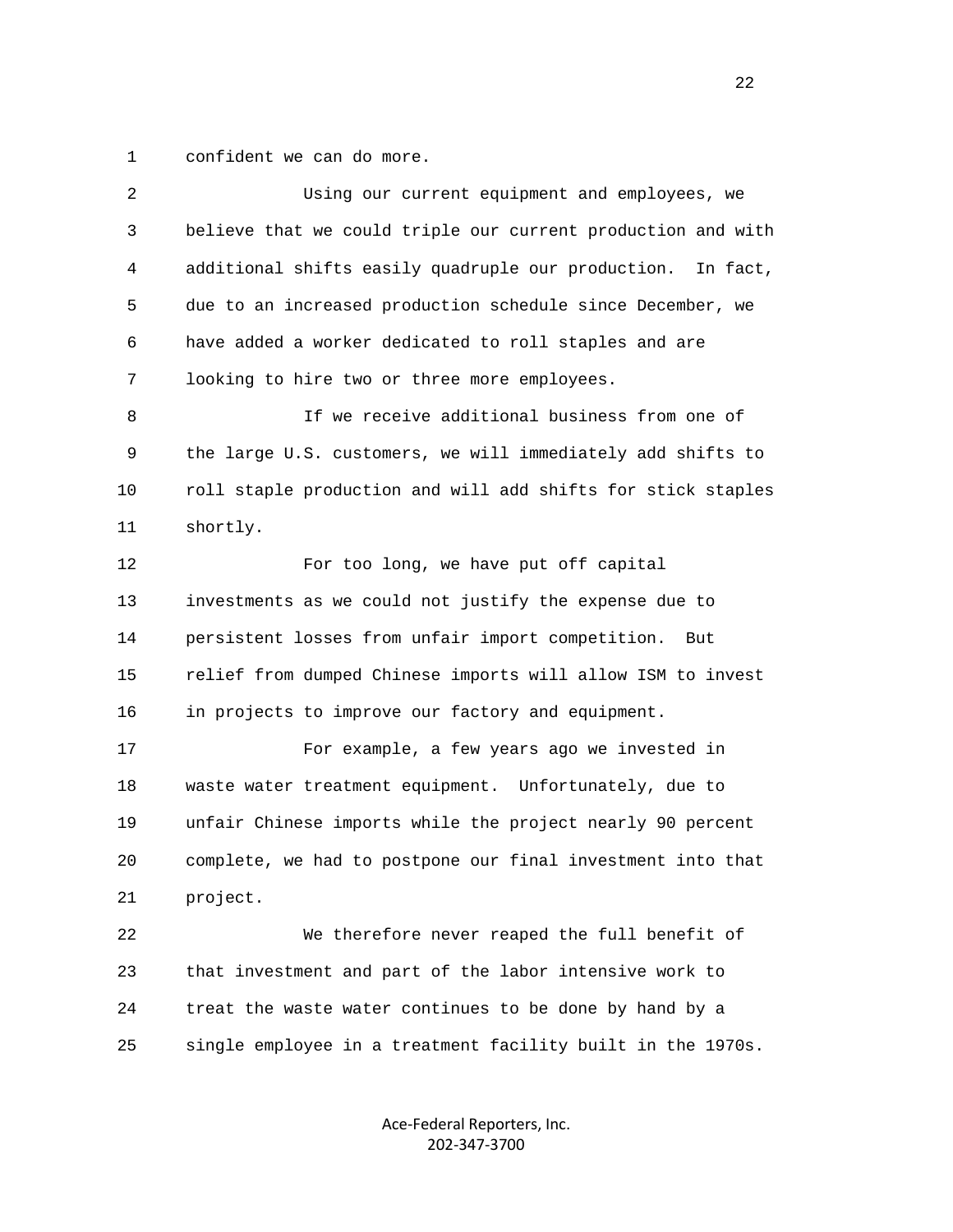confident we can do more.

Using our current equipment and employees, we believe that we could triple our current production and with additional shifts easily quadruple our production. In fact, due to an increased production schedule since December, we have added a worker dedicated to roll staples and are looking to hire two or three more employees.

If we receive additional business from one of the large U.S. customers, we will immediately add shifts to roll staple production and will add shifts for stick staples shortly.

For too long, we have put off capital investments as we could not justify the expense due to persistent losses from unfair import competition. But relief from dumped Chinese imports will allow ISM to invest in projects to improve our factory and equipment.

For example, a few years ago we invested in waste water treatment equipment. Unfortunately, due to unfair Chinese imports while the project nearly 90 percent complete, we had to postpone our final investment into that project.

We therefore never reaped the full benefit of that investment and part of the labor intensive work to treat the waste water continues to be done by hand by a single employee in a treatment facility built in the 1970s.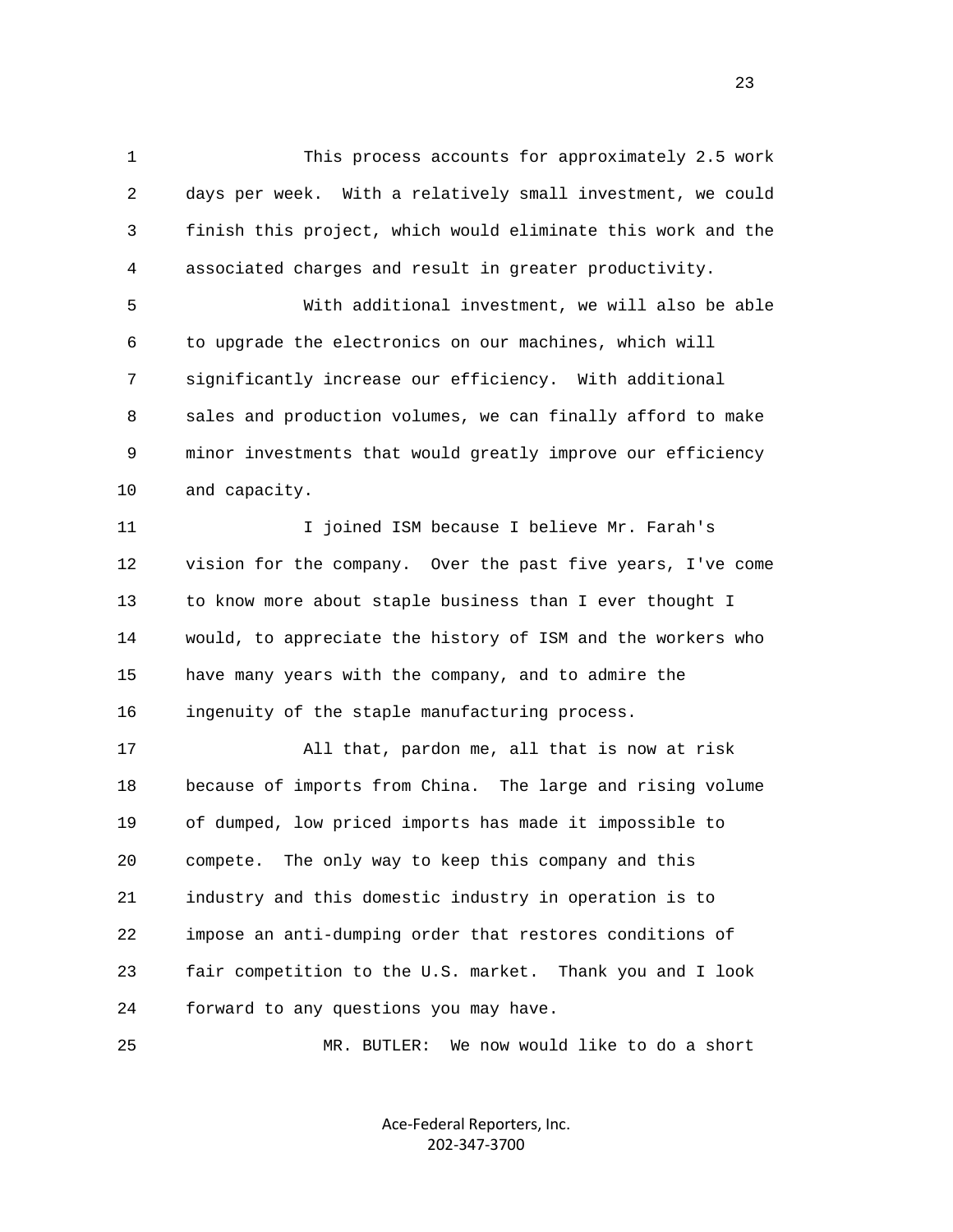This process accounts for approximately 2.5 work days per week. With a relatively small investment, we could finish this project, which would eliminate this work and the associated charges and result in greater productivity.

With additional investment, we will also be able to upgrade the electronics on our machines, which will significantly increase our efficiency. With additional sales and production volumes, we can finally afford to make minor investments that would greatly improve our efficiency and capacity.

I joined ISM because I believe Mr. Farah's vision for the company. Over the past five years, I've come to know more about staple business than I ever thought I would, to appreciate the history of ISM and the workers who have many years with the company, and to admire the ingenuity of the staple manufacturing process.

All that, pardon me, all that is now at risk because of imports from China. The large and rising volume of dumped, low priced imports has made it impossible to compete. The only way to keep this company and this industry and this domestic industry in operation is to impose an anti-dumping order that restores conditions of fair competition to the U.S. market. Thank you and I look forward to any questions you may have.

MR. BUTLER: We now would like to do a short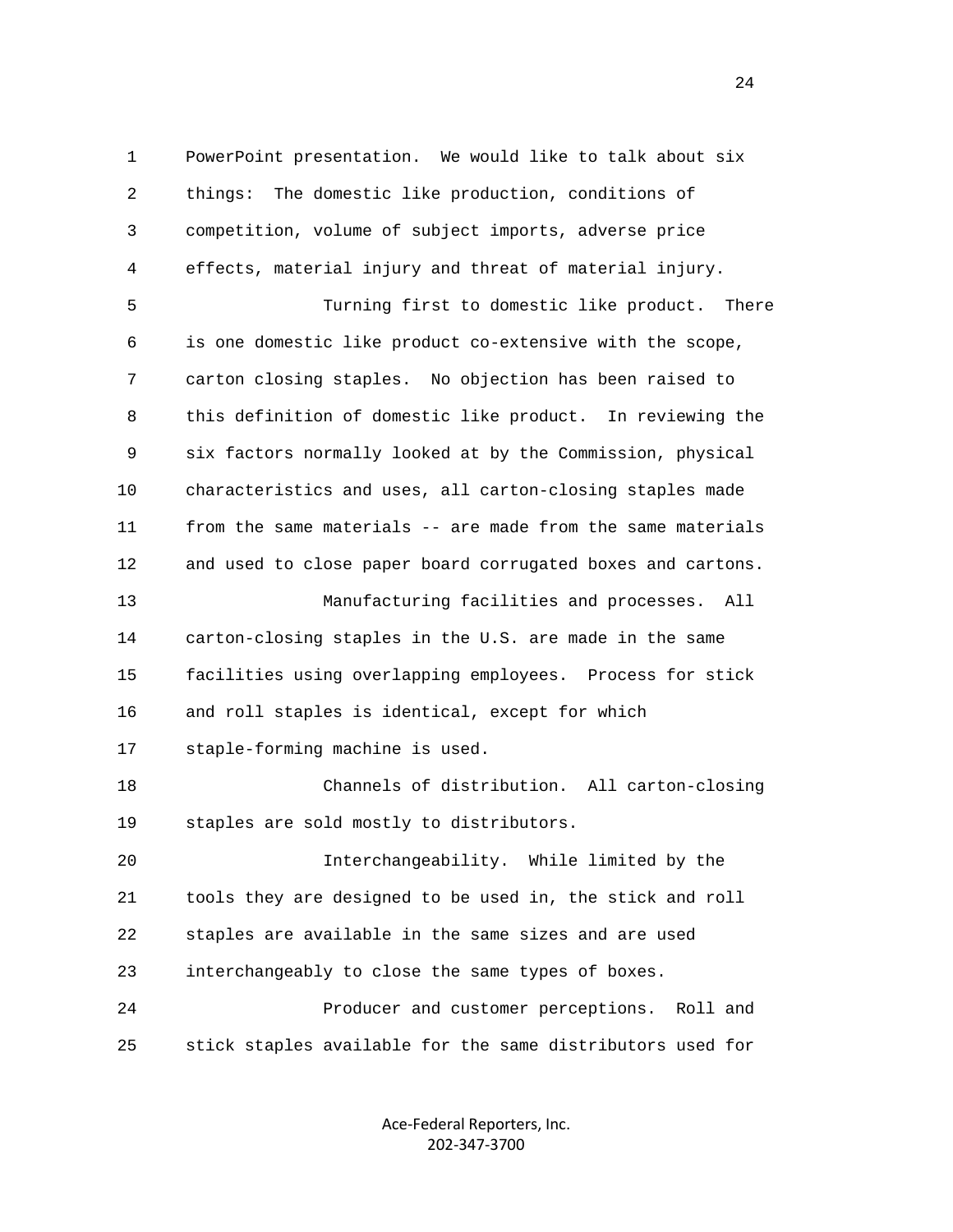PowerPoint presentation. We would like to talk about six things: The domestic like production, conditions of competition, volume of subject imports, adverse price effects, material injury and threat of material injury.

Turning first to domestic like product. There is one domestic like product co-extensive with the scope, carton closing staples. No objection has been raised to this definition of domestic like product. In reviewing the six factors normally looked at by the Commission, physical characteristics and uses, all carton-closing staples made from the same materials -- are made from the same materials and used to close paper board corrugated boxes and cartons.

Manufacturing facilities and processes. All carton-closing staples in the U.S. are made in the same facilities using overlapping employees. Process for stick and roll staples is identical, except for which staple-forming machine is used.

Channels of distribution. All carton-closing staples are sold mostly to distributors.

Interchangeability. While limited by the tools they are designed to be used in, the stick and roll staples are available in the same sizes and are used interchangeably to close the same types of boxes.

Producer and customer perceptions. Roll and stick staples available for the same distributors used for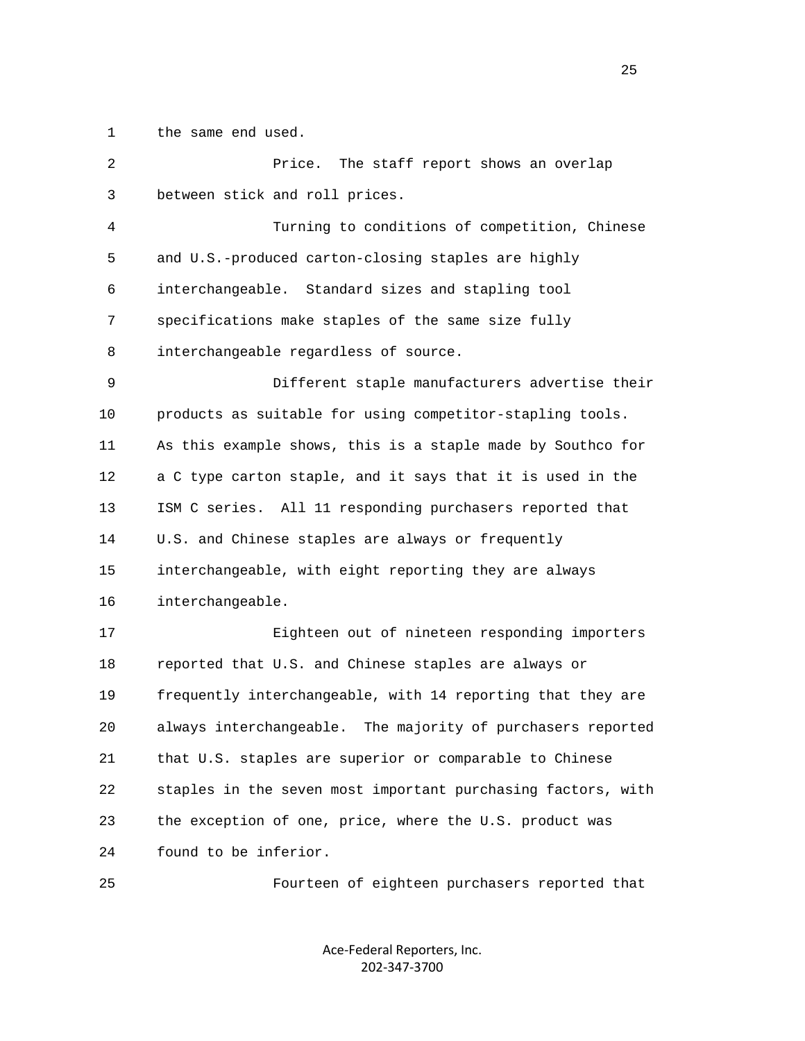the same end used.

Price. The staff report shows an overlap between stick and roll prices.

Turning to conditions of competition, Chinese and U.S.-produced carton-closing staples are highly interchangeable. Standard sizes and stapling tool specifications make staples of the same size fully interchangeable regardless of source.

Different staple manufacturers advertise their products as suitable for using competitor-stapling tools. As this example shows, this is a staple made by Southco for a C type carton staple, and it says that it is used in the ISM C series. All 11 responding purchasers reported that U.S. and Chinese staples are always or frequently interchangeable, with eight reporting they are always interchangeable.

Eighteen out of nineteen responding importers reported that U.S. and Chinese staples are always or frequently interchangeable, with 14 reporting that they are always interchangeable. The majority of purchasers reported that U.S. staples are superior or comparable to Chinese staples in the seven most important purchasing factors, with the exception of one, price, where the U.S. product was found to be inferior.

Fourteen of eighteen purchasers reported that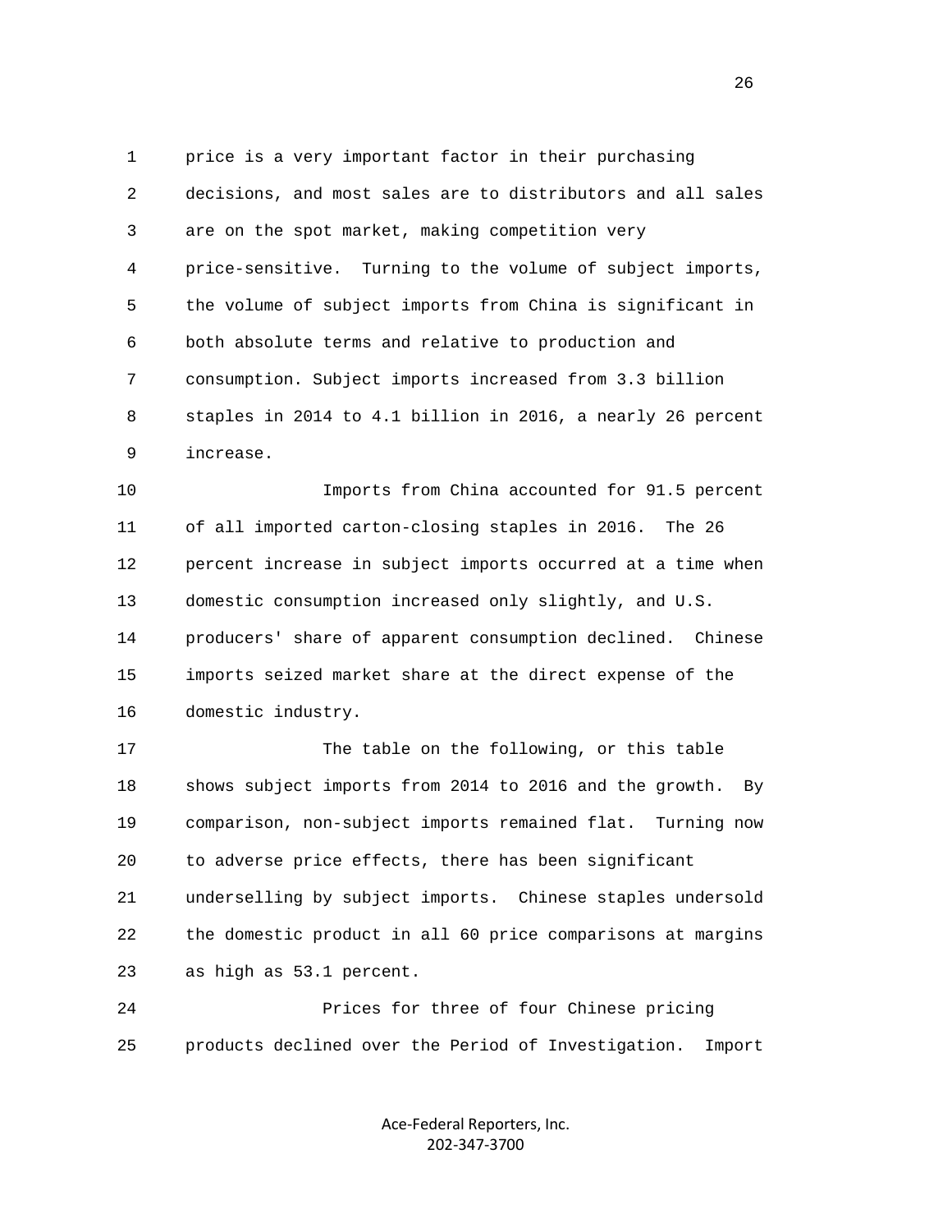price is a very important factor in their purchasing decisions, and most sales are to distributors and all sales are on the spot market, making competition very price-sensitive. Turning to the volume of subject imports, the volume of subject imports from China is significant in both absolute terms and relative to production and consumption. Subject imports increased from 3.3 billion staples in 2014 to 4.1 billion in 2016, a nearly 26 percent increase.

Imports from China accounted for 91.5 percent of all imported carton-closing staples in 2016. The 26 percent increase in subject imports occurred at a time when domestic consumption increased only slightly, and U.S. producers' share of apparent consumption declined. Chinese imports seized market share at the direct expense of the domestic industry.

The table on the following, or this table shows subject imports from 2014 to 2016 and the growth. By comparison, non-subject imports remained flat. Turning now to adverse price effects, there has been significant underselling by subject imports. Chinese staples undersold the domestic product in all 60 price comparisons at margins as high as 53.1 percent.

Prices for three of four Chinese pricing products declined over the Period of Investigation. Import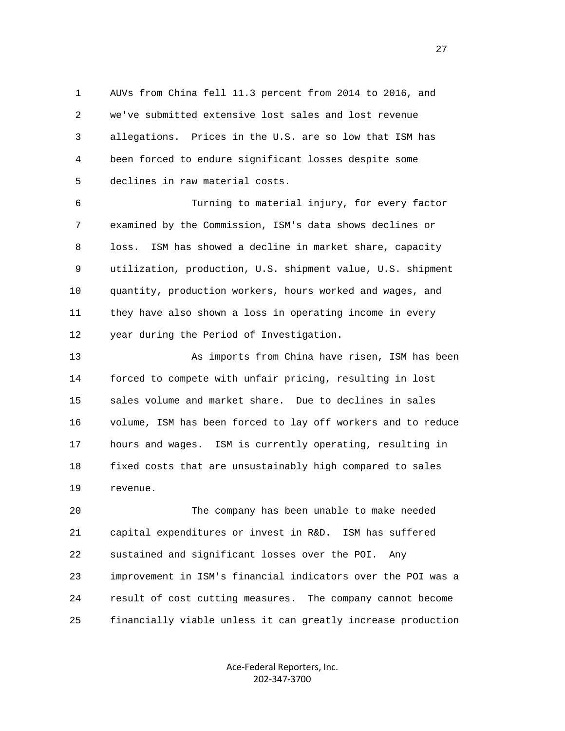AUVs from China fell 11.3 percent from 2014 to 2016, and we've submitted extensive lost sales and lost revenue allegations. Prices in the U.S. are so low that ISM has been forced to endure significant losses despite some declines in raw material costs.

Turning to material injury, for every factor examined by the Commission, ISM's data shows declines or loss. ISM has showed a decline in market share, capacity utilization, production, U.S. shipment value, U.S. shipment quantity, production workers, hours worked and wages, and they have also shown a loss in operating income in every year during the Period of Investigation.

As imports from China have risen, ISM has been forced to compete with unfair pricing, resulting in lost sales volume and market share. Due to declines in sales volume, ISM has been forced to lay off workers and to reduce hours and wages. ISM is currently operating, resulting in fixed costs that are unsustainably high compared to sales revenue.

The company has been unable to make needed capital expenditures or invest in R&D. ISM has suffered sustained and significant losses over the POI. Any improvement in ISM's financial indicators over the POI was a result of cost cutting measures. The company cannot become financially viable unless it can greatly increase production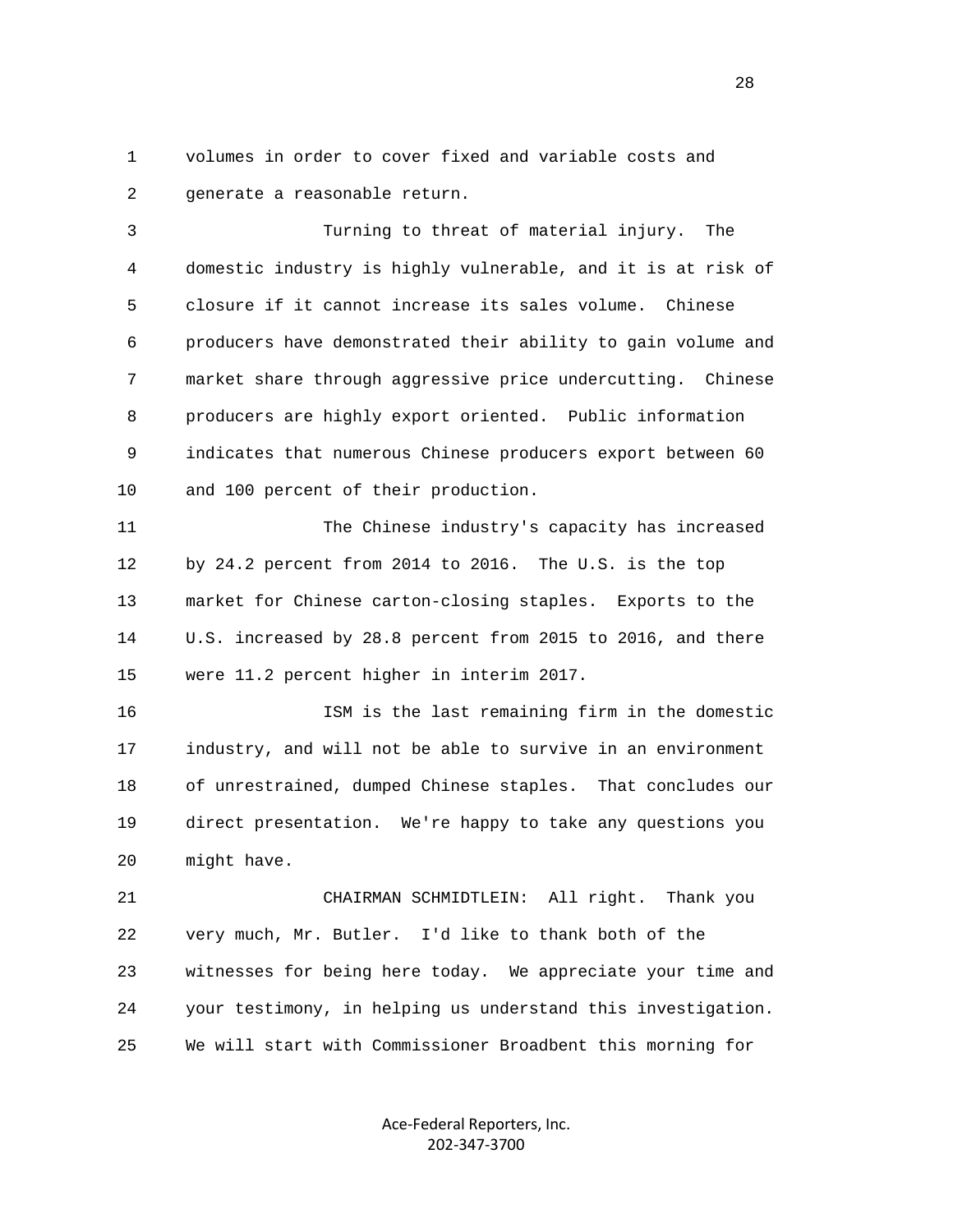volumes in order to cover fixed and variable costs and generate a reasonable return.

Turning to threat of material injury. The domestic industry is highly vulnerable, and it is at risk of closure if it cannot increase its sales volume. Chinese producers have demonstrated their ability to gain volume and market share through aggressive price undercutting. Chinese producers are highly export oriented. Public information indicates that numerous Chinese producers export between 60 and 100 percent of their production.

The Chinese industry's capacity has increased by 24.2 percent from 2014 to 2016. The U.S. is the top market for Chinese carton-closing staples. Exports to the U.S. increased by 28.8 percent from 2015 to 2016, and there were 11.2 percent higher in interim 2017.

ISM is the last remaining firm in the domestic industry, and will not be able to survive in an environment of unrestrained, dumped Chinese staples. That concludes our direct presentation. We're happy to take any questions you might have.

CHAIRMAN SCHMIDTLEIN: All right. Thank you very much, Mr. Butler. I'd like to thank both of the witnesses for being here today. We appreciate your time and your testimony, in helping us understand this investigation. We will start with Commissioner Broadbent this morning for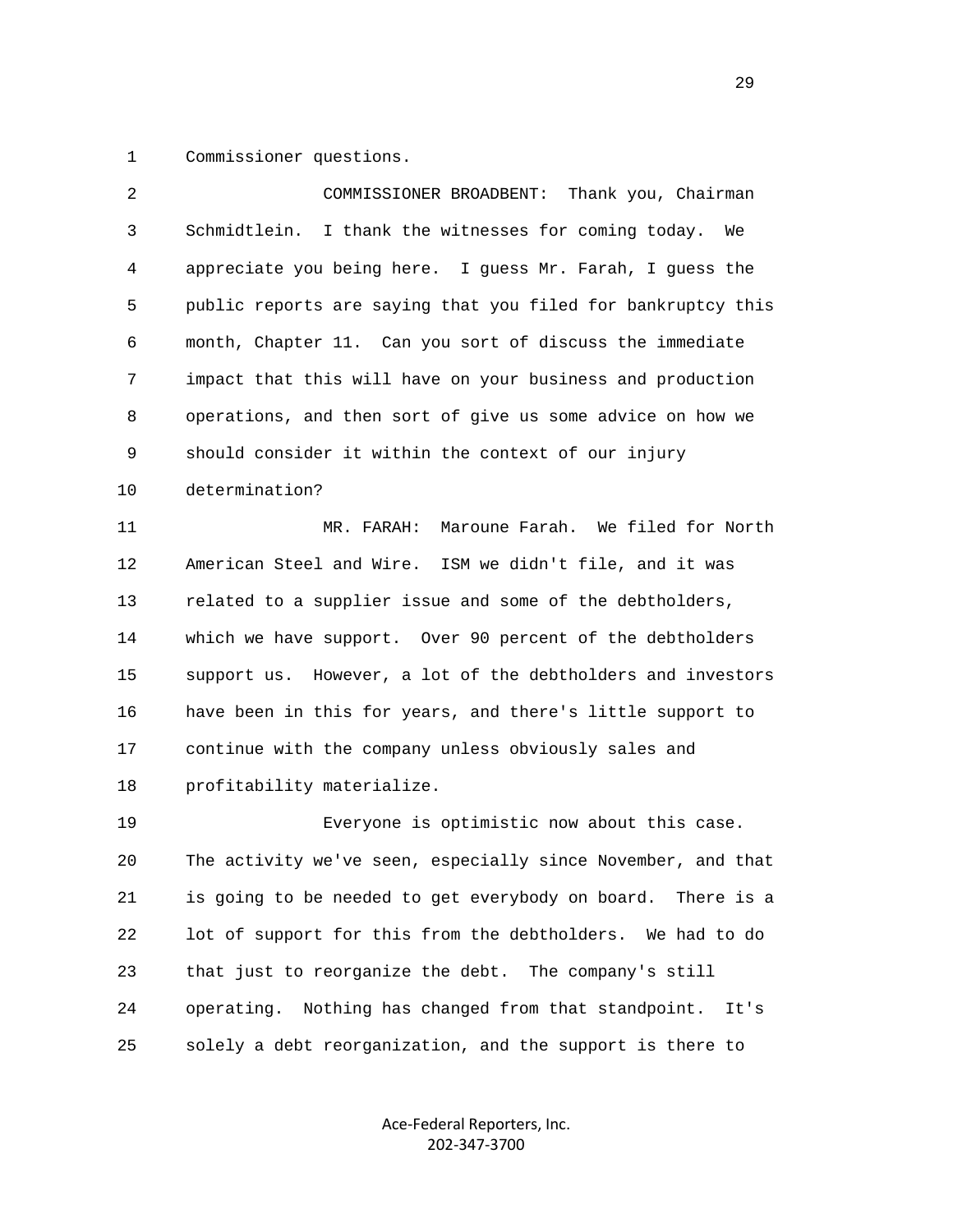Commissioner questions.

COMMISSIONER BROADBENT: Thank you, Chairman Schmidtlein. I thank the witnesses for coming today. We appreciate you being here. I guess Mr. Farah, I guess the public reports are saying that you filed for bankruptcy this month, Chapter 11. Can you sort of discuss the immediate impact that this will have on your business and production operations, and then sort of give us some advice on how we should consider it within the context of our injury determination?

MR. FARAH: Maroune Farah. We filed for North American Steel and Wire. ISM we didn't file, and it was related to a supplier issue and some of the debtholders, which we have support. Over 90 percent of the debtholders support us. However, a lot of the debtholders and investors have been in this for years, and there's little support to continue with the company unless obviously sales and profitability materialize.

Everyone is optimistic now about this case. The activity we've seen, especially since November, and that is going to be needed to get everybody on board. There is a lot of support for this from the debtholders. We had to do that just to reorganize the debt. The company's still operating. Nothing has changed from that standpoint. It's solely a debt reorganization, and the support is there to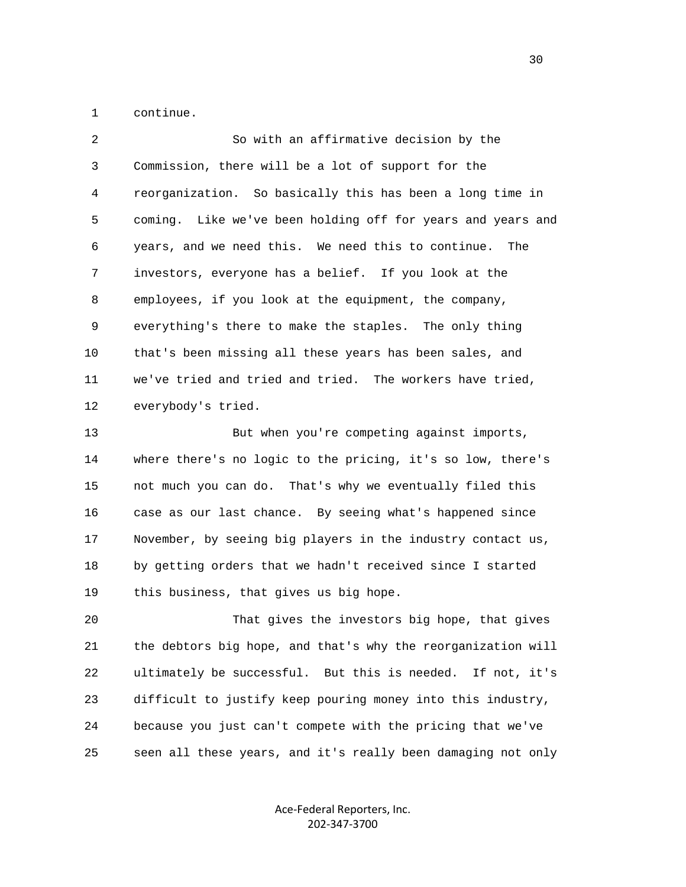continue.

So with an affirmative decision by the Commission, there will be a lot of support for the reorganization. So basically this has been a long time in coming. Like we've been holding off for years and years and years, and we need this. We need this to continue. The investors, everyone has a belief. If you look at the employees, if you look at the equipment, the company, everything's there to make the staples. The only thing that's been missing all these years has been sales, and we've tried and tried and tried. The workers have tried, everybody's tried.

But when you're competing against imports, where there's no logic to the pricing, it's so low, there's not much you can do. That's why we eventually filed this case as our last chance. By seeing what's happened since November, by seeing big players in the industry contact us, by getting orders that we hadn't received since I started this business, that gives us big hope.

That gives the investors big hope, that gives the debtors big hope, and that's why the reorganization will ultimately be successful. But this is needed. If not, it's difficult to justify keep pouring money into this industry, because you just can't compete with the pricing that we've seen all these years, and it's really been damaging not only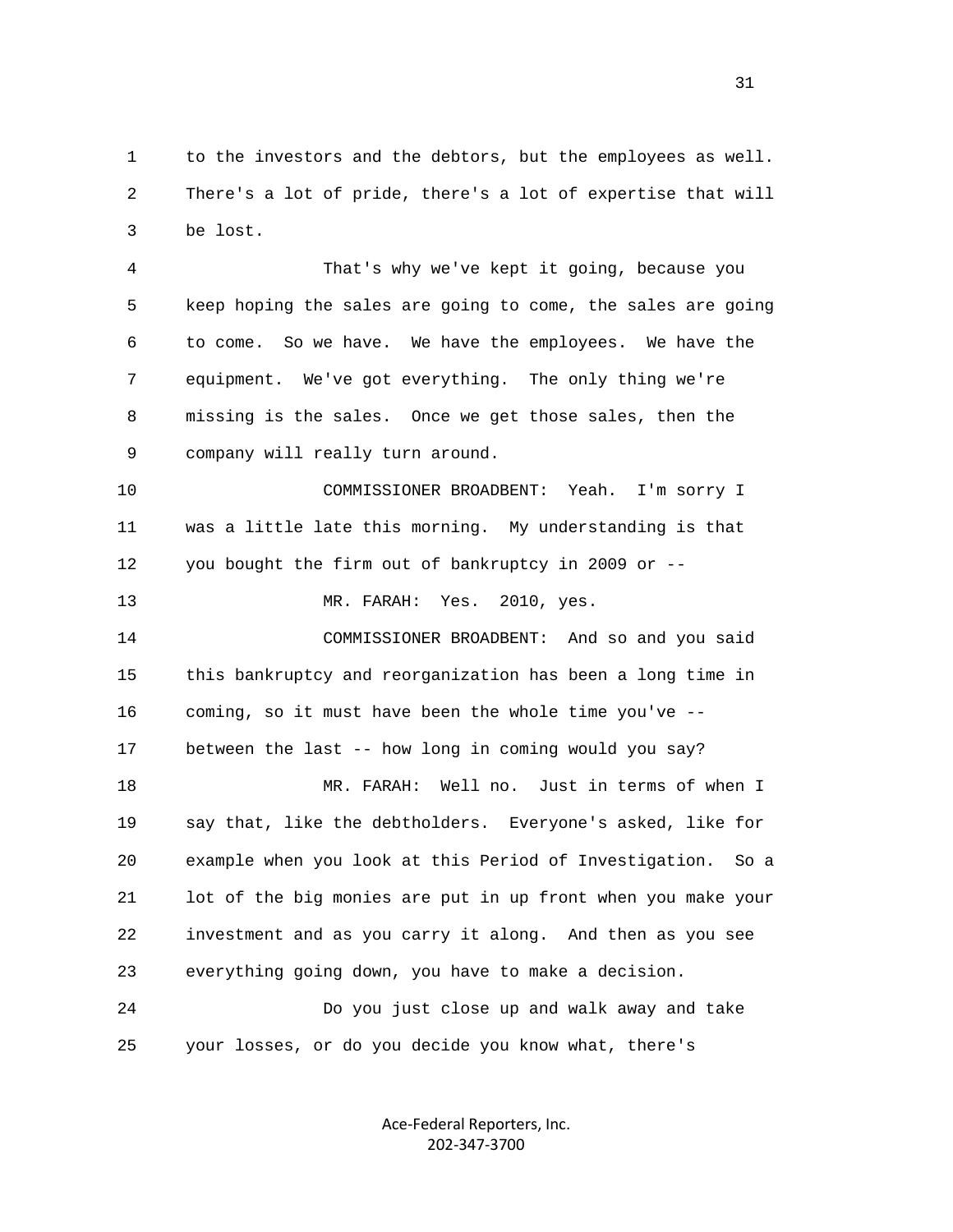1 to the investors and the debtors, but the employees as well.
2 There's a lot of pride, there's a lot of expertise that will
3 be lost.

4 That's why we've kept it going, because you
5 keep hoping the sales are going to come, the sales are going
6 to come. So we have. We have the employees. We have the
7 equipment. We've got everything. The only thing we're
8 missing is the sales. Once we get those sales, then the
9 company will really turn around.

10 COMMISSIONER BROADBENT: Yeah. I'm sorry I
11 was a little late this morning. My understanding is that
12 you bought the firm out of bankruptcy in 2009 or --

13 MR. FARAH: Yes. 2010, yes.

14 COMMISSIONER BROADBENT: And so and you said
15 this bankruptcy and reorganization has been a long time in
16 coming, so it must have been the whole time you've --
17 between the last -- how long in coming would you say?

18 MR. FARAH: Well no. Just in terms of when I
19 say that, like the debtholders. Everyone's asked, like for
20 example when you look at this Period of Investigation. So a
21 lot of the big monies are put in up front when you make your
22 investment and as you carry it along. And then as you see
23 everything going down, you have to make a decision.

24 Do you just close up and walk away and take
25 your losses, or do you decide you know what, there's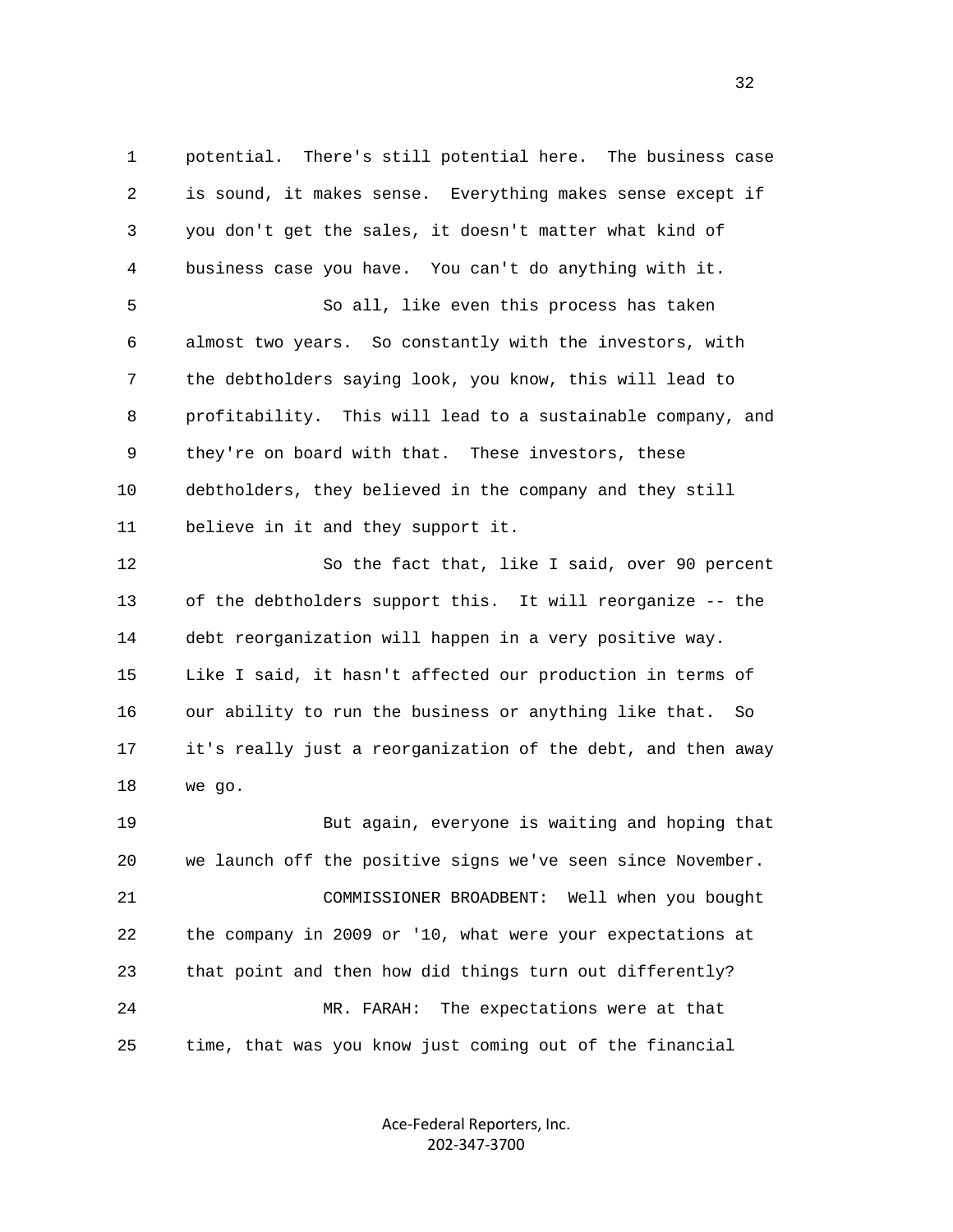potential. There's still potential here. The business case is sound, it makes sense. Everything makes sense except if you don't get the sales, it doesn't matter what kind of business case you have. You can't do anything with it.

So all, like even this process has taken almost two years. So constantly with the investors, with the debtholders saying look, you know, this will lead to profitability. This will lead to a sustainable company, and they're on board with that. These investors, these debtholders, they believed in the company and they still believe in it and they support it.

So the fact that, like I said, over 90 percent of the debtholders support this. It will reorganize -- the debt reorganization will happen in a very positive way. Like I said, it hasn't affected our production in terms of our ability to run the business or anything like that. So it's really just a reorganization of the debt, and then away we go.

But again, everyone is waiting and hoping that we launch off the positive signs we've seen since November.

COMMISSIONER BROADBENT: Well when you bought the company in 2009 or '10, what were your expectations at that point and then how did things turn out differently?

MR. FARAH: The expectations were at that time, that was you know just coming out of the financial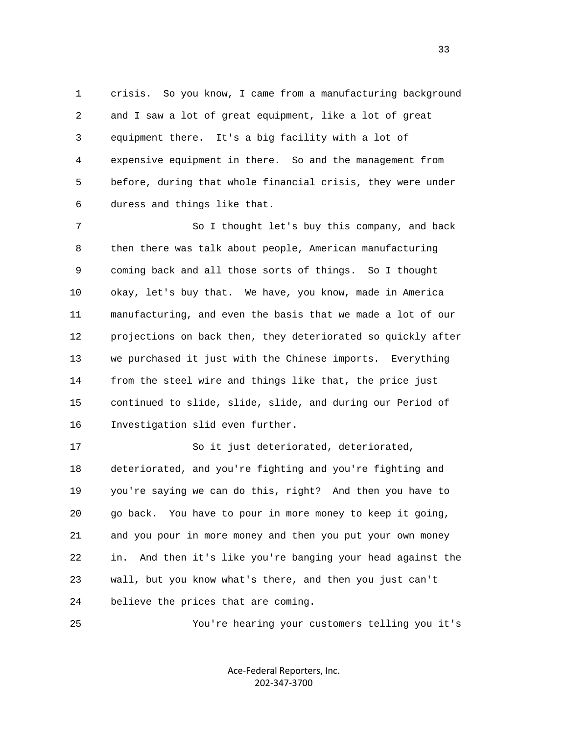crisis. So you know, I came from a manufacturing background and I saw a lot of great equipment, like a lot of great equipment there. It's a big facility with a lot of expensive equipment in there. So and the management from before, during that whole financial crisis, they were under duress and things like that.

So I thought let's buy this company, and back then there was talk about people, American manufacturing coming back and all those sorts of things. So I thought okay, let's buy that. We have, you know, made in America manufacturing, and even the basis that we made a lot of our projections on back then, they deteriorated so quickly after we purchased it just with the Chinese imports. Everything from the steel wire and things like that, the price just continued to slide, slide, slide, and during our Period of Investigation slid even further.

So it just deteriorated, deteriorated, deteriorated, and you're fighting and you're fighting and you're saying we can do this, right? And then you have to go back. You have to pour in more money to keep it going, and you pour in more money and then you put your own money in. And then it's like you're banging your head against the wall, but you know what's there, and then you just can't believe the prices that are coming.

You're hearing your customers telling you it's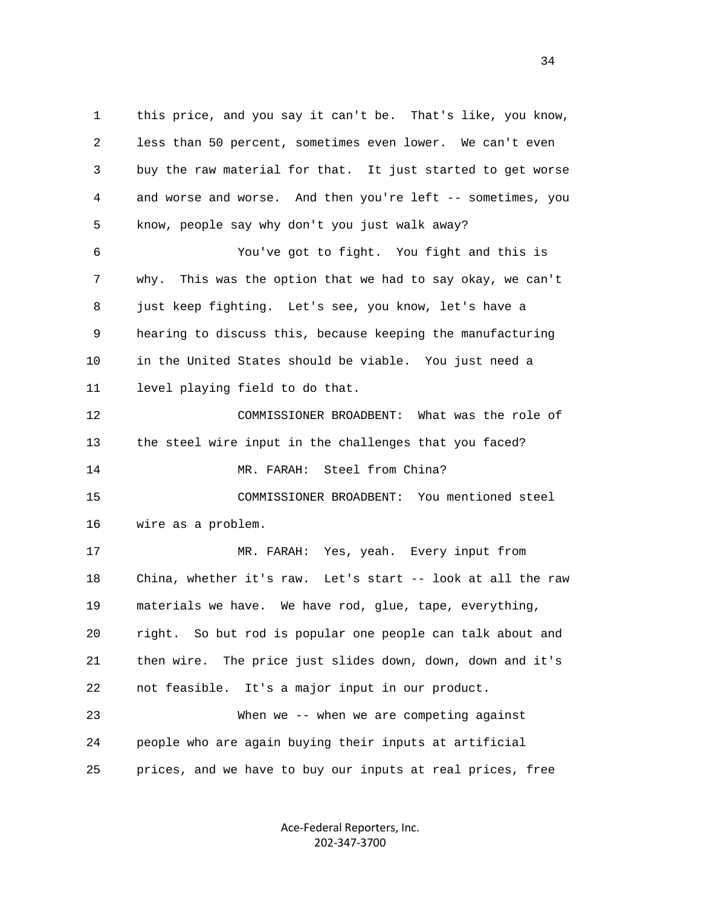this price, and you say it can't be. That's like, you know, less than 50 percent, sometimes even lower. We can't even buy the raw material for that. It just started to get worse and worse and worse. And then you're left -- sometimes, you know, people say why don't you just walk away?

You've got to fight. You fight and this is why. This was the option that we had to say okay, we can't just keep fighting. Let's see, you know, let's have a hearing to discuss this, because keeping the manufacturing in the United States should be viable. You just need a level playing field to do that.

COMMISSIONER BROADBENT: What was the role of the steel wire input in the challenges that you faced?

MR. FARAH: Steel from China?

COMMISSIONER BROADBENT: You mentioned steel wire as a problem.

MR. FARAH: Yes, yeah. Every input from China, whether it's raw. Let's start -- look at all the raw materials we have. We have rod, glue, tape, everything, right. So but rod is popular one people can talk about and then wire. The price just slides down, down, down and it's not feasible. It's a major input in our product.

When we -- when we are competing against people who are again buying their inputs at artificial prices, and we have to buy our inputs at real prices, free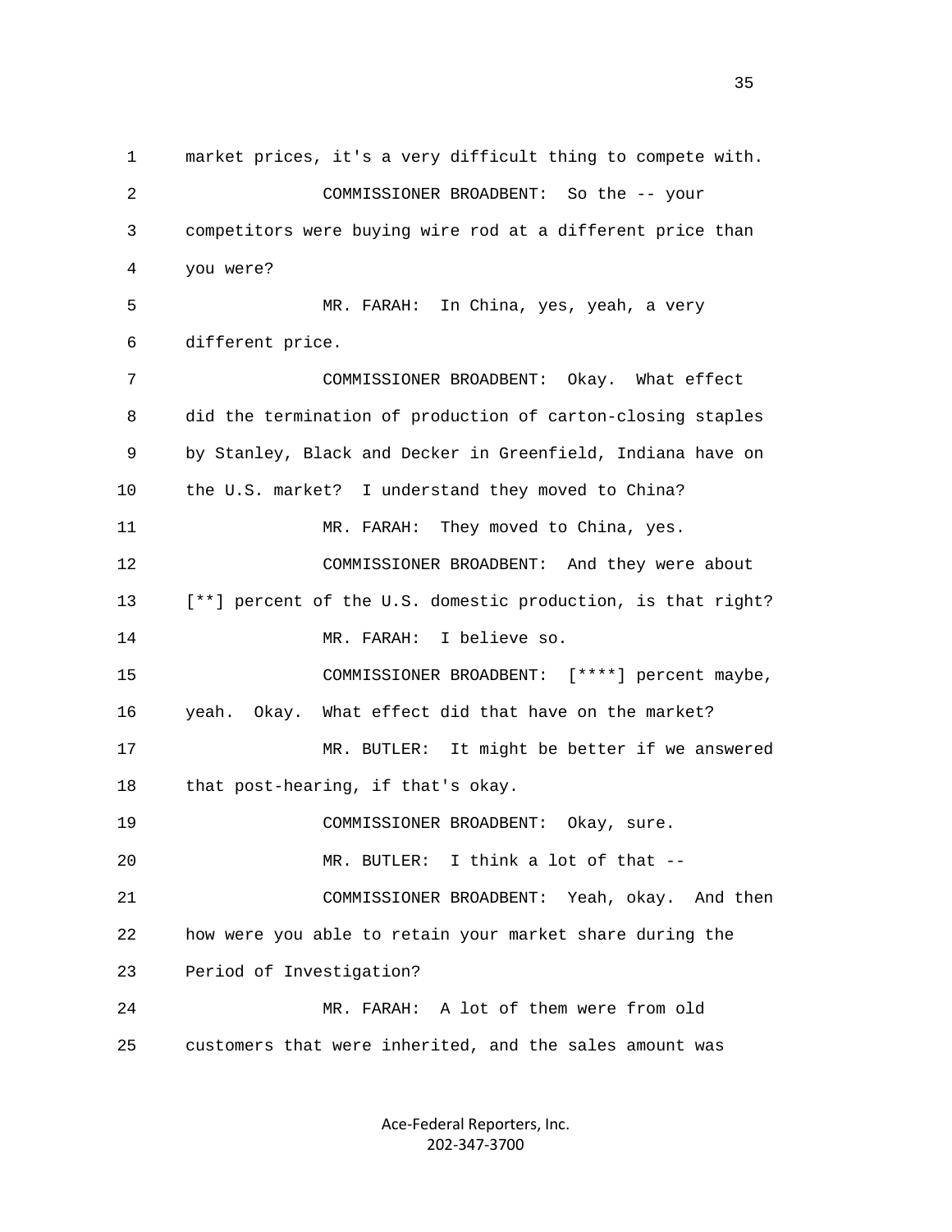1 market prices, it's a very difficult thing to compete with.

2 COMMISSIONER BROADBENT: So the -- your

3 competitors were buying wire rod at a different price than

4 you were?

5 MR. FARAH: In China, yes, yeah, a very

6 different price.

7 COMMISSIONER BROADBENT: Okay. What effect

8 did the termination of production of carton-closing staples

9 by Stanley, Black and Decker in Greenfield, Indiana have on

10 the U.S. market? I understand they moved to China?

11 MR. FARAH: They moved to China, yes.

12 COMMISSIONER BROADBENT: And they were about

13 [**] percent of the U.S. domestic production, is that right?

14 MR. FARAH: I believe so.

15 COMMISSIONER BROADBENT: [****] percent maybe,

16 yeah. Okay. What effect did that have on the market?

17 MR. BUTLER: It might be better if we answered

18 that post-hearing, if that's okay.

19 COMMISSIONER BROADBENT: Okay, sure.

20 MR. BUTLER: I think a lot of that --

21 COMMISSIONER BROADBENT: Yeah, okay. And then

22 how were you able to retain your market share during the

23 Period of Investigation?

24 MR. FARAH: A lot of them were from old

25 customers that were inherited, and the sales amount was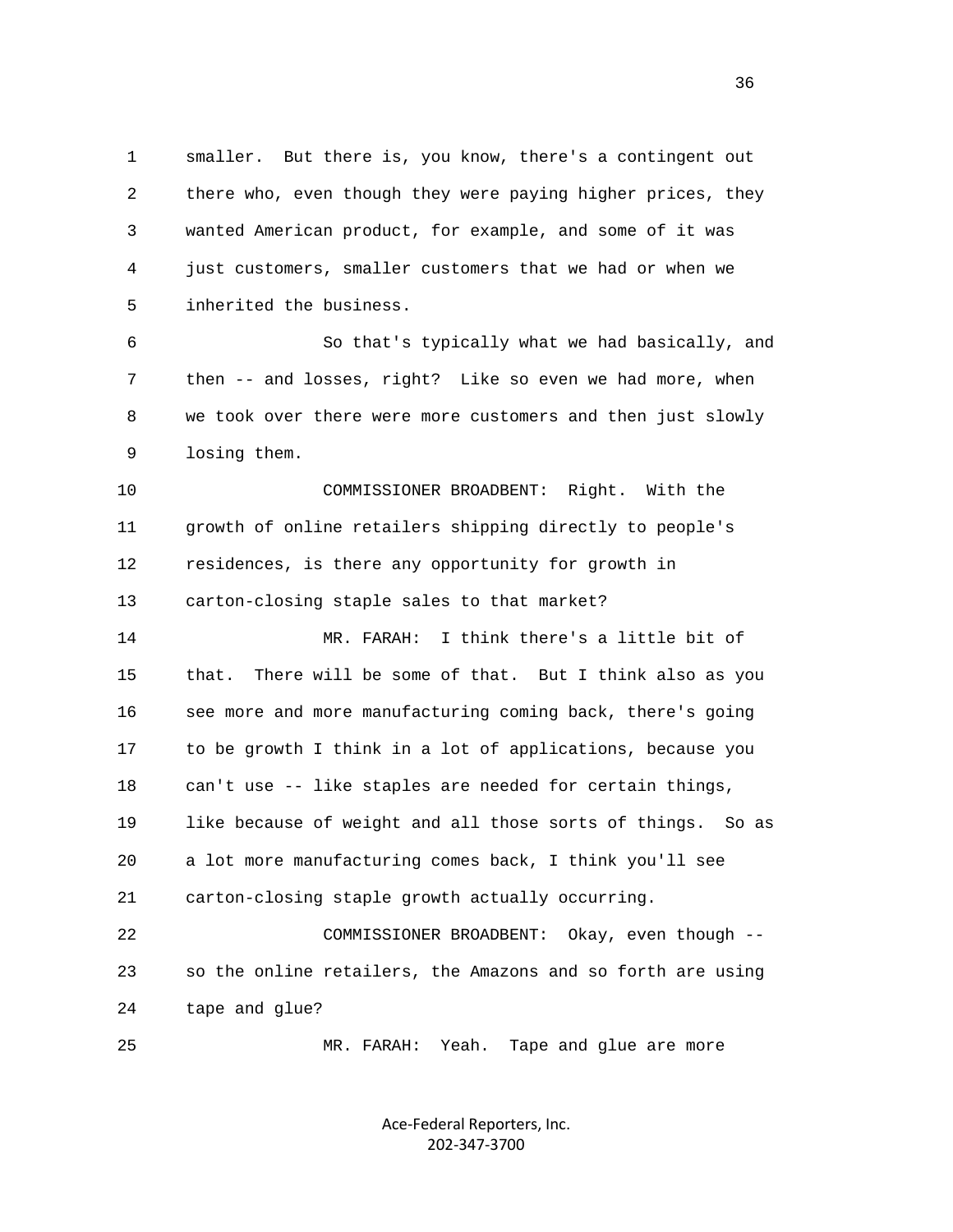smaller. But there is, you know, there's a contingent out there who, even though they were paying higher prices, they wanted American product, for example, and some of it was just customers, smaller customers that we had or when we inherited the business.

So that's typically what we had basically, and then -- and losses, right? Like so even we had more, when we took over there were more customers and then just slowly losing them.

COMMISSIONER BROADBENT: Right. With the growth of online retailers shipping directly to people's residences, is there any opportunity for growth in carton-closing staple sales to that market?

MR. FARAH: I think there's a little bit of that. There will be some of that. But I think also as you see more and more manufacturing coming back, there's going to be growth I think in a lot of applications, because you can't use -- like staples are needed for certain things, like because of weight and all those sorts of things. So as a lot more manufacturing comes back, I think you'll see carton-closing staple growth actually occurring.

COMMISSIONER BROADBENT: Okay, even though -- so the online retailers, the Amazons and so forth are using tape and glue?

MR. FARAH: Yeah. Tape and glue are more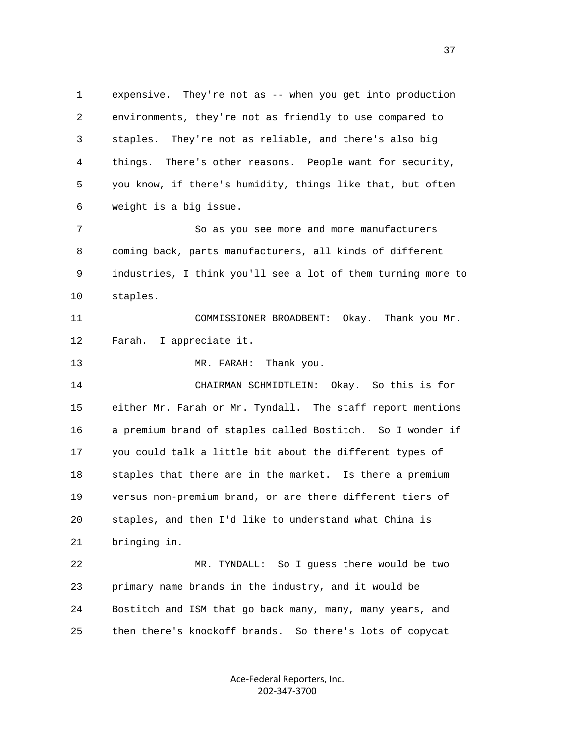expensive. They're not as -- when you get into production environments, they're not as friendly to use compared to staples. They're not as reliable, and there's also big things. There's other reasons. People want for security, you know, if there's humidity, things like that, but often weight is a big issue.

So as you see more and more manufacturers coming back, parts manufacturers, all kinds of different industries, I think you'll see a lot of them turning more to staples.

COMMISSIONER BROADBENT: Okay. Thank you Mr. Farah. I appreciate it.

MR. FARAH: Thank you.

CHAIRMAN SCHMIDTLEIN: Okay. So this is for either Mr. Farah or Mr. Tyndall. The staff report mentions a premium brand of staples called Bostitch. So I wonder if you could talk a little bit about the different types of staples that there are in the market. Is there a premium versus non-premium brand, or are there different tiers of staples, and then I'd like to understand what China is bringing in.

MR. TYNDALL: So I guess there would be two primary name brands in the industry, and it would be Bostitch and ISM that go back many, many, many years, and then there's knockoff brands. So there's lots of copycat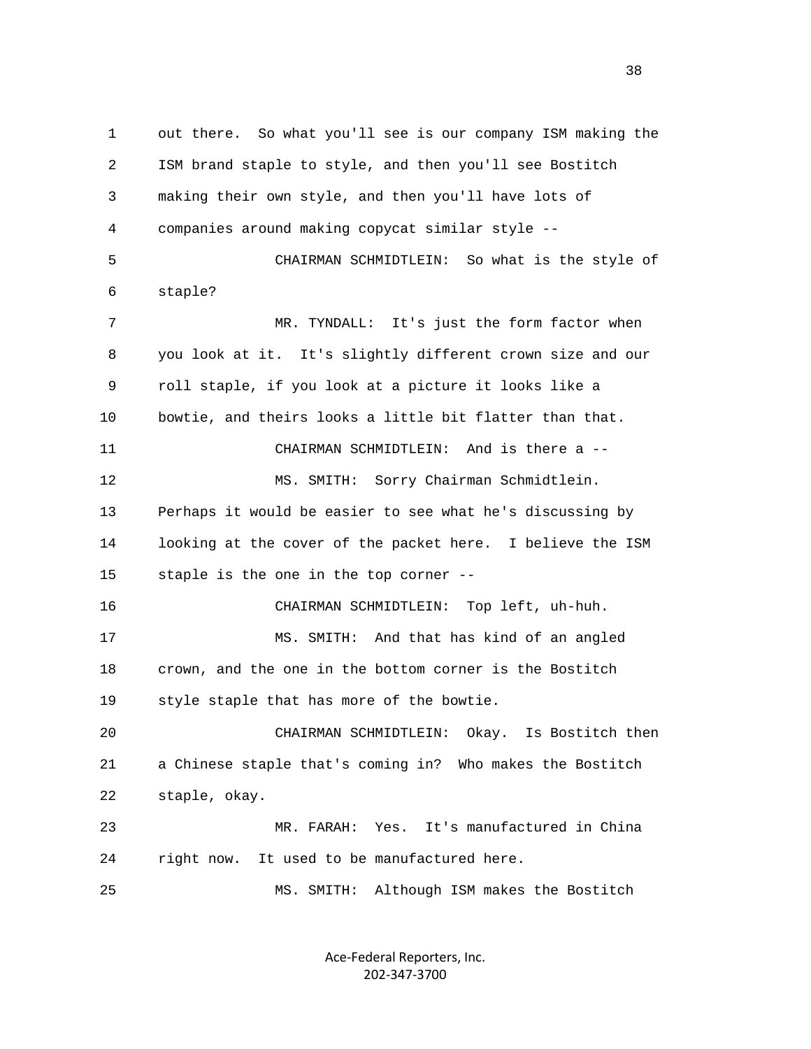out there. So what you'll see is our company ISM making the ISM brand staple to style, and then you'll see Bostitch making their own style, and then you'll have lots of companies around making copycat similar style --

CHAIRMAN SCHMIDTLEIN: So what is the style of staple?

MR. TYNDALL: It's just the form factor when you look at it. It's slightly different crown size and our roll staple, if you look at a picture it looks like a bowtie, and theirs looks a little bit flatter than that.

CHAIRMAN SCHMIDTLEIN: And is there a --

MS. SMITH: Sorry Chairman Schmidtlein. Perhaps it would be easier to see what he's discussing by looking at the cover of the packet here. I believe the ISM staple is the one in the top corner --

CHAIRMAN SCHMIDTLEIN: Top left, uh-huh.

MS. SMITH: And that has kind of an angled crown, and the one in the bottom corner is the Bostitch style staple that has more of the bowtie.

CHAIRMAN SCHMIDTLEIN: Okay. Is Bostitch then a Chinese staple that's coming in? Who makes the Bostitch staple, okay.

MR. FARAH: Yes. It's manufactured in China right now. It used to be manufactured here.

MS. SMITH: Although ISM makes the Bostitch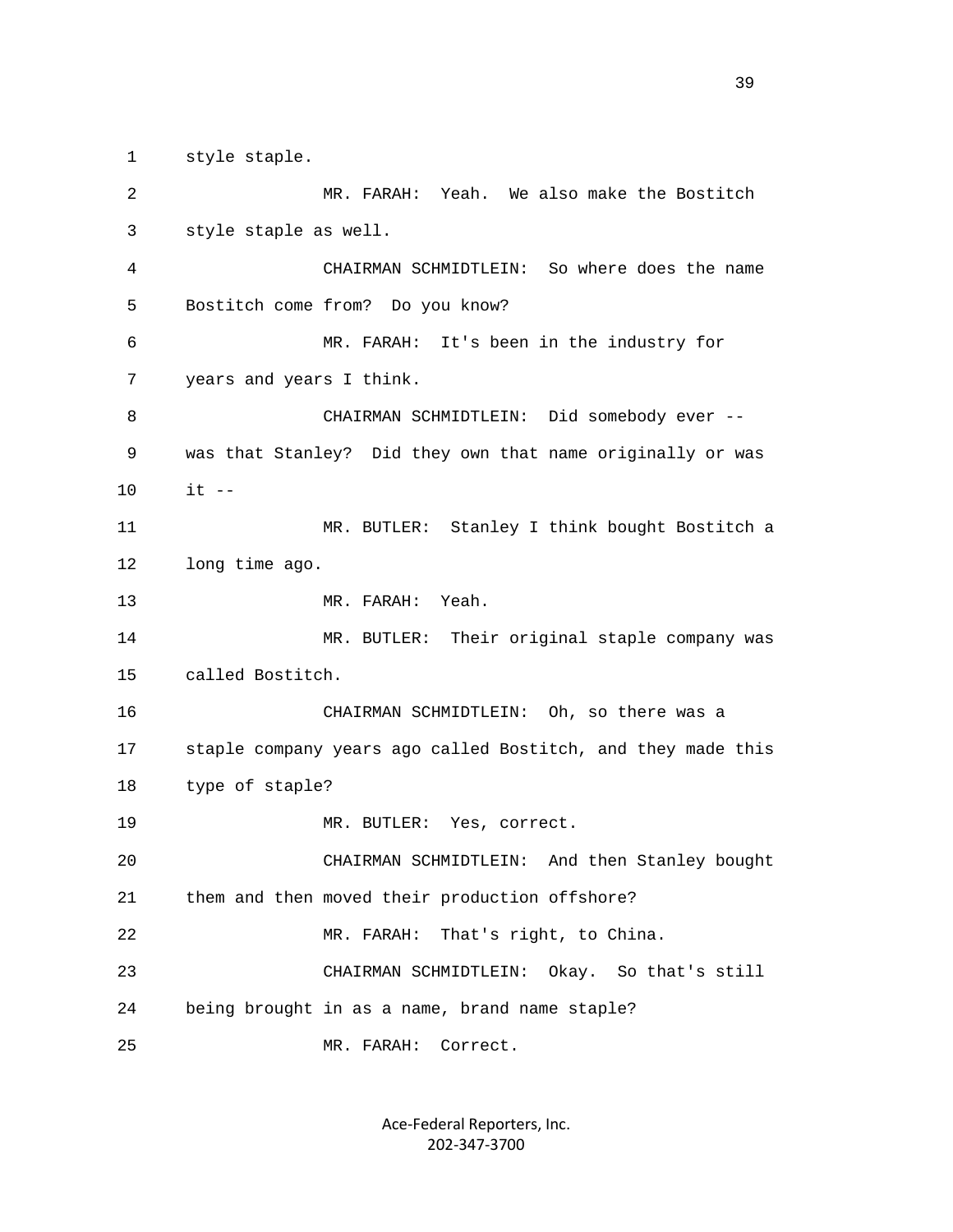1 style staple.

2 MR. FARAH: Yeah. We also make the Bostitch

3 style staple as well.

4 CHAIRMAN SCHMIDTLEIN: So where does the name

5 Bostitch come from? Do you know?

6 MR. FARAH: It's been in the industry for

7 years and years I think.

8 CHAIRMAN SCHMIDTLEIN: Did somebody ever --

9 was that Stanley? Did they own that name originally or was

10 it --

11 MR. BUTLER: Stanley I think bought Bostitch a

12 long time ago.

13 MR. FARAH: Yeah.

14 MR. BUTLER: Their original staple company was

15 called Bostitch.

16 CHAIRMAN SCHMIDTLEIN: Oh, so there was a

17 staple company years ago called Bostitch, and they made this

18 type of staple?

19 MR. BUTLER: Yes, correct.

20 CHAIRMAN SCHMIDTLEIN: And then Stanley bought

21 them and then moved their production offshore?

22 MR. FARAH: That's right, to China.

23 CHAIRMAN SCHMIDTLEIN: Okay. So that's still

24 being brought in as a name, brand name staple?

25 MR. FARAH: Correct.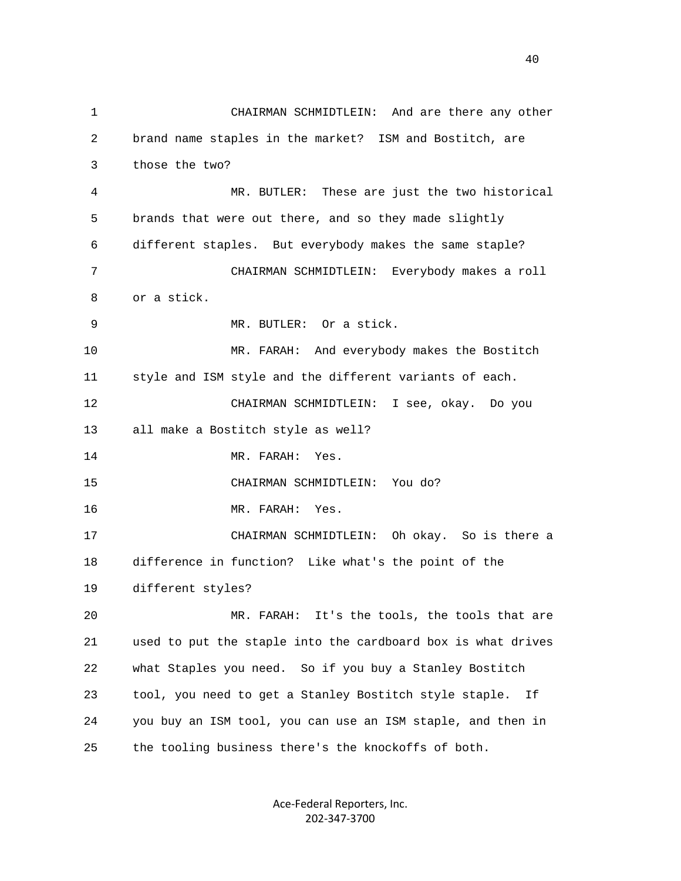CHAIRMAN SCHMIDTLEIN: And are there any other brand name staples in the market? ISM and Bostitch, are those the two?

MR. BUTLER: These are just the two historical brands that were out there, and so they made slightly different staples. But everybody makes the same staple?

CHAIRMAN SCHMIDTLEIN: Everybody makes a roll or a stick.

MR. BUTLER: Or a stick.

MR. FARAH: And everybody makes the Bostitch style and ISM style and the different variants of each.

CHAIRMAN SCHMIDTLEIN: I see, okay. Do you all make a Bostitch style as well?

MR. FARAH: Yes.

CHAIRMAN SCHMIDTLEIN: You do?

MR. FARAH: Yes.

CHAIRMAN SCHMIDTLEIN: Oh okay. So is there a difference in function? Like what's the point of the different styles?

MR. FARAH: It's the tools, the tools that are used to put the staple into the cardboard box is what drives what Staples you need. So if you buy a Stanley Bostitch tool, you need to get a Stanley Bostitch style staple. If you buy an ISM tool, you can use an ISM staple, and then in the tooling business there's the knockoffs of both.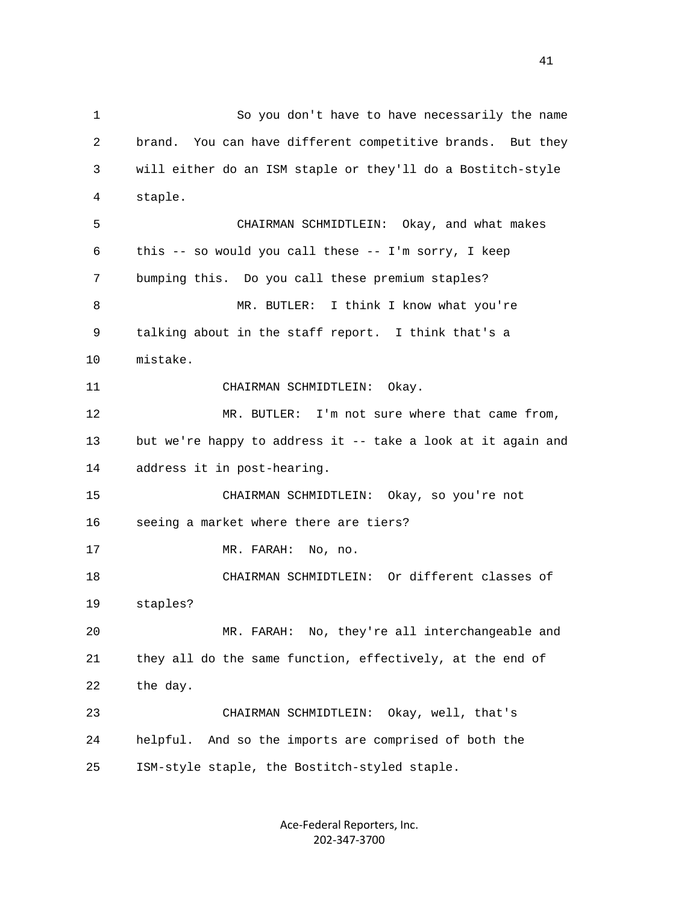So you don't have to have necessarily the name brand. You can have different competitive brands. But they will either do an ISM staple or they'll do a Bostitch-style staple.

CHAIRMAN SCHMIDTLEIN: Okay, and what makes this -- so would you call these -- I'm sorry, I keep bumping this. Do you call these premium staples?

MR. BUTLER: I think I know what you're talking about in the staff report. I think that's a mistake.

CHAIRMAN SCHMIDTLEIN: Okay.

MR. BUTLER: I'm not sure where that came from, but we're happy to address it -- take a look at it again and address it in post-hearing.

CHAIRMAN SCHMIDTLEIN: Okay, so you're not seeing a market where there are tiers?

MR. FARAH: No, no.

CHAIRMAN SCHMIDTLEIN: Or different classes of staples?

MR. FARAH: No, they're all interchangeable and they all do the same function, effectively, at the end of the day.

CHAIRMAN SCHMIDTLEIN: Okay, well, that's helpful. And so the imports are comprised of both the ISM-style staple, the Bostitch-styled staple.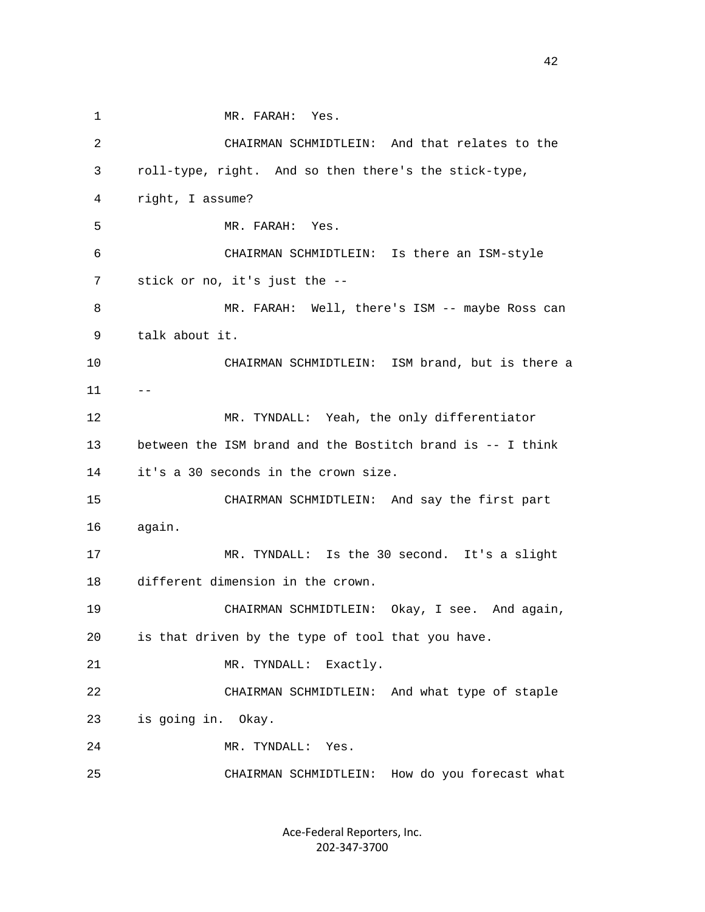1 MR. FARAH: Yes.

2 CHAIRMAN SCHMIDTLEIN: And that relates to the

3 roll-type, right. And so then there's the stick-type,

4 right, I assume?

5 MR. FARAH: Yes.

6 CHAIRMAN SCHMIDTLEIN: Is there an ISM-style

7 stick or no, it's just the --

8 MR. FARAH: Well, there's ISM -- maybe Ross can

9 talk about it.

10 CHAIRMAN SCHMIDTLEIN: ISM brand, but is there a

11 --

12 MR. TYNDALL: Yeah, the only differentiator

13 between the ISM brand and the Bostitch brand is -- I think

14 it's a 30 seconds in the crown size.

15 CHAIRMAN SCHMIDTLEIN: And say the first part

16 again.

17 MR. TYNDALL: Is the 30 second. It's a slight

18 different dimension in the crown.

19 CHAIRMAN SCHMIDTLEIN: Okay, I see. And again,

20 is that driven by the type of tool that you have.

21 MR. TYNDALL: Exactly.

22 CHAIRMAN SCHMIDTLEIN: And what type of staple

23 is going in. Okay.

24 MR. TYNDALL: Yes.

25 CHAIRMAN SCHMIDTLEIN: How do you forecast what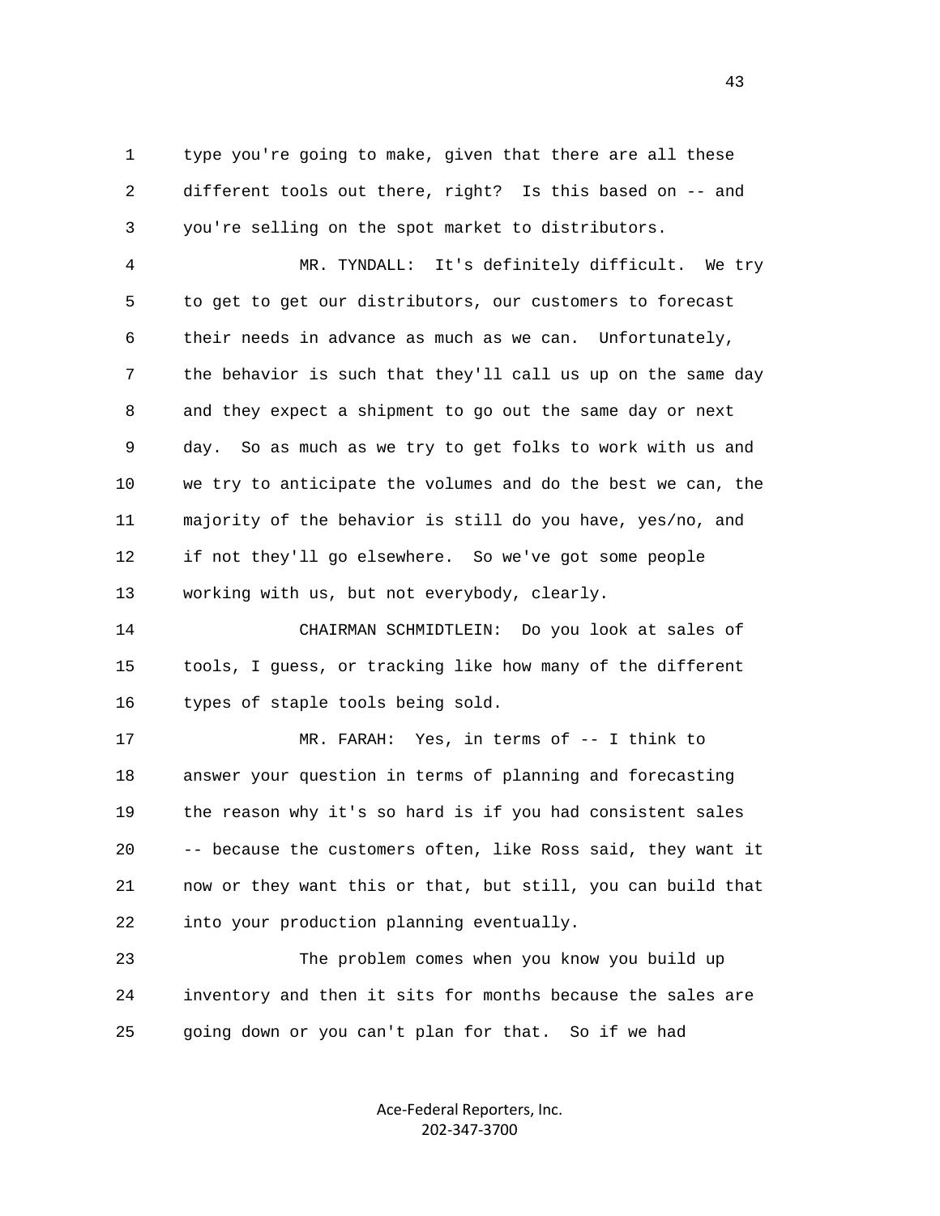type you're going to make, given that there are all these different tools out there, right? Is this based on -- and you're selling on the spot market to distributors.

MR. TYNDALL: It's definitely difficult. We try to get to get our distributors, our customers to forecast their needs in advance as much as we can. Unfortunately, the behavior is such that they'll call us up on the same day and they expect a shipment to go out the same day or next day. So as much as we try to get folks to work with us and we try to anticipate the volumes and do the best we can, the majority of the behavior is still do you have, yes/no, and if not they'll go elsewhere. So we've got some people working with us, but not everybody, clearly.

CHAIRMAN SCHMIDTLEIN: Do you look at sales of tools, I guess, or tracking like how many of the different types of staple tools being sold.

MR. FARAH: Yes, in terms of -- I think to answer your question in terms of planning and forecasting the reason why it's so hard is if you had consistent sales -- because the customers often, like Ross said, they want it now or they want this or that, but still, you can build that into your production planning eventually.

The problem comes when you know you build up inventory and then it sits for months because the sales are going down or you can't plan for that. So if we had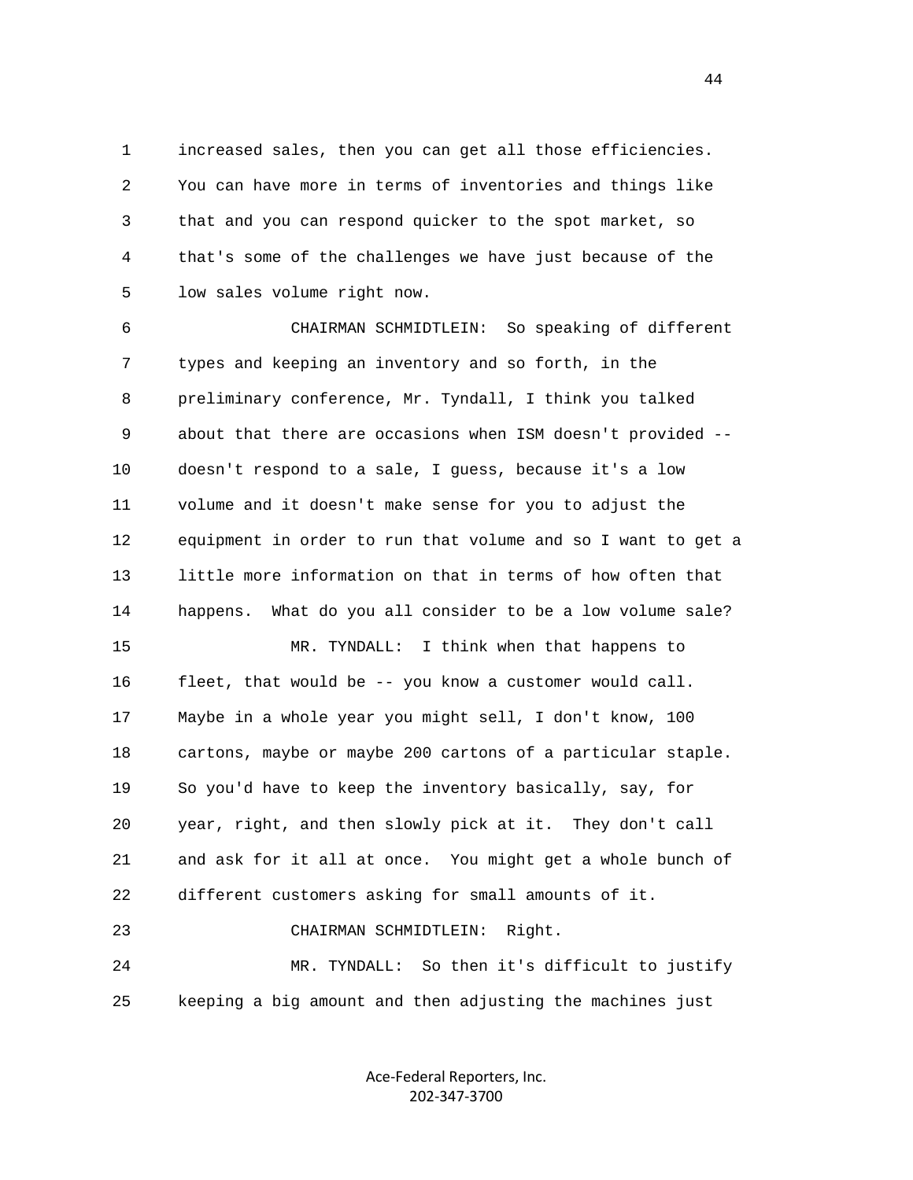increased sales, then you can get all those efficiencies. You can have more in terms of inventories and things like that and you can respond quicker to the spot market, so that's some of the challenges we have just because of the low sales volume right now.

CHAIRMAN SCHMIDTLEIN: So speaking of different types and keeping an inventory and so forth, in the preliminary conference, Mr. Tyndall, I think you talked about that there are occasions when ISM doesn't provided -- doesn't respond to a sale, I guess, because it's a low volume and it doesn't make sense for you to adjust the equipment in order to run that volume and so I want to get a little more information on that in terms of how often that happens. What do you all consider to be a low volume sale?

MR. TYNDALL: I think when that happens to fleet, that would be -- you know a customer would call. Maybe in a whole year you might sell, I don't know, 100 cartons, maybe or maybe 200 cartons of a particular staple. So you'd have to keep the inventory basically, say, for year, right, and then slowly pick at it. They don't call and ask for it all at once. You might get a whole bunch of different customers asking for small amounts of it.

CHAIRMAN SCHMIDTLEIN: Right.

MR. TYNDALL: So then it's difficult to justify keeping a big amount and then adjusting the machines just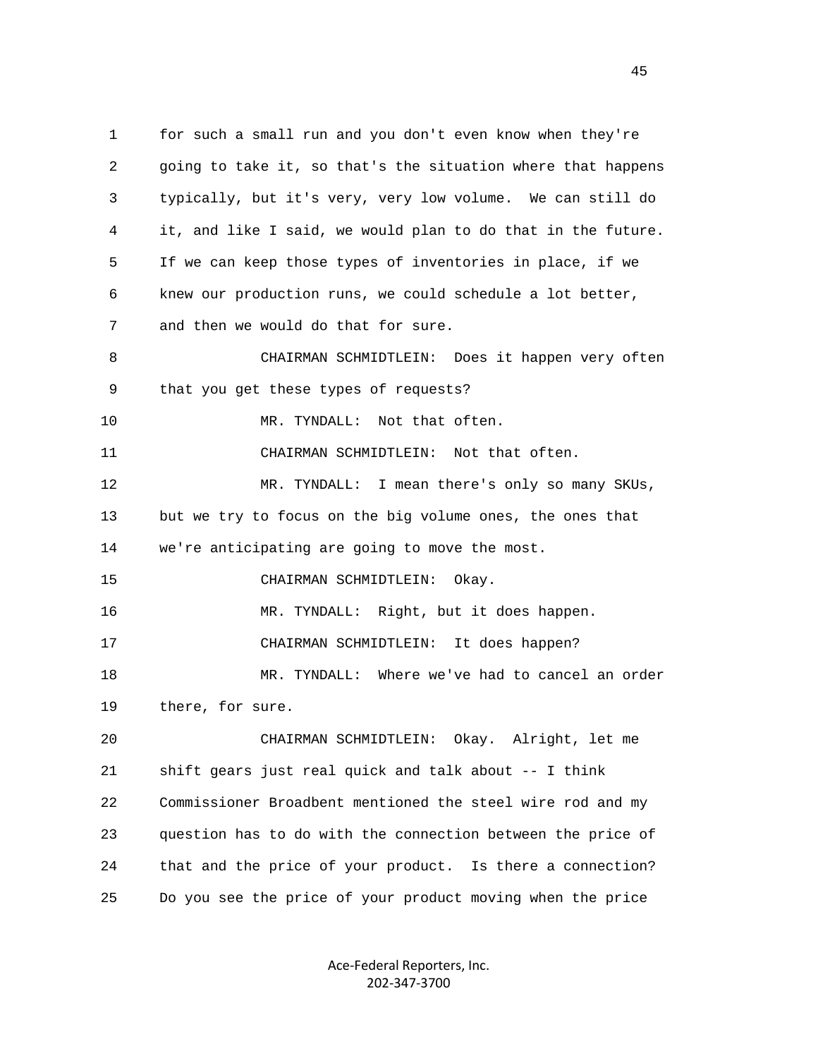for such a small run and you don't even know when they're going to take it, so that's the situation where that happens typically, but it's very, very low volume. We can still do it, and like I said, we would plan to do that in the future. If we can keep those types of inventories in place, if we knew our production runs, we could schedule a lot better, and then we would do that for sure.

CHAIRMAN SCHMIDTLEIN: Does it happen very often that you get these types of requests?

MR. TYNDALL: Not that often.

CHAIRMAN SCHMIDTLEIN: Not that often.

MR. TYNDALL: I mean there's only so many SKUs, but we try to focus on the big volume ones, the ones that we're anticipating are going to move the most.

CHAIRMAN SCHMIDTLEIN: Okay.

MR. TYNDALL: Right, but it does happen.

CHAIRMAN SCHMIDTLEIN: It does happen?

MR. TYNDALL: Where we've had to cancel an order there, for sure.

CHAIRMAN SCHMIDTLEIN: Okay. Alright, let me shift gears just real quick and talk about -- I think Commissioner Broadbent mentioned the steel wire rod and my question has to do with the connection between the price of that and the price of your product. Is there a connection? Do you see the price of your product moving when the price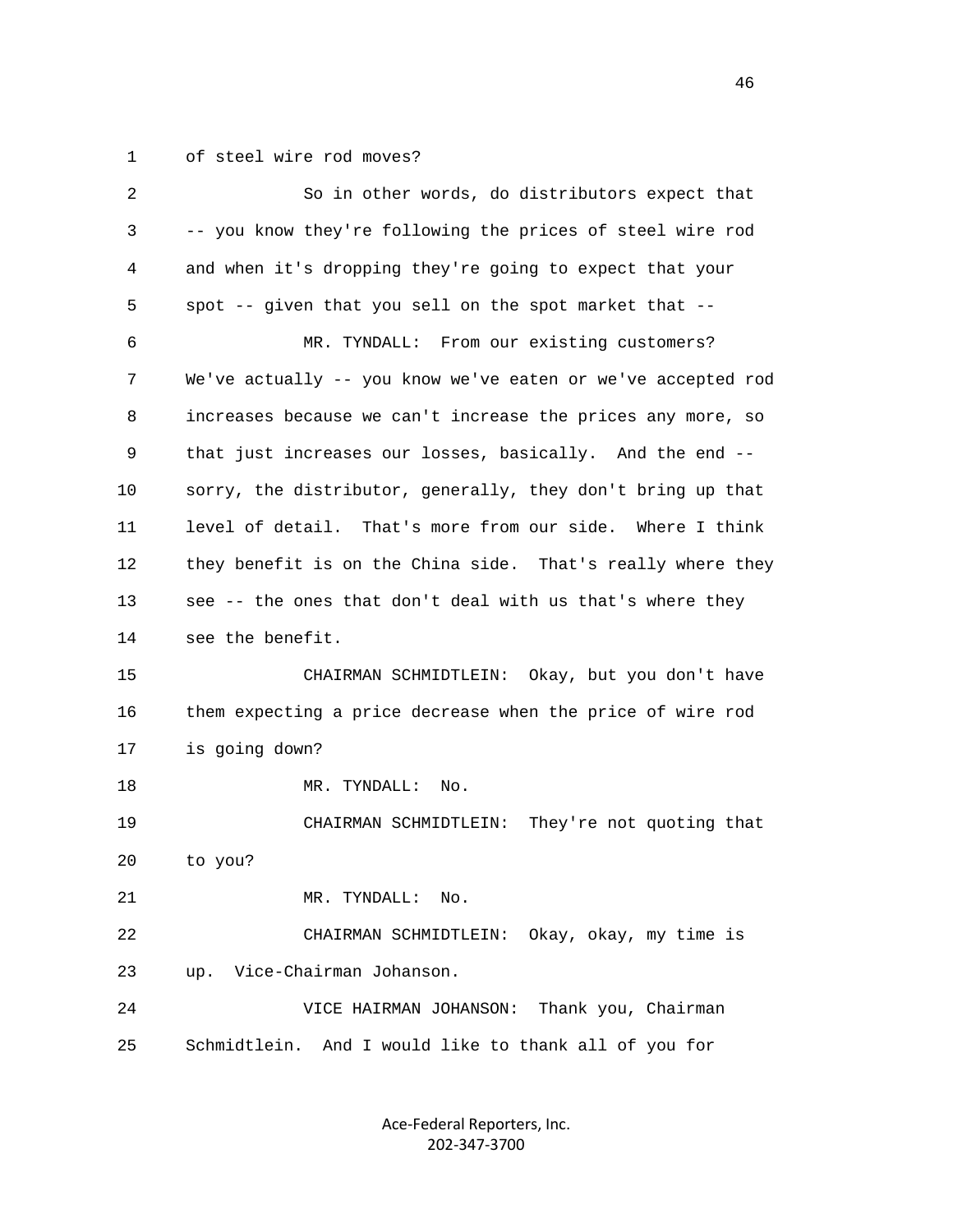of steel wire rod moves?

So in other words, do distributors expect that -- you know they're following the prices of steel wire rod and when it's dropping they're going to expect that your spot -- given that you sell on the spot market that --

MR. TYNDALL: From our existing customers? We've actually -- you know we've eaten or we've accepted rod increases because we can't increase the prices any more, so that just increases our losses, basically. And the end -- sorry, the distributor, generally, they don't bring up that level of detail. That's more from our side. Where I think they benefit is on the China side. That's really where they see -- the ones that don't deal with us that's where they see the benefit.

CHAIRMAN SCHMIDTLEIN: Okay, but you don't have them expecting a price decrease when the price of wire rod is going down?

MR. TYNDALL: No.

CHAIRMAN SCHMIDTLEIN: They're not quoting that to you?

MR. TYNDALL: No.

CHAIRMAN SCHMIDTLEIN: Okay, okay, my time is up. Vice-Chairman Johanson.

VICE HAIRMAN JOHANSON: Thank you, Chairman Schmidtlein. And I would like to thank all of you for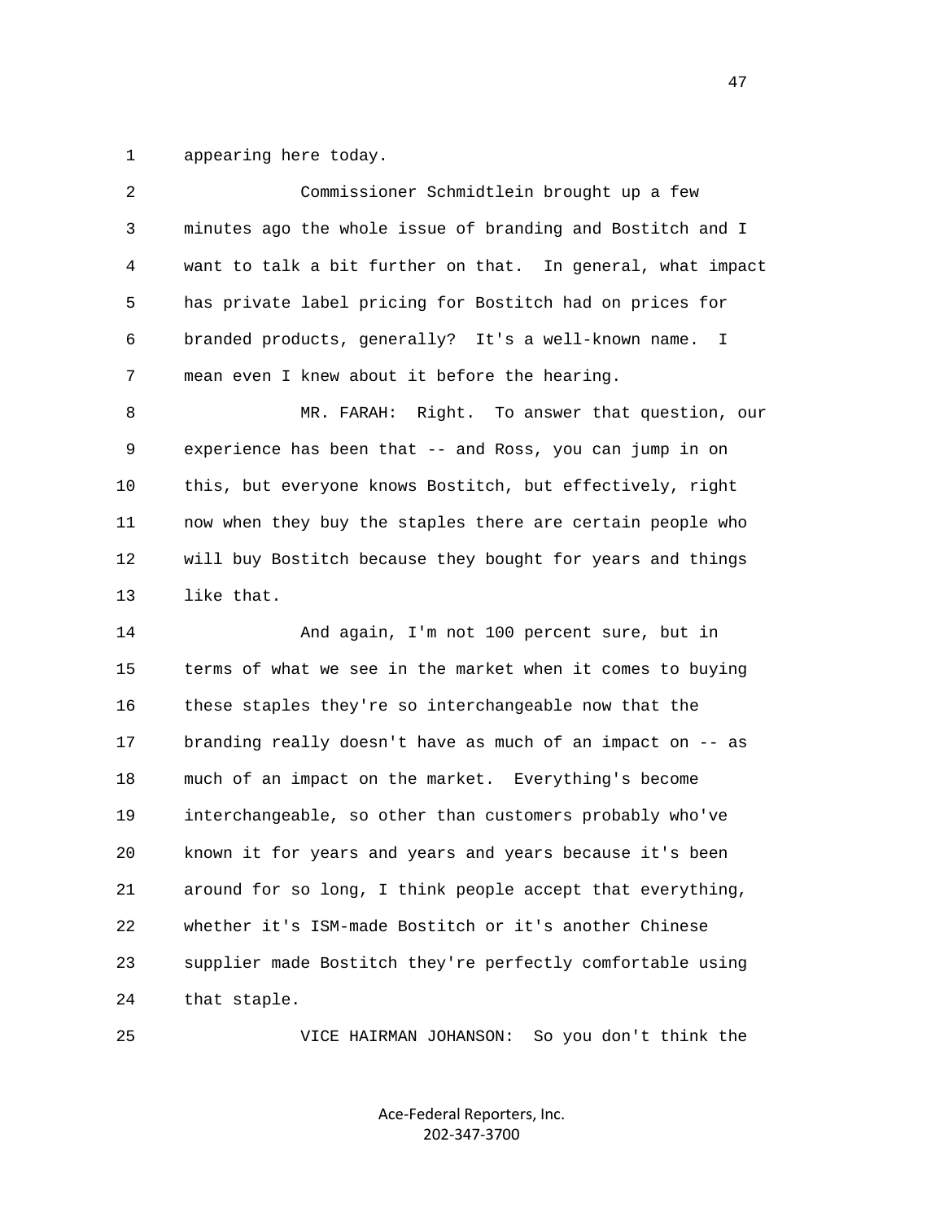appearing here today.

Commissioner Schmidtlein brought up a few minutes ago the whole issue of branding and Bostitch and I want to talk a bit further on that. In general, what impact has private label pricing for Bostitch had on prices for branded products, generally? It's a well-known name. I mean even I knew about it before the hearing.

MR. FARAH: Right. To answer that question, our experience has been that -- and Ross, you can jump in on this, but everyone knows Bostitch, but effectively, right now when they buy the staples there are certain people who will buy Bostitch because they bought for years and things like that.

And again, I'm not 100 percent sure, but in terms of what we see in the market when it comes to buying these staples they're so interchangeable now that the branding really doesn't have as much of an impact on -- as much of an impact on the market. Everything's become interchangeable, so other than customers probably who've known it for years and years and years because it's been around for so long, I think people accept that everything, whether it's ISM-made Bostitch or it's another Chinese supplier made Bostitch they're perfectly comfortable using that staple.

VICE HAIRMAN JOHANSON: So you don't think the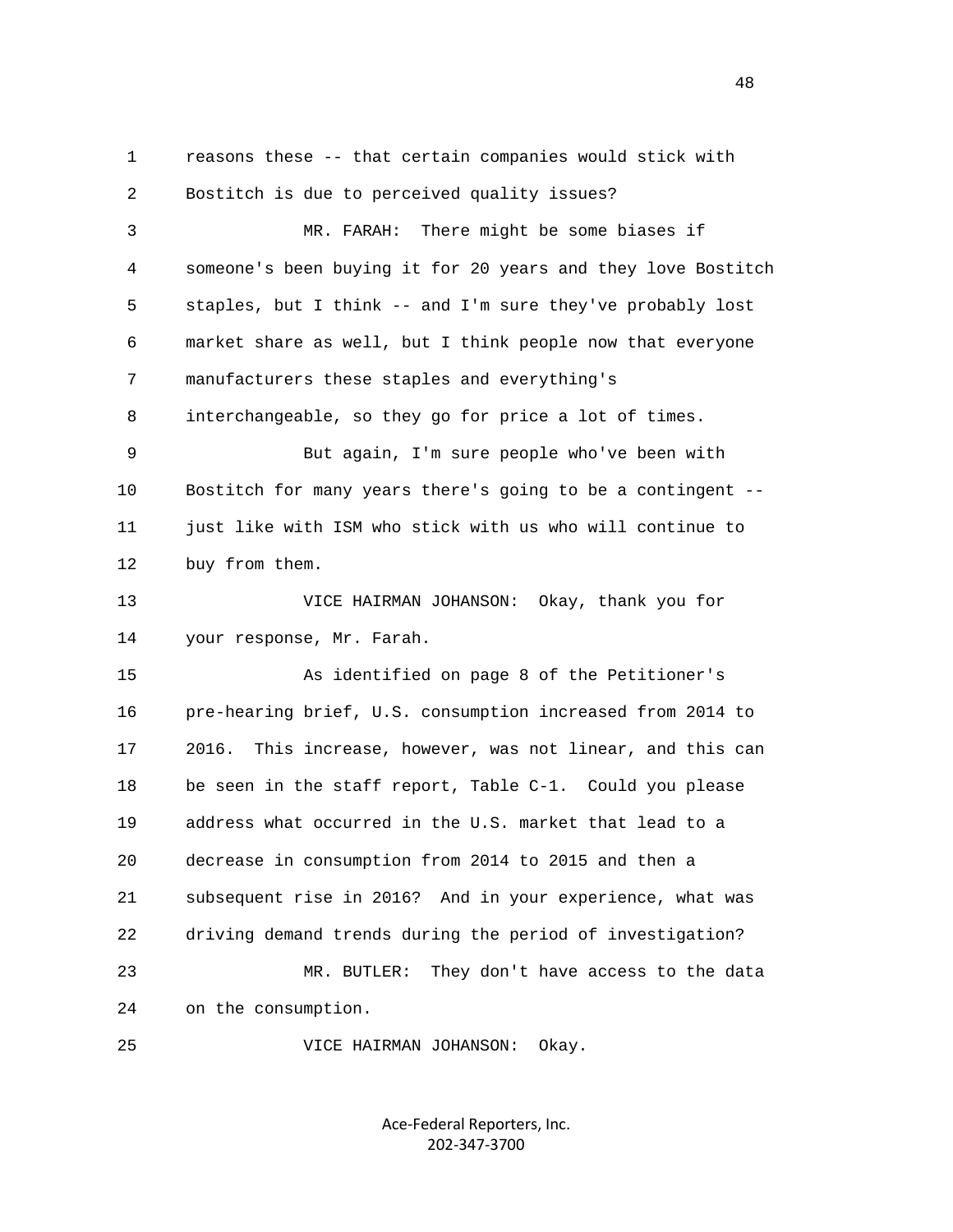1 reasons these -- that certain companies would stick with
2 Bostitch is due to perceived quality issues?
3 MR. FARAH: There might be some biases if
4 someone's been buying it for 20 years and they love Bostitch
5 staples, but I think -- and I'm sure they've probably lost
6 market share as well, but I think people now that everyone
7 manufacturers these staples and everything's
8 interchangeable, so they go for price a lot of times.
9 But again, I'm sure people who've been with
10 Bostitch for many years there's going to be a contingent --
11 just like with ISM who stick with us who will continue to
12 buy from them.
13 VICE HAIRMAN JOHANSON: Okay, thank you for
14 your response, Mr. Farah.
15 As identified on page 8 of the Petitioner's
16 pre-hearing brief, U.S. consumption increased from 2014 to
17 2016. This increase, however, was not linear, and this can
18 be seen in the staff report, Table C-1. Could you please
19 address what occurred in the U.S. market that lead to a
20 decrease in consumption from 2014 to 2015 and then a
21 subsequent rise in 2016? And in your experience, what was
22 driving demand trends during the period of investigation?
23 MR. BUTLER: They don't have access to the data
24 on the consumption.
25 VICE HAIRMAN JOHANSON: Okay.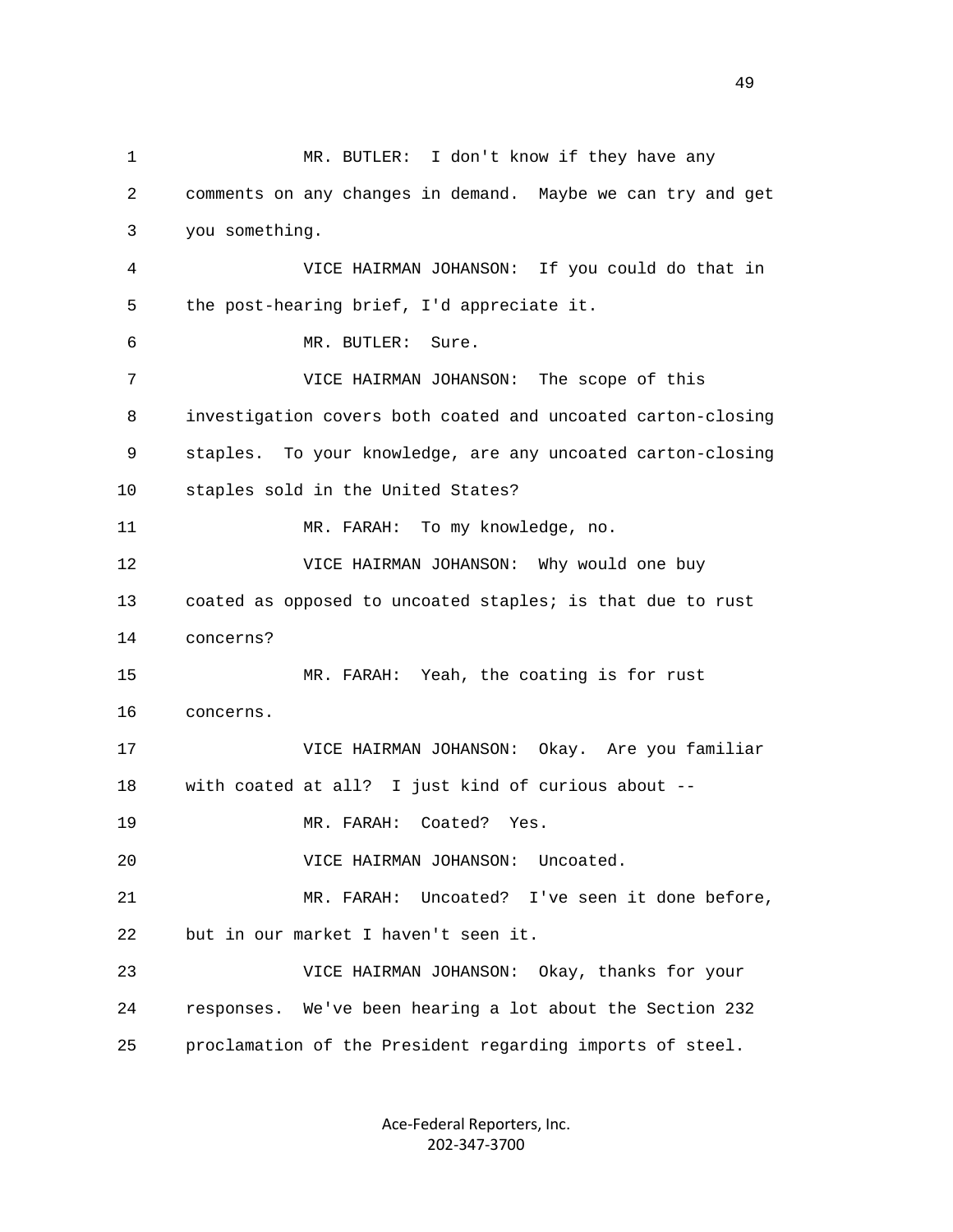MR. BUTLER: I don't know if they have any comments on any changes in demand. Maybe we can try and get you something.

VICE HAIRMAN JOHANSON: If you could do that in the post-hearing brief, I'd appreciate it.

MR. BUTLER: Sure.

VICE HAIRMAN JOHANSON: The scope of this investigation covers both coated and uncoated carton-closing staples. To your knowledge, are any uncoated carton-closing staples sold in the United States?

MR. FARAH: To my knowledge, no.

VICE HAIRMAN JOHANSON: Why would one buy coated as opposed to uncoated staples; is that due to rust concerns?

MR. FARAH: Yeah, the coating is for rust concerns.

VICE HAIRMAN JOHANSON: Okay. Are you familiar with coated at all? I just kind of curious about --

MR. FARAH: Coated? Yes.

VICE HAIRMAN JOHANSON: Uncoated.

MR. FARAH: Uncoated? I've seen it done before, but in our market I haven't seen it.

VICE HAIRMAN JOHANSON: Okay, thanks for your responses. We've been hearing a lot about the Section 232 proclamation of the President regarding imports of steel.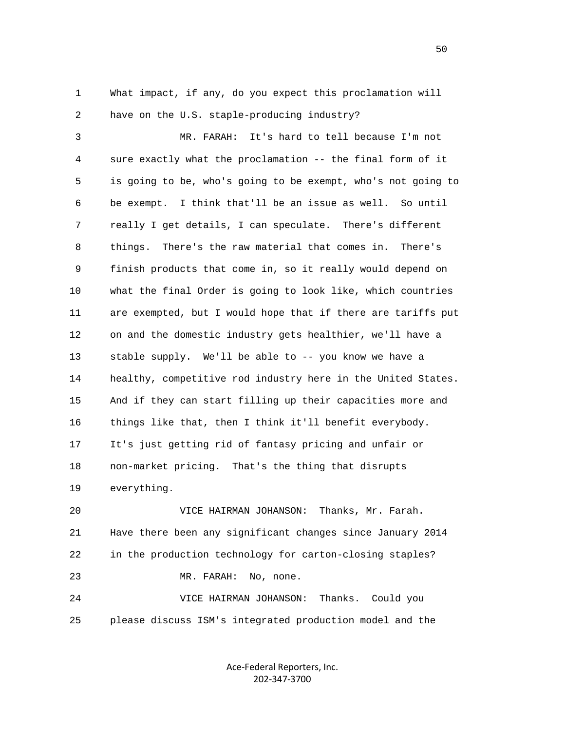What impact, if any, do you expect this proclamation will have on the U.S. staple-producing industry?

MR. FARAH: It's hard to tell because I'm not sure exactly what the proclamation -- the final form of it is going to be, who's going to be exempt, who's not going to be exempt. I think that'll be an issue as well. So until really I get details, I can speculate. There's different things. There's the raw material that comes in. There's finish products that come in, so it really would depend on what the final Order is going to look like, which countries are exempted, but I would hope that if there are tariffs put on and the domestic industry gets healthier, we'll have a stable supply. We'll be able to -- you know we have a healthy, competitive rod industry here in the United States. And if they can start filling up their capacities more and things like that, then I think it'll benefit everybody. It's just getting rid of fantasy pricing and unfair or non-market pricing. That's the thing that disrupts everything.

VICE HAIRMAN JOHANSON: Thanks, Mr. Farah. Have there been any significant changes since January 2014 in the production technology for carton-closing staples?

MR. FARAH: No, none.

VICE HAIRMAN JOHANSON: Thanks. Could you please discuss ISM's integrated production model and the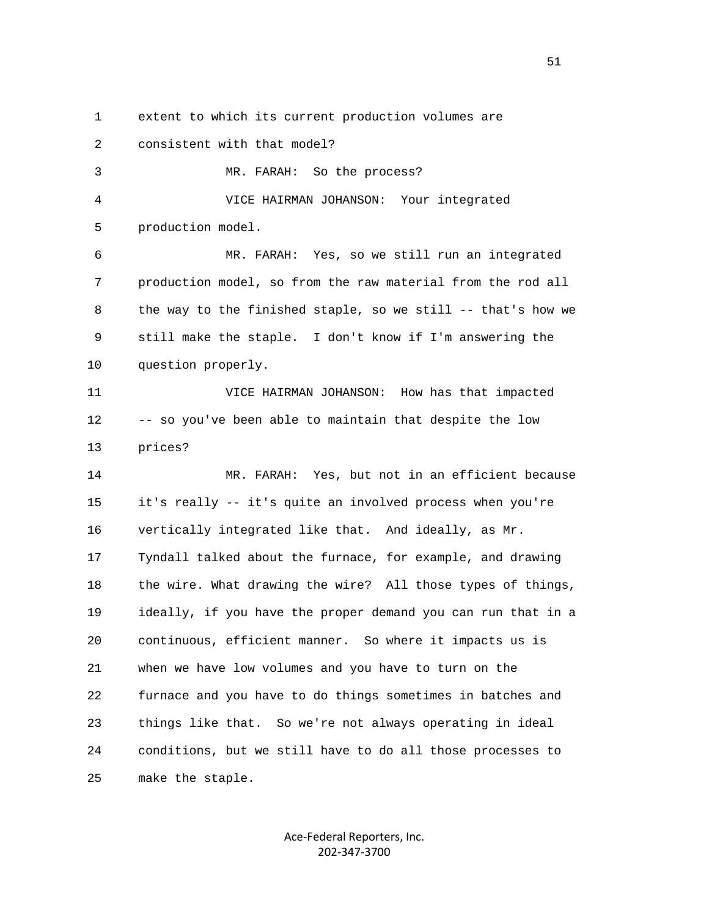extent to which its current production volumes are consistent with that model?

MR. FARAH: So the process?

VICE HAIRMAN JOHANSON: Your integrated production model.

MR. FARAH: Yes, so we still run an integrated production model, so from the raw material from the rod all the way to the finished staple, so we still -- that's how we still make the staple. I don't know if I'm answering the question properly.

VICE HAIRMAN JOHANSON: How has that impacted -- so you've been able to maintain that despite the low prices?

MR. FARAH: Yes, but not in an efficient because it's really -- it's quite an involved process when you're vertically integrated like that. And ideally, as Mr. Tyndall talked about the furnace, for example, and drawing the wire. What drawing the wire? All those types of things, ideally, if you have the proper demand you can run that in a continuous, efficient manner. So where it impacts us is when we have low volumes and you have to turn on the furnace and you have to do things sometimes in batches and things like that. So we're not always operating in ideal conditions, but we still have to do all those processes to make the staple.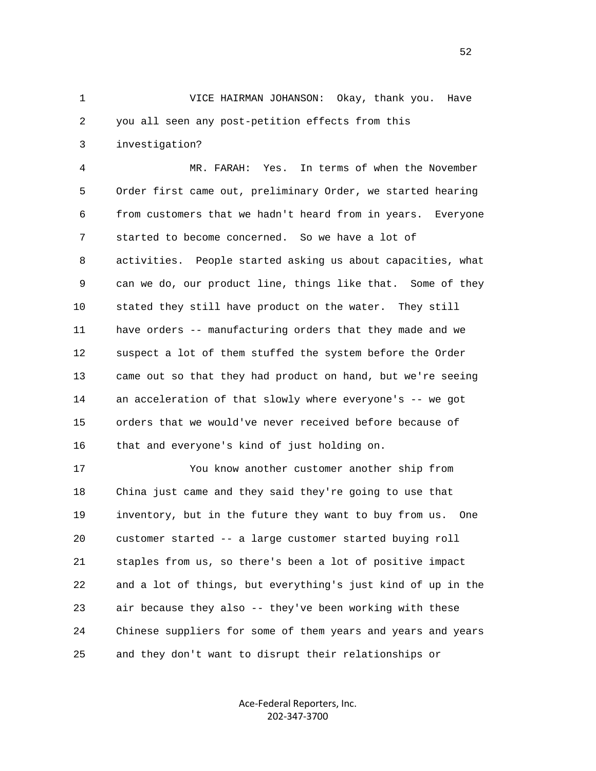VICE HAIRMAN JOHANSON: Okay, thank you. Have you all seen any post-petition effects from this investigation?

MR. FARAH: Yes. In terms of when the November Order first came out, preliminary Order, we started hearing from customers that we hadn't heard from in years. Everyone started to become concerned. So we have a lot of activities. People started asking us about capacities, what can we do, our product line, things like that. Some of they stated they still have product on the water. They still have orders -- manufacturing orders that they made and we suspect a lot of them stuffed the system before the Order came out so that they had product on hand, but we're seeing an acceleration of that slowly where everyone's -- we got orders that we would've never received before because of that and everyone's kind of just holding on.

You know another customer another ship from China just came and they said they're going to use that inventory, but in the future they want to buy from us. One customer started -- a large customer started buying roll staples from us, so there's been a lot of positive impact and a lot of things, but everything's just kind of up in the air because they also -- they've been working with these Chinese suppliers for some of them years and years and years and they don't want to disrupt their relationships or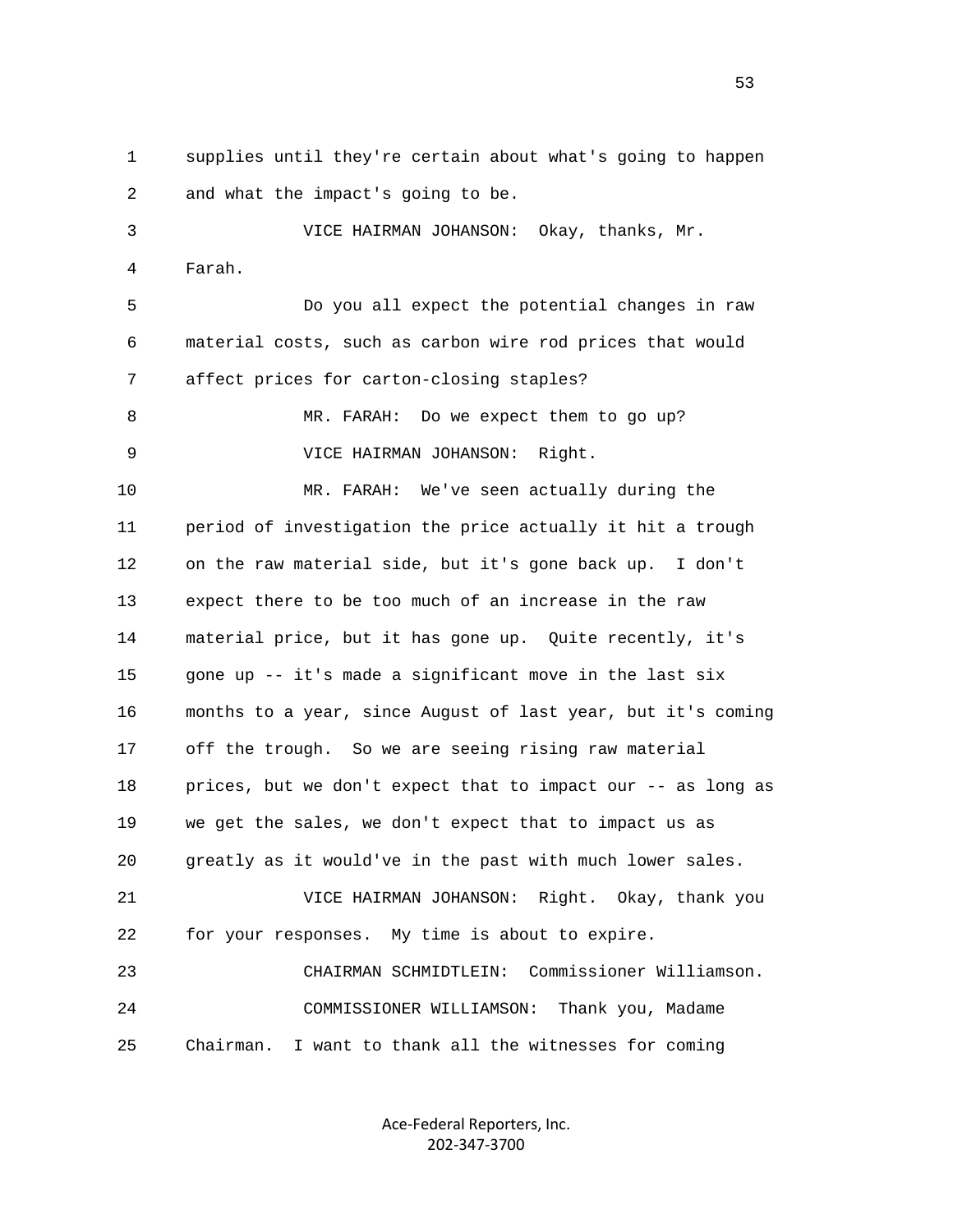supplies until they're certain about what's going to happen and what the impact's going to be.

VICE HAIRMAN JOHANSON: Okay, thanks, Mr. Farah.

Do you all expect the potential changes in raw material costs, such as carbon wire rod prices that would affect prices for carton-closing staples?

MR. FARAH: Do we expect them to go up?

VICE HAIRMAN JOHANSON: Right.

MR. FARAH: We've seen actually during the period of investigation the price actually it hit a trough on the raw material side, but it's gone back up. I don't expect there to be too much of an increase in the raw material price, but it has gone up. Quite recently, it's gone up -- it's made a significant move in the last six months to a year, since August of last year, but it's coming off the trough. So we are seeing rising raw material prices, but we don't expect that to impact our -- as long as we get the sales, we don't expect that to impact us as greatly as it would've in the past with much lower sales.

VICE HAIRMAN JOHANSON: Right. Okay, thank you for your responses. My time is about to expire.

CHAIRMAN SCHMIDTLEIN: Commissioner Williamson.

COMMISSIONER WILLIAMSON: Thank you, Madame Chairman. I want to thank all the witnesses for coming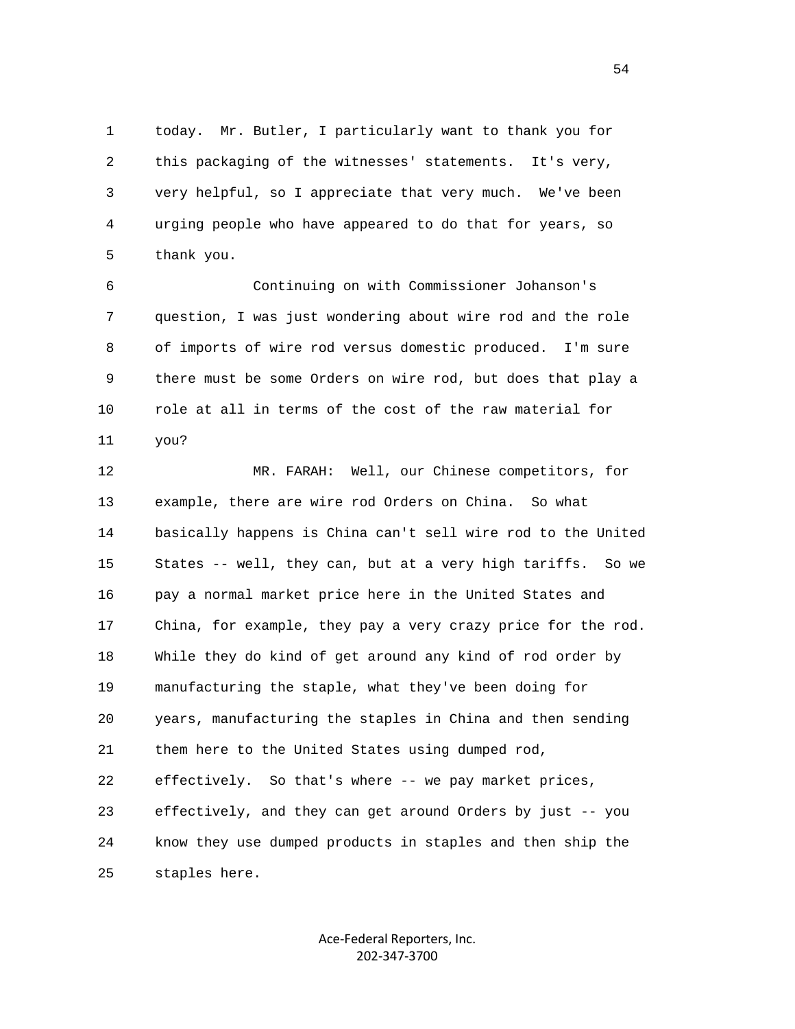today. Mr. Butler, I particularly want to thank you for this packaging of the witnesses' statements. It's very, very helpful, so I appreciate that very much. We've been urging people who have appeared to do that for years, so thank you.

Continuing on with Commissioner Johanson's question, I was just wondering about wire rod and the role of imports of wire rod versus domestic produced. I'm sure there must be some Orders on wire rod, but does that play a role at all in terms of the cost of the raw material for you?

MR. FARAH: Well, our Chinese competitors, for example, there are wire rod Orders on China. So what basically happens is China can't sell wire rod to the United States -- well, they can, but at a very high tariffs. So we pay a normal market price here in the United States and China, for example, they pay a very crazy price for the rod. While they do kind of get around any kind of rod order by manufacturing the staple, what they've been doing for years, manufacturing the staples in China and then sending them here to the United States using dumped rod, effectively. So that's where -- we pay market prices, effectively, and they can get around Orders by just -- you know they use dumped products in staples and then ship the staples here.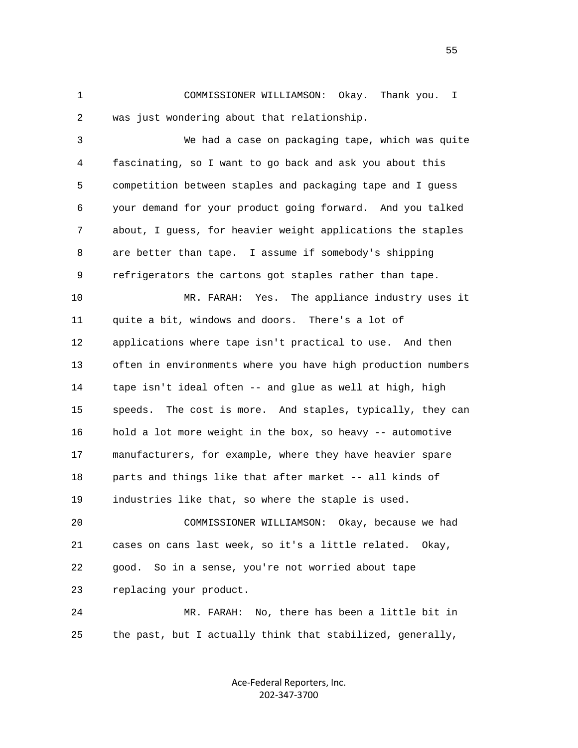COMMISSIONER WILLIAMSON: Okay. Thank you. I was just wondering about that relationship.

We had a case on packaging tape, which was quite fascinating, so I want to go back and ask you about this competition between staples and packaging tape and I guess your demand for your product going forward. And you talked about, I guess, for heavier weight applications the staples are better than tape. I assume if somebody's shipping refrigerators the cartons got staples rather than tape.

MR. FARAH: Yes. The appliance industry uses it quite a bit, windows and doors. There's a lot of applications where tape isn't practical to use. And then often in environments where you have high production numbers tape isn't ideal often -- and glue as well at high, high speeds. The cost is more. And staples, typically, they can hold a lot more weight in the box, so heavy -- automotive manufacturers, for example, where they have heavier spare parts and things like that after market -- all kinds of industries like that, so where the staple is used.

COMMISSIONER WILLIAMSON: Okay, because we had cases on cans last week, so it's a little related. Okay, good. So in a sense, you're not worried about tape replacing your product.

MR. FARAH: No, there has been a little bit in the past, but I actually think that stabilized, generally,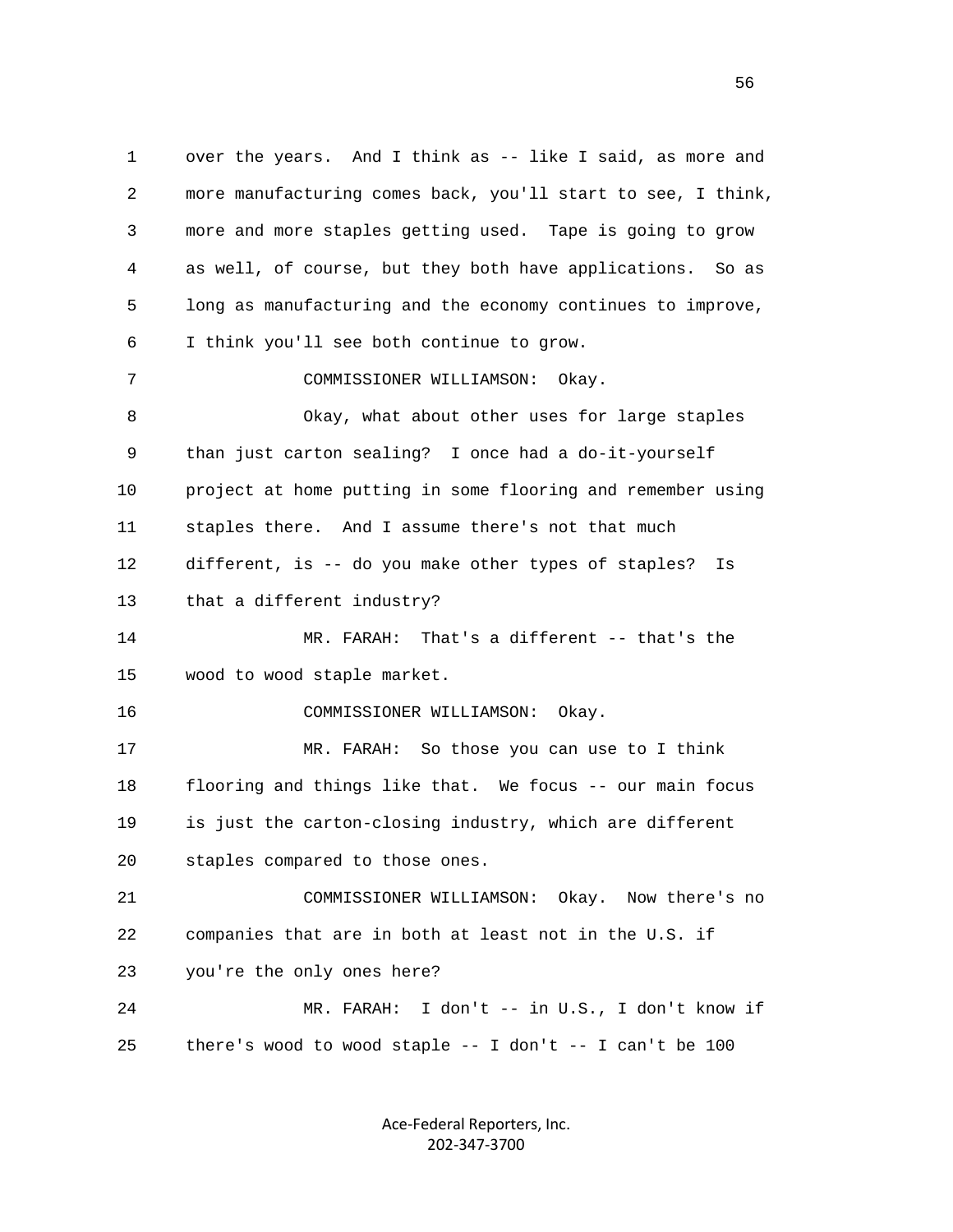1 over the years. And I think as -- like I said, as more and
2 more manufacturing comes back, you'll start to see, I think,
3 more and more staples getting used. Tape is going to grow
4 as well, of course, but they both have applications. So as
5 long as manufacturing and the economy continues to improve,
6 I think you'll see both continue to grow.

7 COMMISSIONER WILLIAMSON: Okay.

8 Okay, what about other uses for large staples
9 than just carton sealing? I once had a do-it-yourself
10 project at home putting in some flooring and remember using
11 staples there. And I assume there's not that much
12 different, is -- do you make other types of staples? Is
13 that a different industry?

14 MR. FARAH: That's a different -- that's the
15 wood to wood staple market.

16 COMMISSIONER WILLIAMSON: Okay.

17 MR. FARAH: So those you can use to I think
18 flooring and things like that. We focus -- our main focus
19 is just the carton-closing industry, which are different
20 staples compared to those ones.

21 COMMISSIONER WILLIAMSON: Okay. Now there's no
22 companies that are in both at least not in the U.S. if
23 you're the only ones here?

24 MR. FARAH: I don't -- in U.S., I don't know if
25 there's wood to wood staple -- I don't -- I can't be 100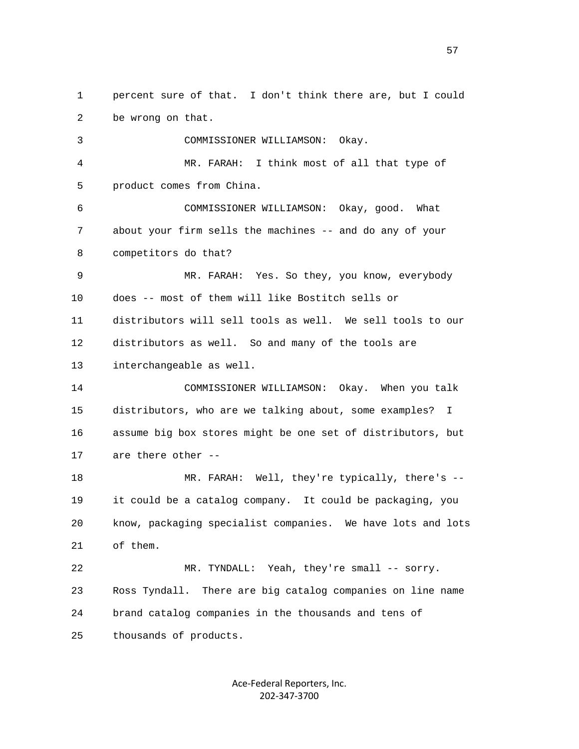percent sure of that. I don't think there are, but I could be wrong on that.

COMMISSIONER WILLIAMSON: Okay.

MR. FARAH: I think most of all that type of product comes from China.

COMMISSIONER WILLIAMSON: Okay, good. What about your firm sells the machines -- and do any of your competitors do that?

MR. FARAH: Yes. So they, you know, everybody does -- most of them will like Bostitch sells or distributors will sell tools as well. We sell tools to our distributors as well. So and many of the tools are interchangeable as well.

COMMISSIONER WILLIAMSON: Okay. When you talk distributors, who are we talking about, some examples? I assume big box stores might be one set of distributors, but are there other --

MR. FARAH: Well, they're typically, there's -- it could be a catalog company. It could be packaging, you know, packaging specialist companies. We have lots and lots of them.

MR. TYNDALL: Yeah, they're small -- sorry. Ross Tyndall. There are big catalog companies on line name brand catalog companies in the thousands and tens of thousands of products.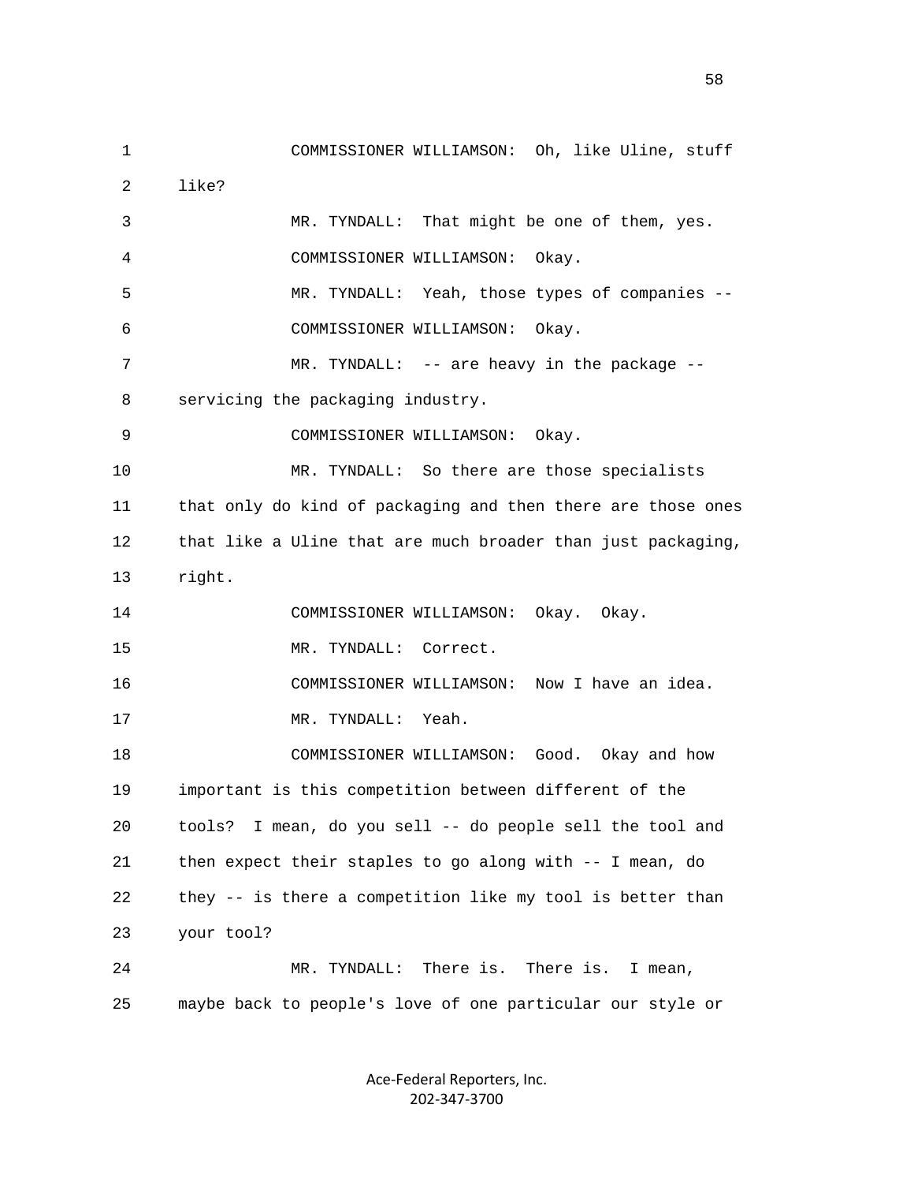COMMISSIONER WILLIAMSON: Oh, like Uline, stuff like?

MR. TYNDALL: That might be one of them, yes.

COMMISSIONER WILLIAMSON: Okay.

MR. TYNDALL: Yeah, those types of companies --

COMMISSIONER WILLIAMSON: Okay.

MR. TYNDALL: -- are heavy in the package -- servicing the packaging industry.

COMMISSIONER WILLIAMSON: Okay.

MR. TYNDALL: So there are those specialists that only do kind of packaging and then there are those ones that like a Uline that are much broader than just packaging, right.

COMMISSIONER WILLIAMSON: Okay. Okay.

MR. TYNDALL: Correct.

COMMISSIONER WILLIAMSON: Now I have an idea.

MR. TYNDALL: Yeah.

COMMISSIONER WILLIAMSON: Good. Okay and how important is this competition between different of the tools? I mean, do you sell -- do people sell the tool and then expect their staples to go along with -- I mean, do they -- is there a competition like my tool is better than your tool?

MR. TYNDALL: There is. There is. I mean, maybe back to people's love of one particular our style or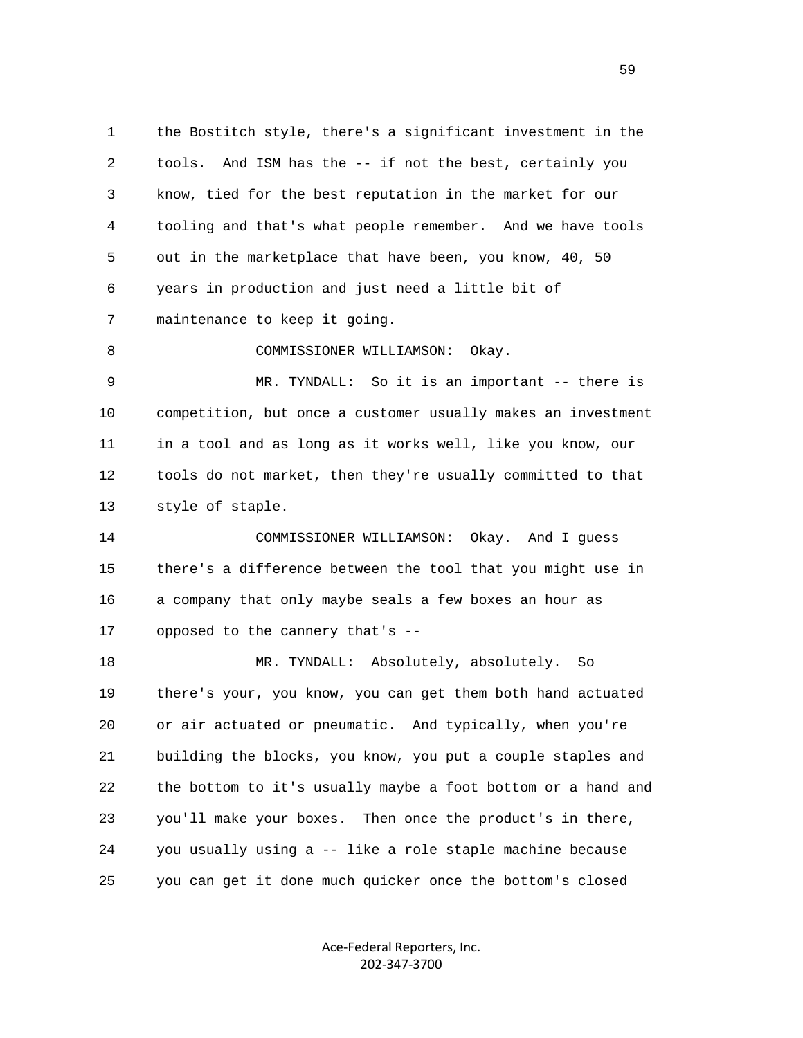1 the Bostitch style, there's a significant investment in the
2 tools. And ISM has the -- if not the best, certainly you
3 know, tied for the best reputation in the market for our
4 tooling and that's what people remember. And we have tools
5 out in the marketplace that have been, you know, 40, 50
6 years in production and just need a little bit of
7 maintenance to keep it going.

8 COMMISSIONER WILLIAMSON: Okay.

9 MR. TYNDALL: So it is an important -- there is
10 competition, but once a customer usually makes an investment
11 in a tool and as long as it works well, like you know, our
12 tools do not market, then they're usually committed to that
13 style of staple.

14 COMMISSIONER WILLIAMSON: Okay. And I guess
15 there's a difference between the tool that you might use in
16 a company that only maybe seals a few boxes an hour as
17 opposed to the cannery that's --

18 MR. TYNDALL: Absolutely, absolutely. So
19 there's your, you know, you can get them both hand actuated
20 or air actuated or pneumatic. And typically, when you're
21 building the blocks, you know, you put a couple staples and
22 the bottom to it's usually maybe a foot bottom or a hand and
23 you'll make your boxes. Then once the product's in there,
24 you usually using a -- like a role staple machine because
25 you can get it done much quicker once the bottom's closed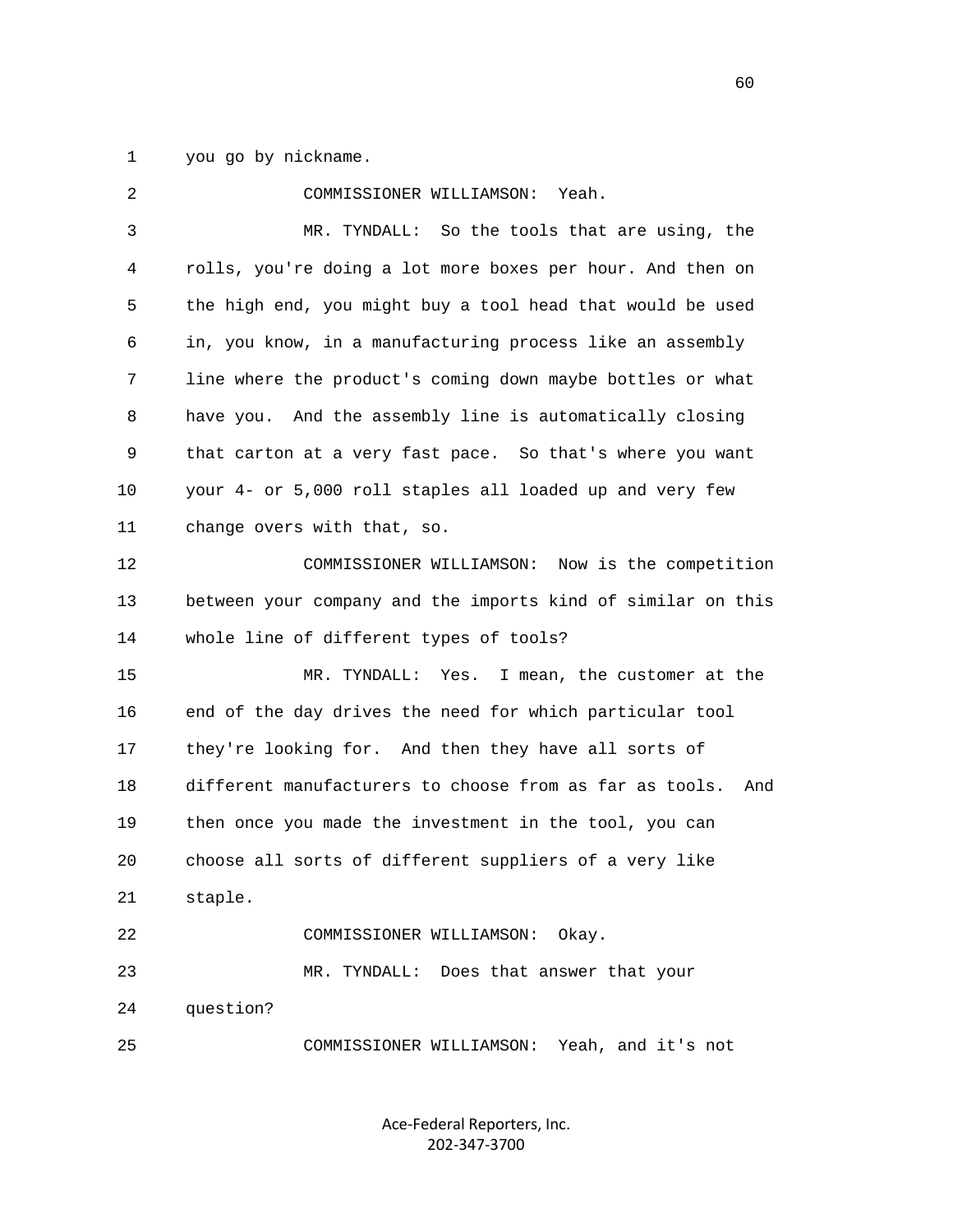you go by nickname.

COMMISSIONER WILLIAMSON: Yeah.

MR. TYNDALL: So the tools that are using, the rolls, you're doing a lot more boxes per hour. And then on the high end, you might buy a tool head that would be used in, you know, in a manufacturing process like an assembly line where the product's coming down maybe bottles or what have you. And the assembly line is automatically closing that carton at a very fast pace. So that's where you want your 4- or 5,000 roll staples all loaded up and very few change overs with that, so.

COMMISSIONER WILLIAMSON: Now is the competition between your company and the imports kind of similar on this whole line of different types of tools?

MR. TYNDALL: Yes. I mean, the customer at the end of the day drives the need for which particular tool they're looking for. And then they have all sorts of different manufacturers to choose from as far as tools. And then once you made the investment in the tool, you can choose all sorts of different suppliers of a very like staple.

COMMISSIONER WILLIAMSON: Okay.

MR. TYNDALL: Does that answer that your question?

COMMISSIONER WILLIAMSON: Yeah, and it's not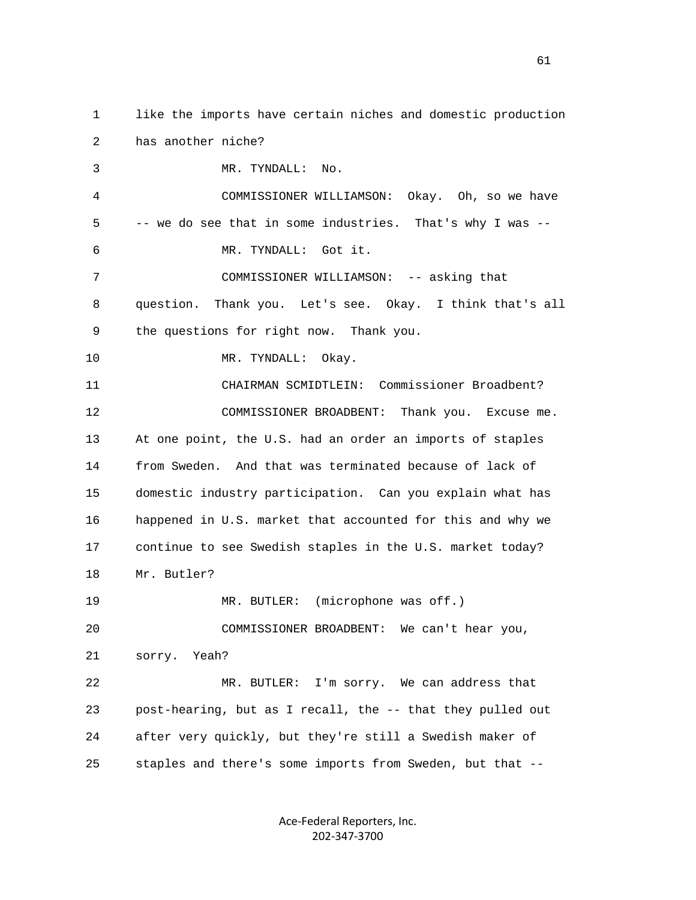like the imports have certain niches and domestic production has another niche?

MR. TYNDALL: No.

COMMISSIONER WILLIAMSON: Okay. Oh, so we have -- we do see that in some industries. That's why I was --

MR. TYNDALL: Got it.

COMMISSIONER WILLIAMSON: -- asking that question. Thank you. Let's see. Okay. I think that's all the questions for right now. Thank you.

MR. TYNDALL: Okay.

CHAIRMAN SCMIDTLEIN: Commissioner Broadbent?

COMMISSIONER BROADBENT: Thank you. Excuse me. At one point, the U.S. had an order an imports of staples from Sweden. And that was terminated because of lack of domestic industry participation. Can you explain what has happened in U.S. market that accounted for this and why we continue to see Swedish staples in the U.S. market today? Mr. Butler?

MR. BUTLER: (microphone was off.)

COMMISSIONER BROADBENT: We can't hear you, sorry. Yeah?

MR. BUTLER: I'm sorry. We can address that post-hearing, but as I recall, the -- that they pulled out after very quickly, but they're still a Swedish maker of staples and there's some imports from Sweden, but that --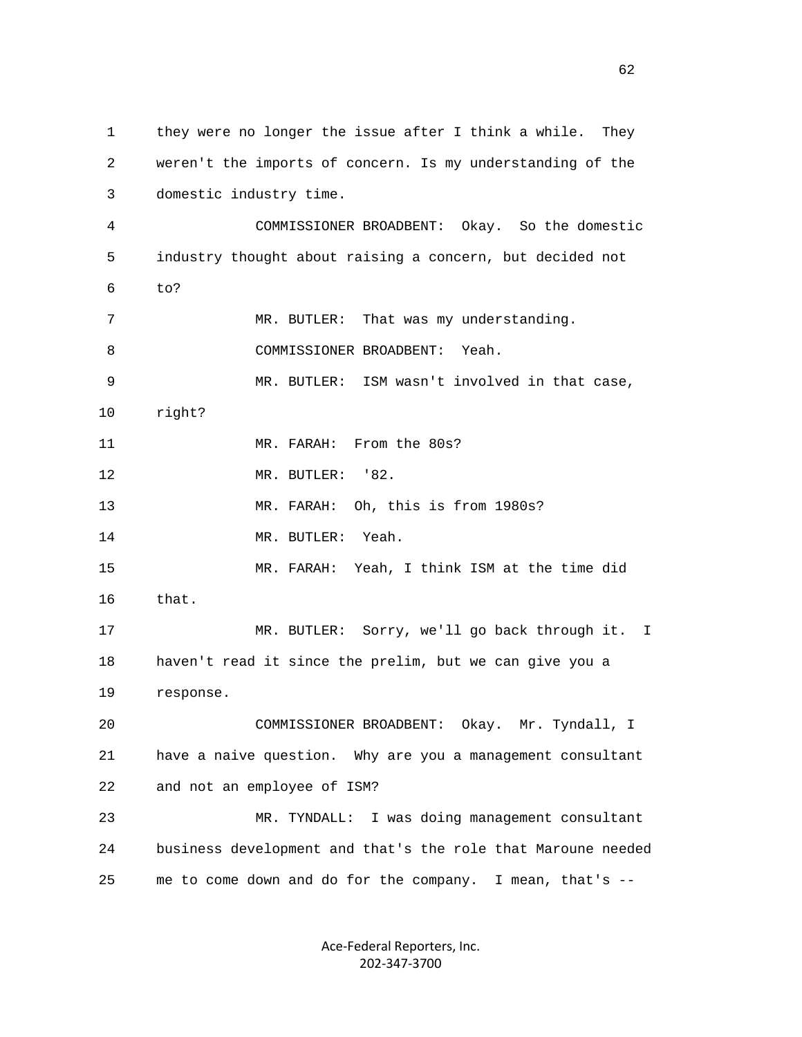1 they were no longer the issue after I think a while. They

2 weren't the imports of concern. Is my understanding of the

3 domestic industry time.

4 COMMISSIONER BROADBENT: Okay. So the domestic

5 industry thought about raising a concern, but decided not

6 to?

7 MR. BUTLER: That was my understanding.

8 COMMISSIONER BROADBENT: Yeah.

9 MR. BUTLER: ISM wasn't involved in that case,

10 right?

11 MR. FARAH: From the 80s?

12 MR. BUTLER: '82.

13 MR. FARAH: Oh, this is from 1980s?

14 MR. BUTLER: Yeah.

15 MR. FARAH: Yeah, I think ISM at the time did

16 that.

17 MR. BUTLER: Sorry, we'll go back through it. I

18 haven't read it since the prelim, but we can give you a

19 response.

20 COMMISSIONER BROADBENT: Okay. Mr. Tyndall, I

21 have a naive question. Why are you a management consultant

22 and not an employee of ISM?

23 MR. TYNDALL: I was doing management consultant

24 business development and that's the role that Maroune needed

25 me to come down and do for the company. I mean, that's --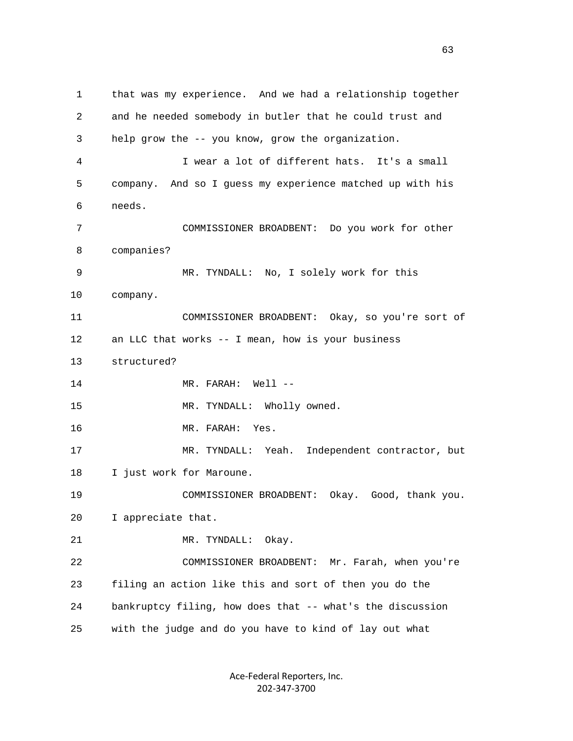1 that was my experience. And we had a relationship together
2 and he needed somebody in butler that he could trust and
3 help grow the -- you know, grow the organization.
4 I wear a lot of different hats. It's a small
5 company. And so I guess my experience matched up with his
6 needs.
7 COMMISSIONER BROADBENT: Do you work for other
8 companies?
9 MR. TYNDALL: No, I solely work for this
10 company.
11 COMMISSIONER BROADBENT: Okay, so you're sort of
12 an LLC that works -- I mean, how is your business
13 structured?
14 MR. FARAH: Well --
15 MR. TYNDALL: Wholly owned.
16 MR. FARAH: Yes.
17 MR. TYNDALL: Yeah. Independent contractor, but
18 I just work for Maroune.
19 COMMISSIONER BROADBENT: Okay. Good, thank you.
20 I appreciate that.
21 MR. TYNDALL: Okay.
22 COMMISSIONER BROADBENT: Mr. Farah, when you're
23 filing an action like this and sort of then you do the
24 bankruptcy filing, how does that -- what's the discussion
25 with the judge and do you have to kind of lay out what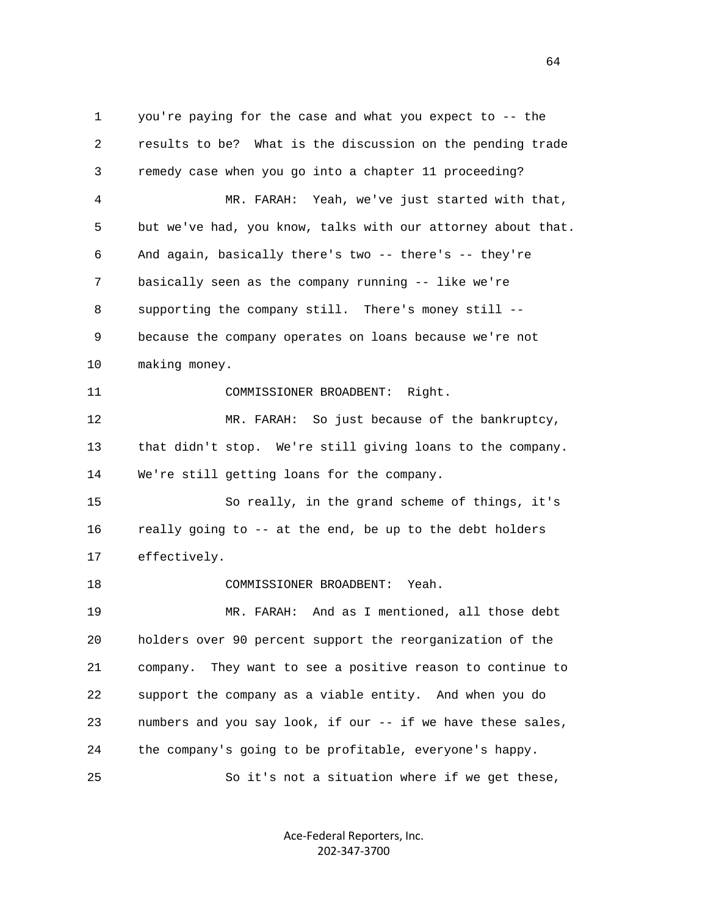1 you're paying for the case and what you expect to -- the
2 results to be? What is the discussion on the pending trade
3 remedy case when you go into a chapter 11 proceeding?
4 MR. FARAH: Yeah, we've just started with that,
5 but we've had, you know, talks with our attorney about that.
6 And again, basically there's two -- there's -- they're
7 basically seen as the company running -- like we're
8 supporting the company still. There's money still --
9 because the company operates on loans because we're not
10 making money.
11 COMMISSIONER BROADBENT: Right.
12 MR. FARAH: So just because of the bankruptcy,
13 that didn't stop. We're still giving loans to the company.
14 We're still getting loans for the company.
15 So really, in the grand scheme of things, it's
16 really going to -- at the end, be up to the debt holders
17 effectively.
18 COMMISSIONER BROADBENT: Yeah.
19 MR. FARAH: And as I mentioned, all those debt
20 holders over 90 percent support the reorganization of the
21 company. They want to see a positive reason to continue to
22 support the company as a viable entity. And when you do
23 numbers and you say look, if our -- if we have these sales,
24 the company's going to be profitable, everyone's happy.
25 So it's not a situation where if we get these,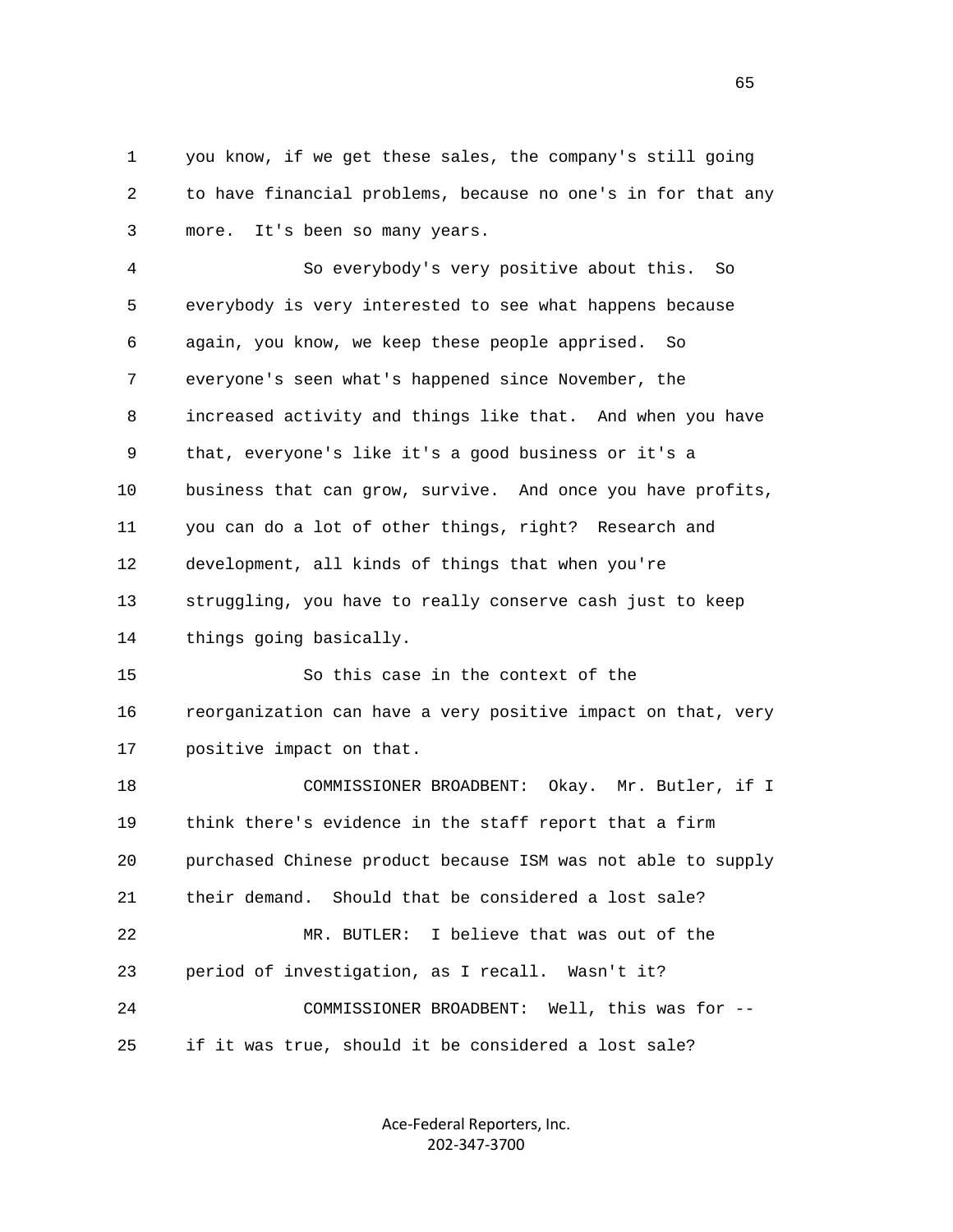you know, if we get these sales, the company's still going to have financial problems, because no one's in for that any more. It's been so many years.

So everybody's very positive about this. So everybody is very interested to see what happens because again, you know, we keep these people apprised. So everyone's seen what's happened since November, the increased activity and things like that. And when you have that, everyone's like it's a good business or it's a business that can grow, survive. And once you have profits, you can do a lot of other things, right? Research and development, all kinds of things that when you're struggling, you have to really conserve cash just to keep things going basically.

So this case in the context of the reorganization can have a very positive impact on that, very positive impact on that.

COMMISSIONER BROADBENT: Okay. Mr. Butler, if I think there's evidence in the staff report that a firm purchased Chinese product because ISM was not able to supply their demand. Should that be considered a lost sale?

MR. BUTLER: I believe that was out of the period of investigation, as I recall. Wasn't it?

COMMISSIONER BROADBENT: Well, this was for -- if it was true, should it be considered a lost sale?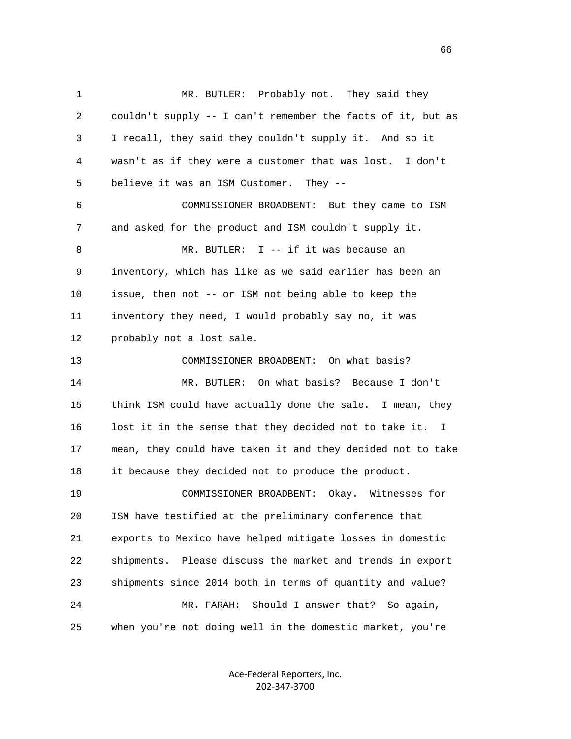MR. BUTLER: Probably not. They said they couldn't supply -- I can't remember the facts of it, but as I recall, they said they couldn't supply it. And so it wasn't as if they were a customer that was lost. I don't believe it was an ISM Customer. They --

COMMISSIONER BROADBENT: But they came to ISM and asked for the product and ISM couldn't supply it.

MR. BUTLER: I -- if it was because an inventory, which has like as we said earlier has been an issue, then not -- or ISM not being able to keep the inventory they need, I would probably say no, it was probably not a lost sale.

COMMISSIONER BROADBENT: On what basis?

MR. BUTLER: On what basis? Because I don't think ISM could have actually done the sale. I mean, they lost it in the sense that they decided not to take it. I mean, they could have taken it and they decided not to take it because they decided not to produce the product.

COMMISSIONER BROADBENT: Okay. Witnesses for ISM have testified at the preliminary conference that exports to Mexico have helped mitigate losses in domestic shipments. Please discuss the market and trends in export shipments since 2014 both in terms of quantity and value?

MR. FARAH: Should I answer that? So again, when you're not doing well in the domestic market, you're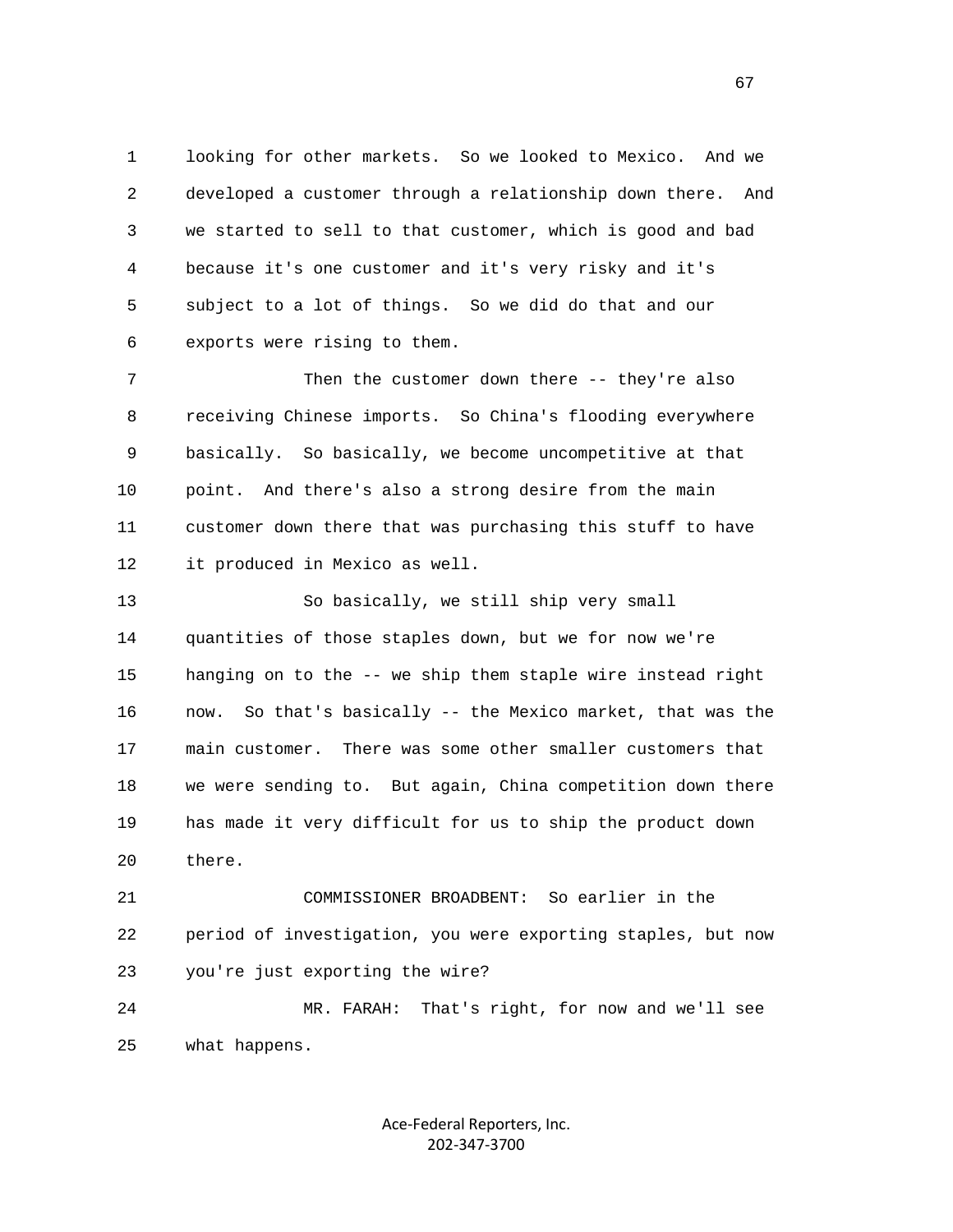looking for other markets. So we looked to Mexico. And we developed a customer through a relationship down there. And we started to sell to that customer, which is good and bad because it's one customer and it's very risky and it's subject to a lot of things. So we did do that and our exports were rising to them.

Then the customer down there -- they're also receiving Chinese imports. So China's flooding everywhere basically. So basically, we become uncompetitive at that point. And there's also a strong desire from the main customer down there that was purchasing this stuff to have it produced in Mexico as well.

So basically, we still ship very small quantities of those staples down, but we for now we're hanging on to the -- we ship them staple wire instead right now. So that's basically -- the Mexico market, that was the main customer. There was some other smaller customers that we were sending to. But again, China competition down there has made it very difficult for us to ship the product down there.

COMMISSIONER BROADBENT: So earlier in the period of investigation, you were exporting staples, but now you're just exporting the wire?

MR. FARAH: That's right, for now and we'll see what happens.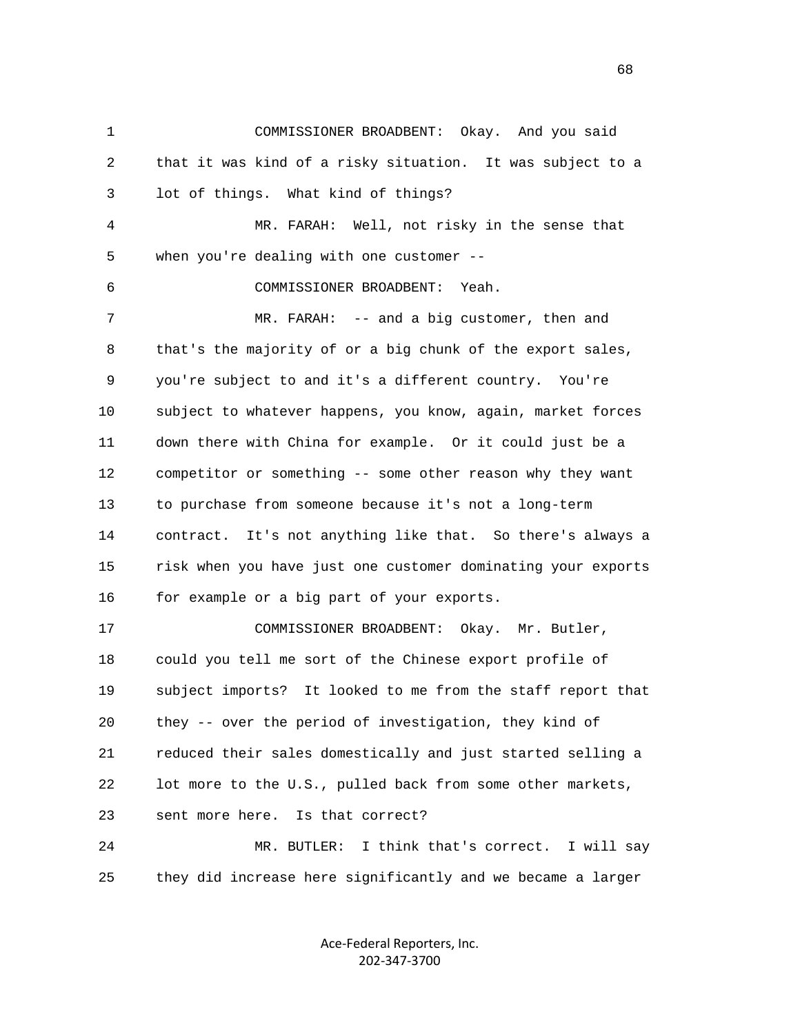COMMISSIONER BROADBENT: Okay. And you said that it was kind of a risky situation. It was subject to a lot of things. What kind of things?

MR. FARAH: Well, not risky in the sense that when you're dealing with one customer --

COMMISSIONER BROADBENT: Yeah.

MR. FARAH: -- and a big customer, then and that's the majority of or a big chunk of the export sales, you're subject to and it's a different country. You're subject to whatever happens, you know, again, market forces down there with China for example. Or it could just be a competitor or something -- some other reason why they want to purchase from someone because it's not a long-term contract. It's not anything like that. So there's always a risk when you have just one customer dominating your exports for example or a big part of your exports.

COMMISSIONER BROADBENT: Okay. Mr. Butler, could you tell me sort of the Chinese export profile of subject imports? It looked to me from the staff report that they -- over the period of investigation, they kind of reduced their sales domestically and just started selling a lot more to the U.S., pulled back from some other markets, sent more here. Is that correct?

MR. BUTLER: I think that's correct. I will say they did increase here significantly and we became a larger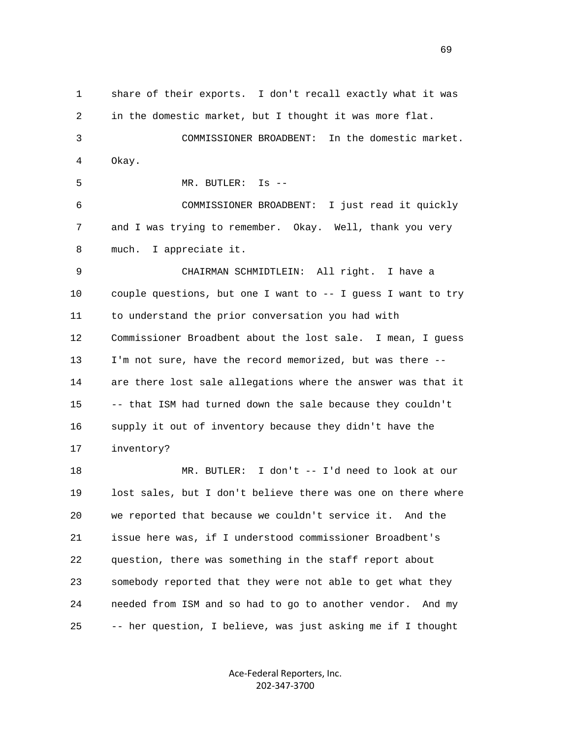share of their exports. I don't recall exactly what it was in the domestic market, but I thought it was more flat.

COMMISSIONER BROADBENT: In the domestic market. Okay.

MR. BUTLER: Is --

COMMISSIONER BROADBENT: I just read it quickly and I was trying to remember. Okay. Well, thank you very much. I appreciate it.

CHAIRMAN SCHMIDTLEIN: All right. I have a couple questions, but one I want to -- I guess I want to try to understand the prior conversation you had with Commissioner Broadbent about the lost sale. I mean, I guess I'm not sure, have the record memorized, but was there -- are there lost sale allegations where the answer was that it -- that ISM had turned down the sale because they couldn't supply it out of inventory because they didn't have the inventory?

MR. BUTLER: I don't -- I'd need to look at our lost sales, but I don't believe there was one on there where we reported that because we couldn't service it. And the issue here was, if I understood commissioner Broadbent's question, there was something in the staff report about somebody reported that they were not able to get what they needed from ISM and so had to go to another vendor. And my -- her question, I believe, was just asking me if I thought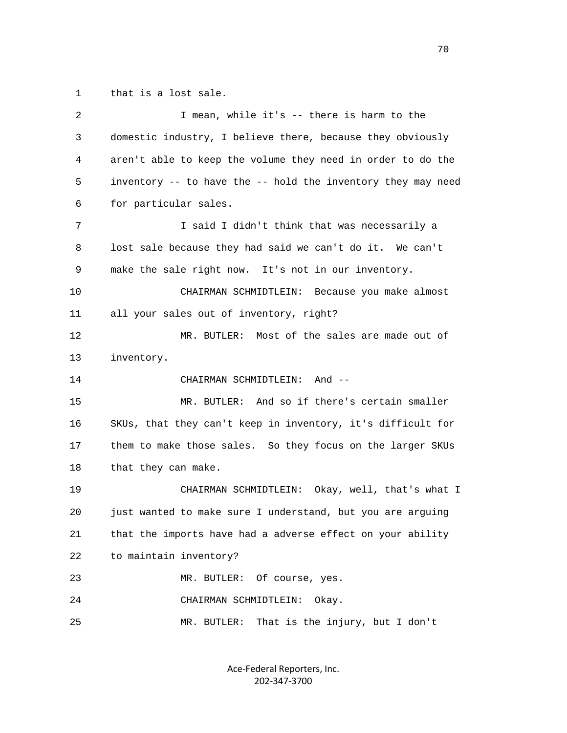1 that is a lost sale.

2 I mean, while it's -- there is harm to the

3 domestic industry, I believe there, because they obviously

4 aren't able to keep the volume they need in order to do the

5 inventory -- to have the -- hold the inventory they may need

6 for particular sales.

7 I said I didn't think that was necessarily a

8 lost sale because they had said we can't do it. We can't

9 make the sale right now. It's not in our inventory.

10 CHAIRMAN SCHMIDTLEIN: Because you make almost

11 all your sales out of inventory, right?

12 MR. BUTLER: Most of the sales are made out of

13 inventory.

14 CHAIRMAN SCHMIDTLEIN: And --

15 MR. BUTLER: And so if there's certain smaller

16 SKUs, that they can't keep in inventory, it's difficult for

17 them to make those sales. So they focus on the larger SKUs

18 that they can make.

19 CHAIRMAN SCHMIDTLEIN: Okay, well, that's what I

20 just wanted to make sure I understand, but you are arguing

21 that the imports have had a adverse effect on your ability

22 to maintain inventory?

23 MR. BUTLER: Of course, yes.

24 CHAIRMAN SCHMIDTLEIN: Okay.

25 MR. BUTLER: That is the injury, but I don't

Ace-Federal Reporters, Inc.
202-347-3700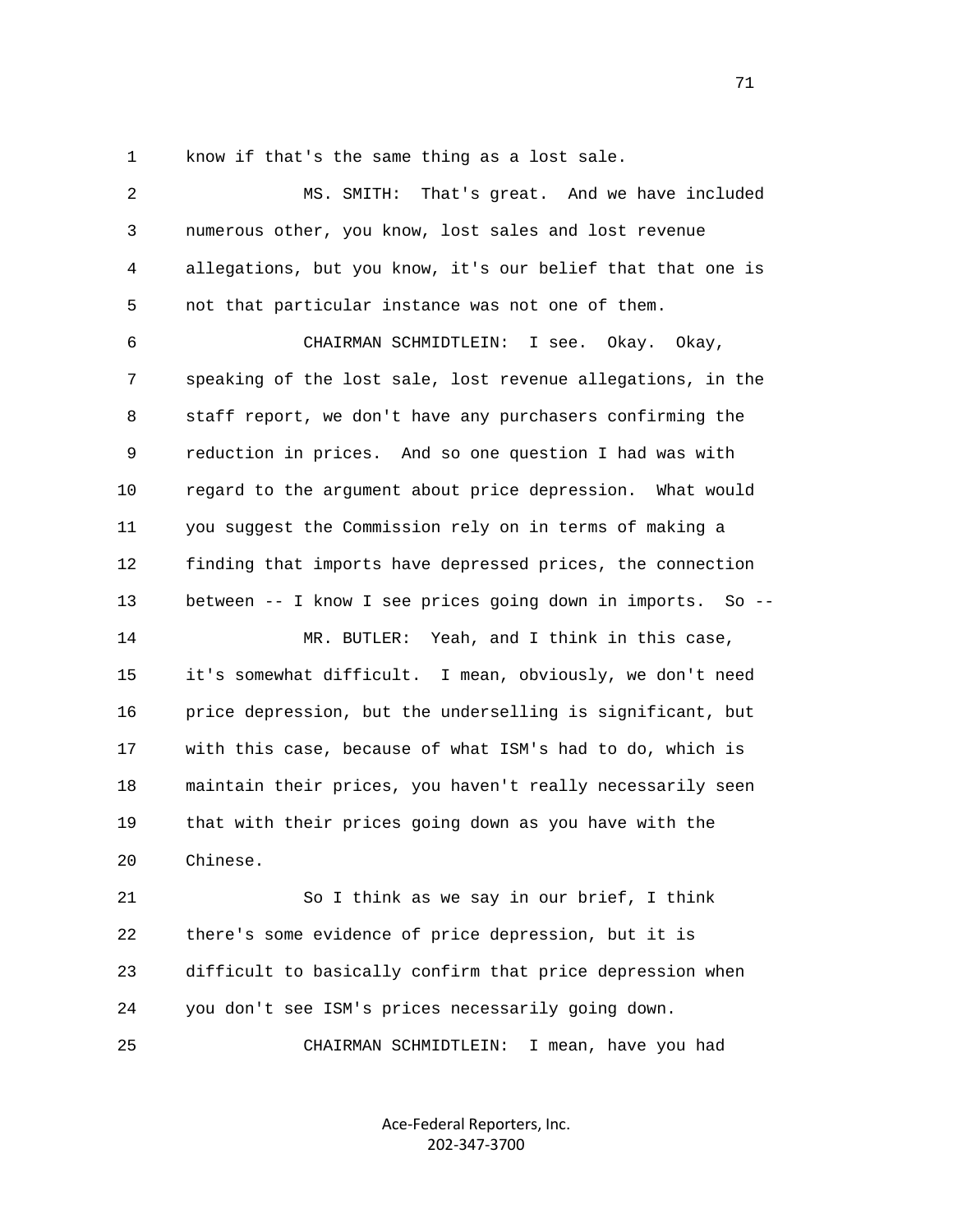know if that's the same thing as a lost sale.

MS. SMITH: That's great. And we have included numerous other, you know, lost sales and lost revenue allegations, but you know, it's our belief that that one is not that particular instance was not one of them.

CHAIRMAN SCHMIDTLEIN: I see. Okay. Okay, speaking of the lost sale, lost revenue allegations, in the staff report, we don't have any purchasers confirming the reduction in prices. And so one question I had was with regard to the argument about price depression. What would you suggest the Commission rely on in terms of making a finding that imports have depressed prices, the connection between -- I know I see prices going down in imports. So --

MR. BUTLER: Yeah, and I think in this case, it's somewhat difficult. I mean, obviously, we don't need price depression, but the underselling is significant, but with this case, because of what ISM's had to do, which is maintain their prices, you haven't really necessarily seen that with their prices going down as you have with the Chinese.

So I think as we say in our brief, I think there's some evidence of price depression, but it is difficult to basically confirm that price depression when you don't see ISM's prices necessarily going down.

CHAIRMAN SCHMIDTLEIN: I mean, have you had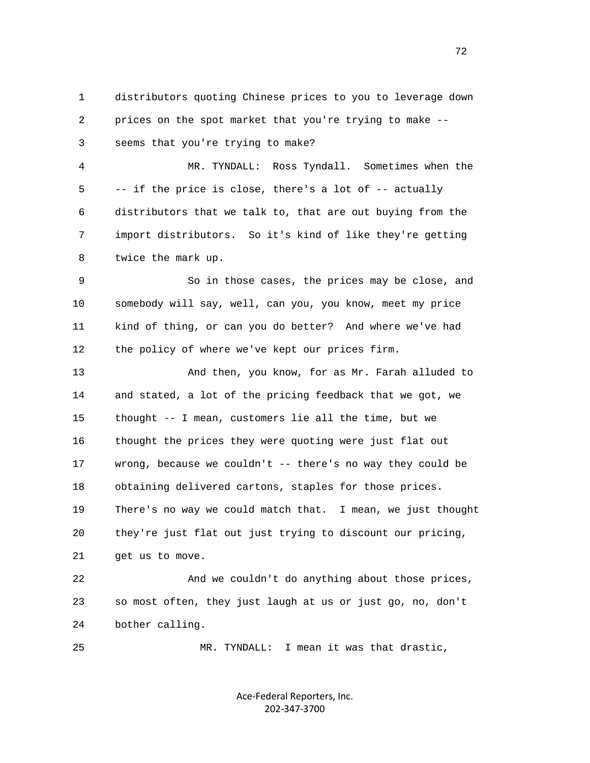distributors quoting Chinese prices to you to leverage down prices on the spot market that you're trying to make -- seems that you're trying to make?

MR. TYNDALL: Ross Tyndall. Sometimes when the -- if the price is close, there's a lot of -- actually distributors that we talk to, that are out buying from the import distributors. So it's kind of like they're getting twice the mark up.

So in those cases, the prices may be close, and somebody will say, well, can you, you know, meet my price kind of thing, or can you do better? And where we've had the policy of where we've kept our prices firm.

And then, you know, for as Mr. Farah alluded to and stated, a lot of the pricing feedback that we got, we thought -- I mean, customers lie all the time, but we thought the prices they were quoting were just flat out wrong, because we couldn't -- there's no way they could be obtaining delivered cartons, staples for those prices. There's no way we could match that. I mean, we just thought they're just flat out just trying to discount our pricing, get us to move.

And we couldn't do anything about those prices, so most often, they just laugh at us or just go, no, don't bother calling.

MR. TYNDALL: I mean it was that drastic,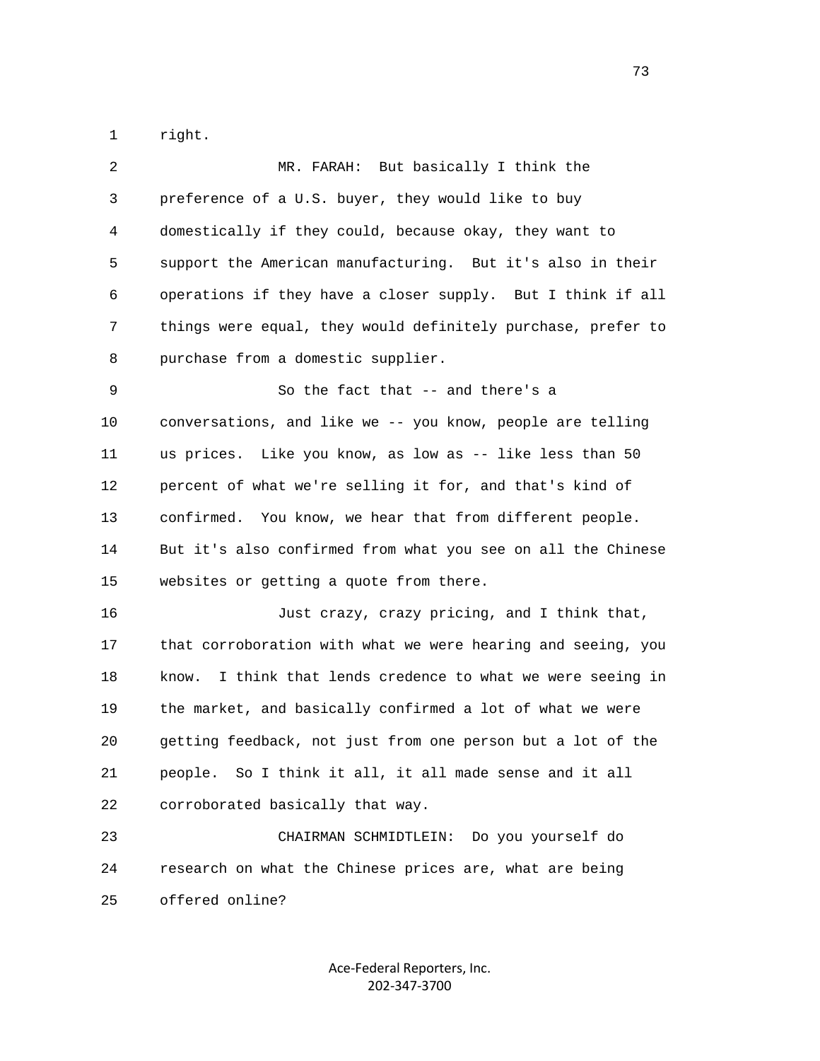right.

MR. FARAH: But basically I think the preference of a U.S. buyer, they would like to buy domestically if they could, because okay, they want to support the American manufacturing. But it's also in their operations if they have a closer supply. But I think if all things were equal, they would definitely purchase, prefer to purchase from a domestic supplier.

So the fact that -- and there's a conversations, and like we -- you know, people are telling us prices. Like you know, as low as -- like less than 50 percent of what we're selling it for, and that's kind of confirmed. You know, we hear that from different people. But it's also confirmed from what you see on all the Chinese websites or getting a quote from there.

Just crazy, crazy pricing, and I think that, that corroboration with what we were hearing and seeing, you know. I think that lends credence to what we were seeing in the market, and basically confirmed a lot of what we were getting feedback, not just from one person but a lot of the people. So I think it all, it all made sense and it all corroborated basically that way.

CHAIRMAN SCHMIDTLEIN: Do you yourself do research on what the Chinese prices are, what are being offered online?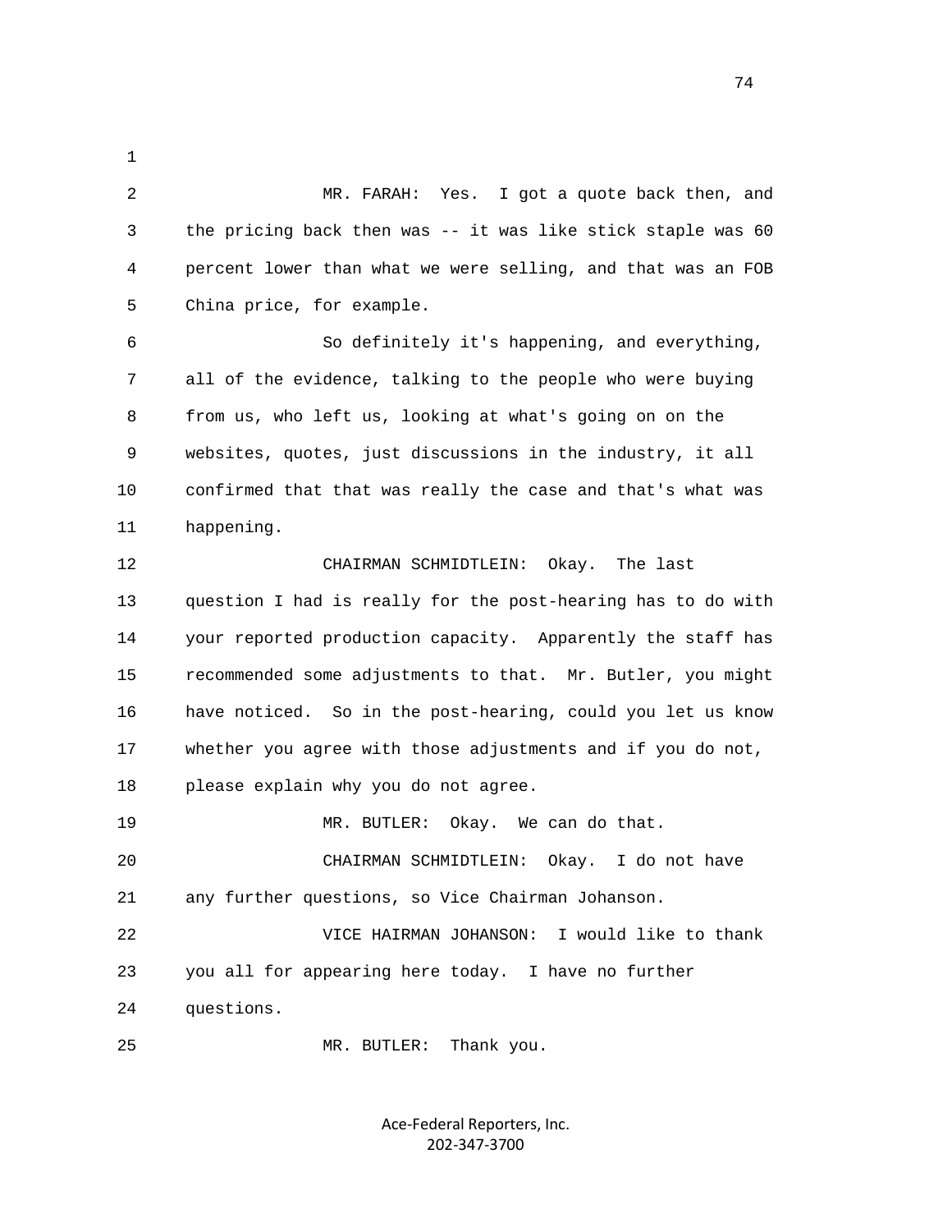MR. FARAH: Yes. I got a quote back then, and the pricing back then was -- it was like stick staple was 60 percent lower than what we were selling, and that was an FOB China price, for example.

So definitely it's happening, and everything, all of the evidence, talking to the people who were buying from us, who left us, looking at what's going on on the websites, quotes, just discussions in the industry, it all confirmed that that was really the case and that's what was happening.

CHAIRMAN SCHMIDTLEIN: Okay. The last question I had is really for the post-hearing has to do with your reported production capacity. Apparently the staff has recommended some adjustments to that. Mr. Butler, you might have noticed. So in the post-hearing, could you let us know whether you agree with those adjustments and if you do not, please explain why you do not agree.

MR. BUTLER: Okay. We can do that.

CHAIRMAN SCHMIDTLEIN: Okay. I do not have any further questions, so Vice Chairman Johanson.

VICE HAIRMAN JOHANSON: I would like to thank you all for appearing here today. I have no further questions.

MR. BUTLER: Thank you.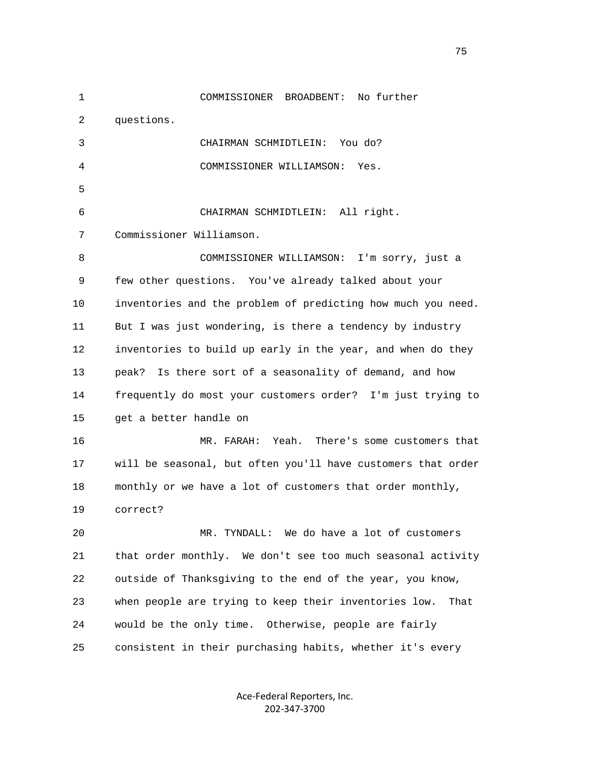COMMISSIONER BROADBENT: No further questions.

CHAIRMAN SCHMIDTLEIN: You do?

COMMISSIONER WILLIAMSON: Yes.

CHAIRMAN SCHMIDTLEIN: All right. Commissioner Williamson.

COMMISSIONER WILLIAMSON: I'm sorry, just a few other questions. You've already talked about your inventories and the problem of predicting how much you need. But I was just wondering, is there a tendency by industry inventories to build up early in the year, and when do they peak? Is there sort of a seasonality of demand, and how frequently do most your customers order? I'm just trying to get a better handle on

MR. FARAH: Yeah. There's some customers that will be seasonal, but often you'll have customers that order monthly or we have a lot of customers that order monthly, correct?

MR. TYNDALL: We do have a lot of customers that order monthly. We don't see too much seasonal activity outside of Thanksgiving to the end of the year, you know, when people are trying to keep their inventories low. That would be the only time. Otherwise, people are fairly consistent in their purchasing habits, whether it's every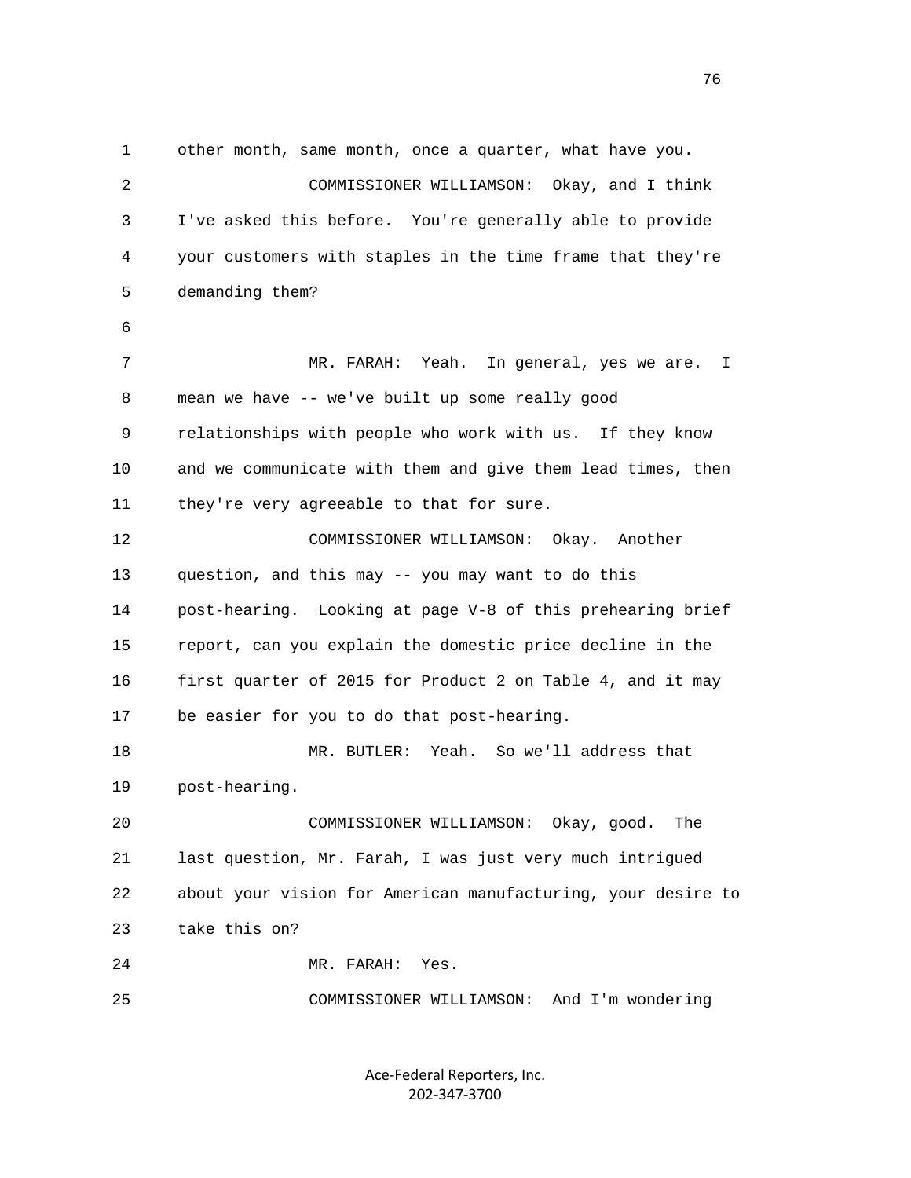other month, same month, once a quarter, what have you.

COMMISSIONER WILLIAMSON: Okay, and I think I've asked this before. You're generally able to provide your customers with staples in the time frame that they're demanding them?

MR. FARAH: Yeah. In general, yes we are. I mean we have -- we've built up some really good relationships with people who work with us. If they know and we communicate with them and give them lead times, then they're very agreeable to that for sure.

COMMISSIONER WILLIAMSON: Okay. Another question, and this may -- you may want to do this post-hearing. Looking at page V-8 of this prehearing brief report, can you explain the domestic price decline in the first quarter of 2015 for Product 2 on Table 4, and it may be easier for you to do that post-hearing.

MR. BUTLER: Yeah. So we'll address that post-hearing.

COMMISSIONER WILLIAMSON: Okay, good. The last question, Mr. Farah, I was just very much intrigued about your vision for American manufacturing, your desire to take this on?

MR. FARAH: Yes.

COMMISSIONER WILLIAMSON: And I'm wondering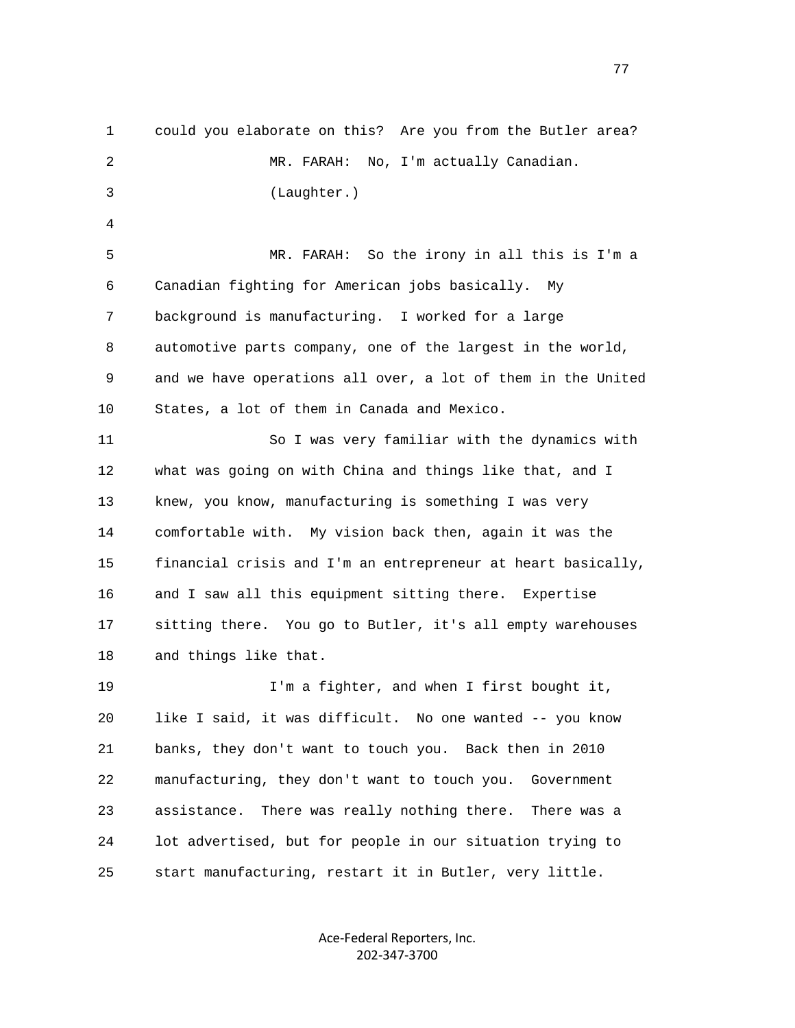could you elaborate on this? Are you from the Butler area?

MR. FARAH: No, I'm actually Canadian.

(Laughter.)

MR. FARAH: So the irony in all this is I'm a Canadian fighting for American jobs basically. My background is manufacturing. I worked for a large automotive parts company, one of the largest in the world, and we have operations all over, a lot of them in the United States, a lot of them in Canada and Mexico.

So I was very familiar with the dynamics with what was going on with China and things like that, and I knew, you know, manufacturing is something I was very comfortable with. My vision back then, again it was the financial crisis and I'm an entrepreneur at heart basically, and I saw all this equipment sitting there. Expertise sitting there. You go to Butler, it's all empty warehouses and things like that.

I'm a fighter, and when I first bought it, like I said, it was difficult. No one wanted -- you know banks, they don't want to touch you. Back then in 2010 manufacturing, they don't want to touch you. Government assistance. There was really nothing there. There was a lot advertised, but for people in our situation trying to start manufacturing, restart it in Butler, very little.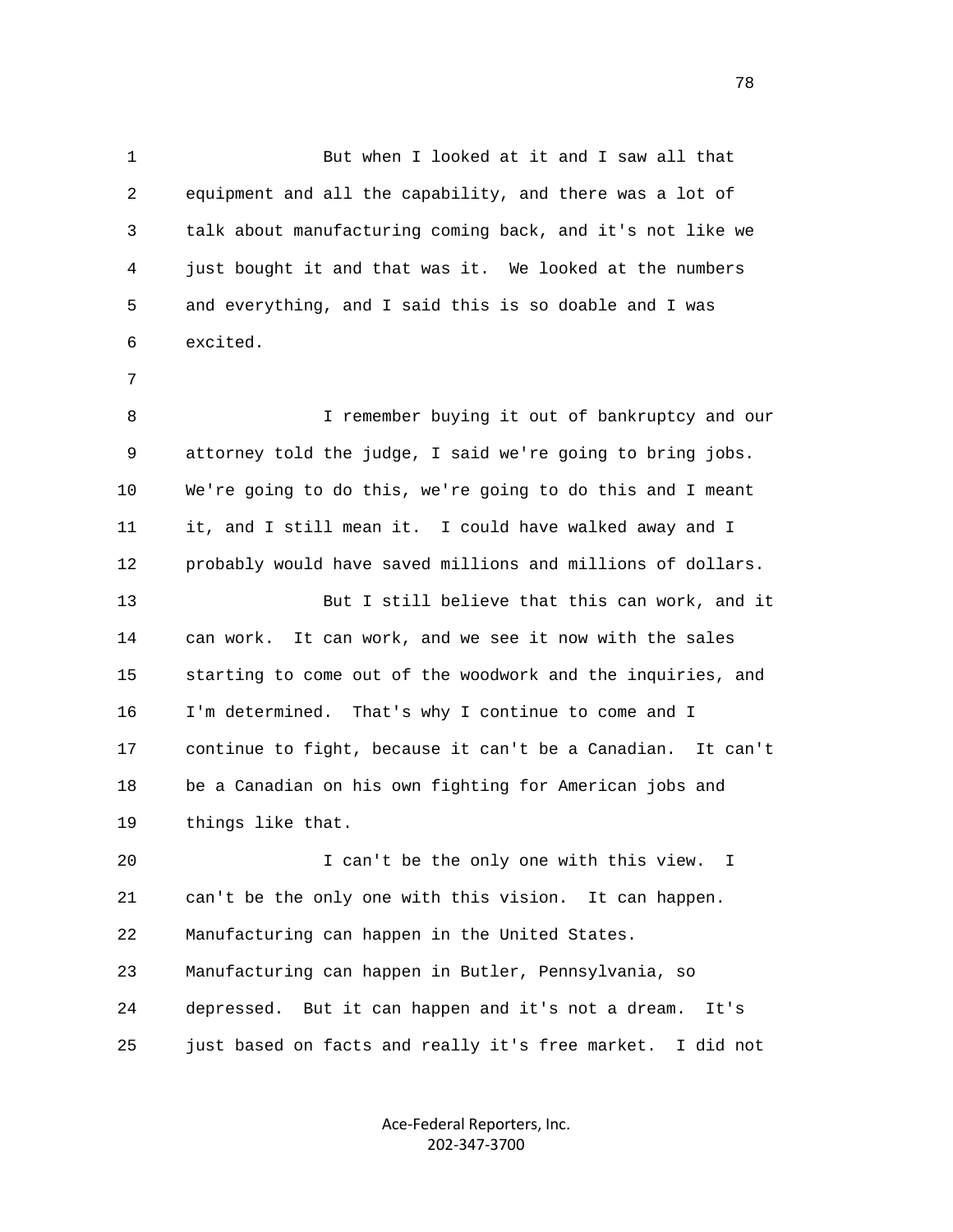But when I looked at it and I saw all that equipment and all the capability, and there was a lot of talk about manufacturing coming back, and it's not like we just bought it and that was it. We looked at the numbers and everything, and I said this is so doable and I was excited.

I remember buying it out of bankruptcy and our attorney told the judge, I said we're going to bring jobs. We're going to do this, we're going to do this and I meant it, and I still mean it. I could have walked away and I probably would have saved millions and millions of dollars.

But I still believe that this can work, and it can work. It can work, and we see it now with the sales starting to come out of the woodwork and the inquiries, and I'm determined. That's why I continue to come and I continue to fight, because it can't be a Canadian. It can't be a Canadian on his own fighting for American jobs and things like that.

I can't be the only one with this view. I can't be the only one with this vision. It can happen. Manufacturing can happen in the United States. Manufacturing can happen in Butler, Pennsylvania, so depressed. But it can happen and it's not a dream. It's just based on facts and really it's free market. I did not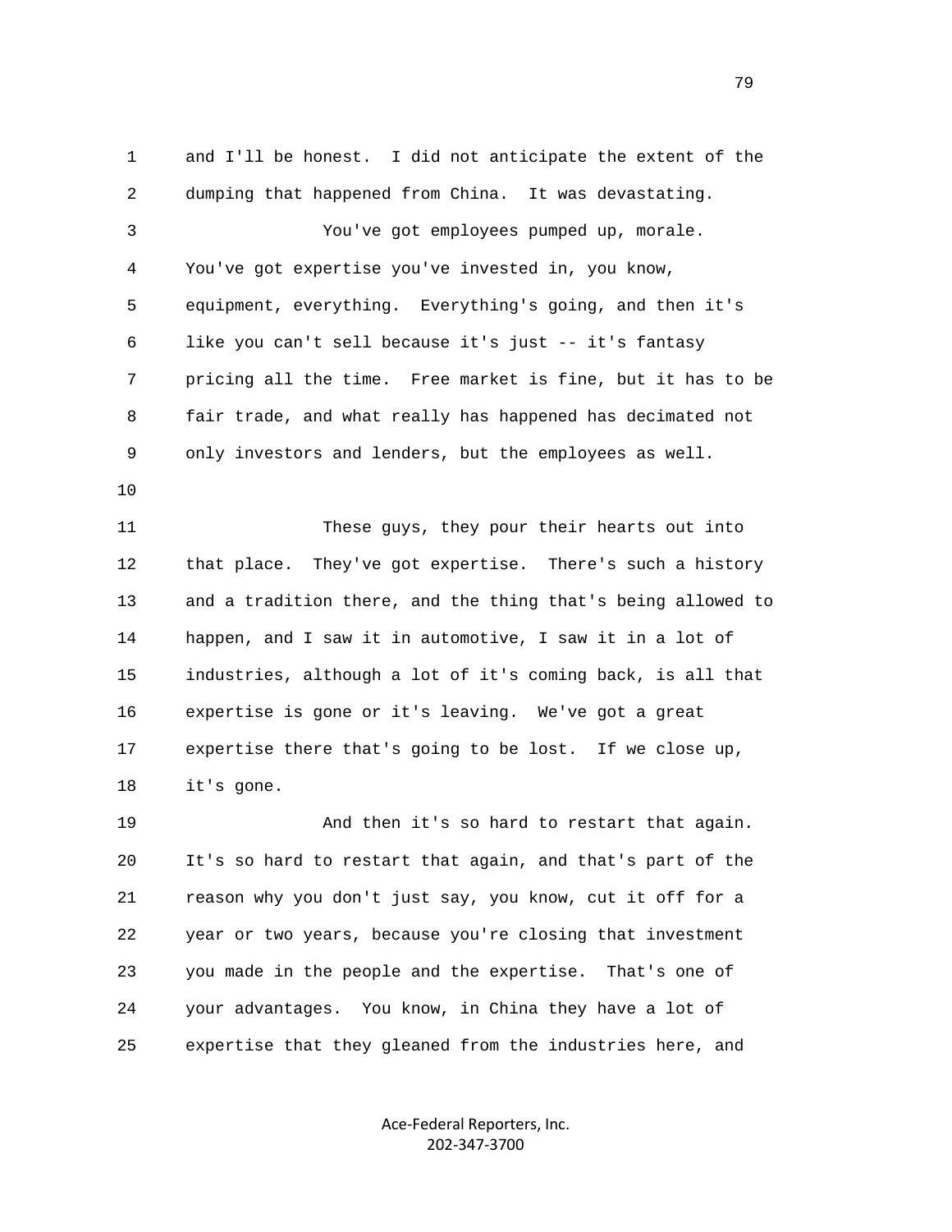and I'll be honest. I did not anticipate the extent of the dumping that happened from China. It was devastating.

You've got employees pumped up, morale. You've got expertise you've invested in, you know, equipment, everything. Everything's going, and then it's like you can't sell because it's just -- it's fantasy pricing all the time. Free market is fine, but it has to be fair trade, and what really has happened has decimated not only investors and lenders, but the employees as well.

These guys, they pour their hearts out into that place. They've got expertise. There's such a history and a tradition there, and the thing that's being allowed to happen, and I saw it in automotive, I saw it in a lot of industries, although a lot of it's coming back, is all that expertise is gone or it's leaving. We've got a great expertise there that's going to be lost. If we close up, it's gone.

And then it's so hard to restart that again. It's so hard to restart that again, and that's part of the reason why you don't just say, you know, cut it off for a year or two years, because you're closing that investment you made in the people and the expertise. That's one of your advantages. You know, in China they have a lot of expertise that they gleaned from the industries here, and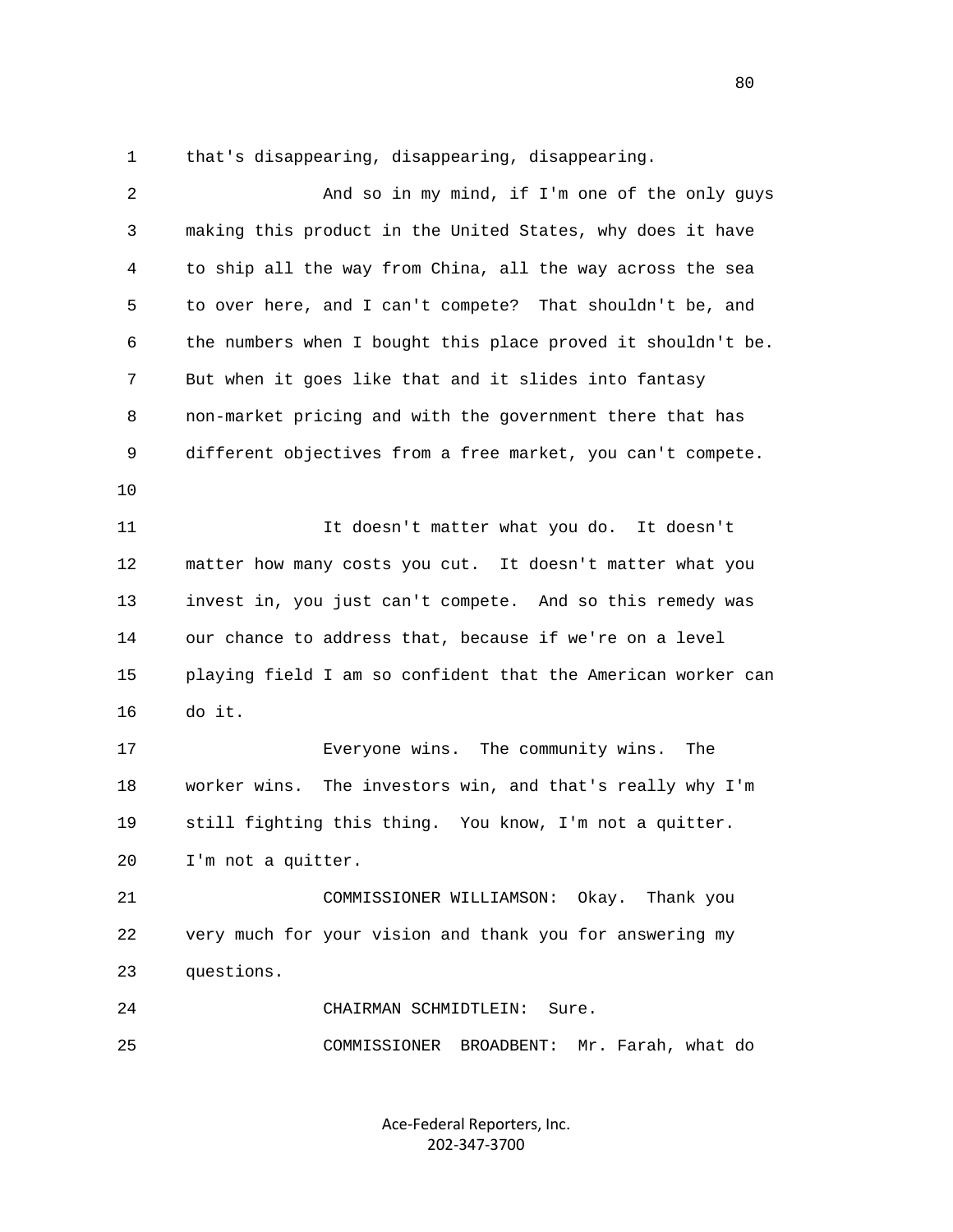that's disappearing, disappearing, disappearing.

And so in my mind, if I'm one of the only guys making this product in the United States, why does it have to ship all the way from China, all the way across the sea to over here, and I can't compete? That shouldn't be, and the numbers when I bought this place proved it shouldn't be. But when it goes like that and it slides into fantasy non-market pricing and with the government there that has different objectives from a free market, you can't compete.

It doesn't matter what you do. It doesn't matter how many costs you cut. It doesn't matter what you invest in, you just can't compete. And so this remedy was our chance to address that, because if we're on a level playing field I am so confident that the American worker can do it.

Everyone wins. The community wins. The worker wins. The investors win, and that's really why I'm still fighting this thing. You know, I'm not a quitter. I'm not a quitter.

COMMISSIONER WILLIAMSON: Okay. Thank you very much for your vision and thank you for answering my questions.

CHAIRMAN SCHMIDTLEIN: Sure.

COMMISSIONER BROADBENT: Mr. Farah, what do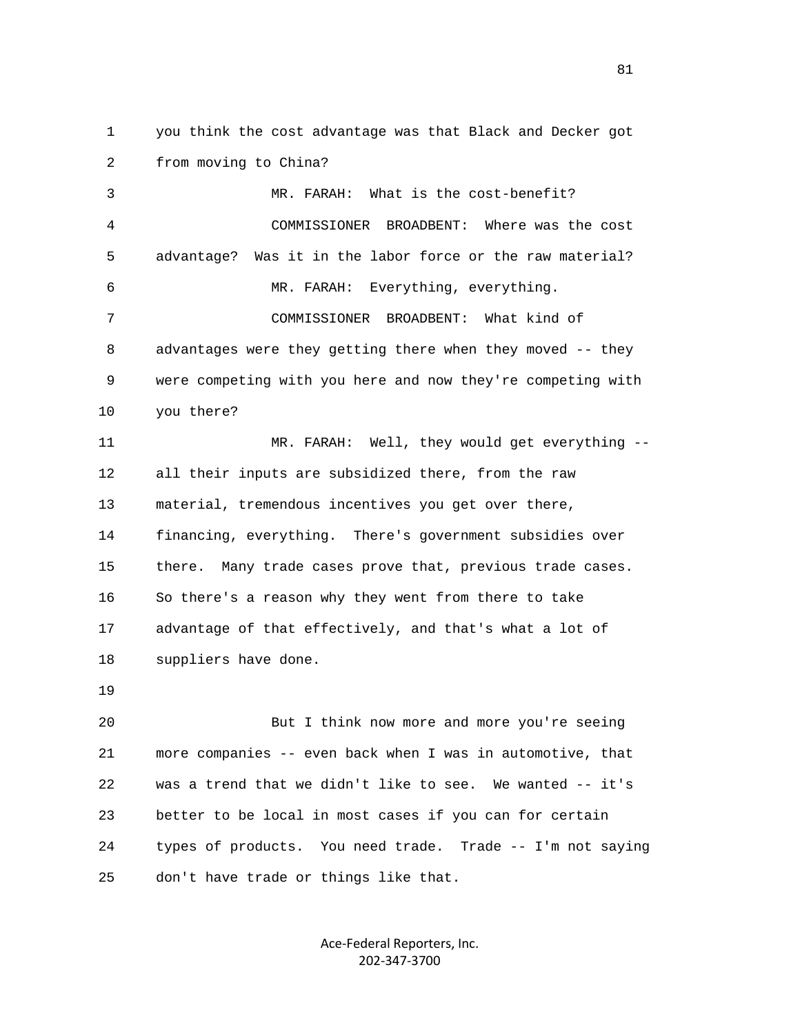you think the cost advantage was that Black and Decker got from moving to China?

MR. FARAH: What is the cost-benefit?

COMMISSIONER BROADBENT: Where was the cost advantage? Was it in the labor force or the raw material?

MR. FARAH: Everything, everything.

COMMISSIONER BROADBENT: What kind of advantages were they getting there when they moved -- they were competing with you here and now they're competing with you there?

MR. FARAH: Well, they would get everything -- all their inputs are subsidized there, from the raw material, tremendous incentives you get over there, financing, everything. There's government subsidies over there. Many trade cases prove that, previous trade cases. So there's a reason why they went from there to take advantage of that effectively, and that's what a lot of suppliers have done.

But I think now more and more you're seeing more companies -- even back when I was in automotive, that was a trend that we didn't like to see. We wanted -- it's better to be local in most cases if you can for certain types of products. You need trade. Trade -- I'm not saying don't have trade or things like that.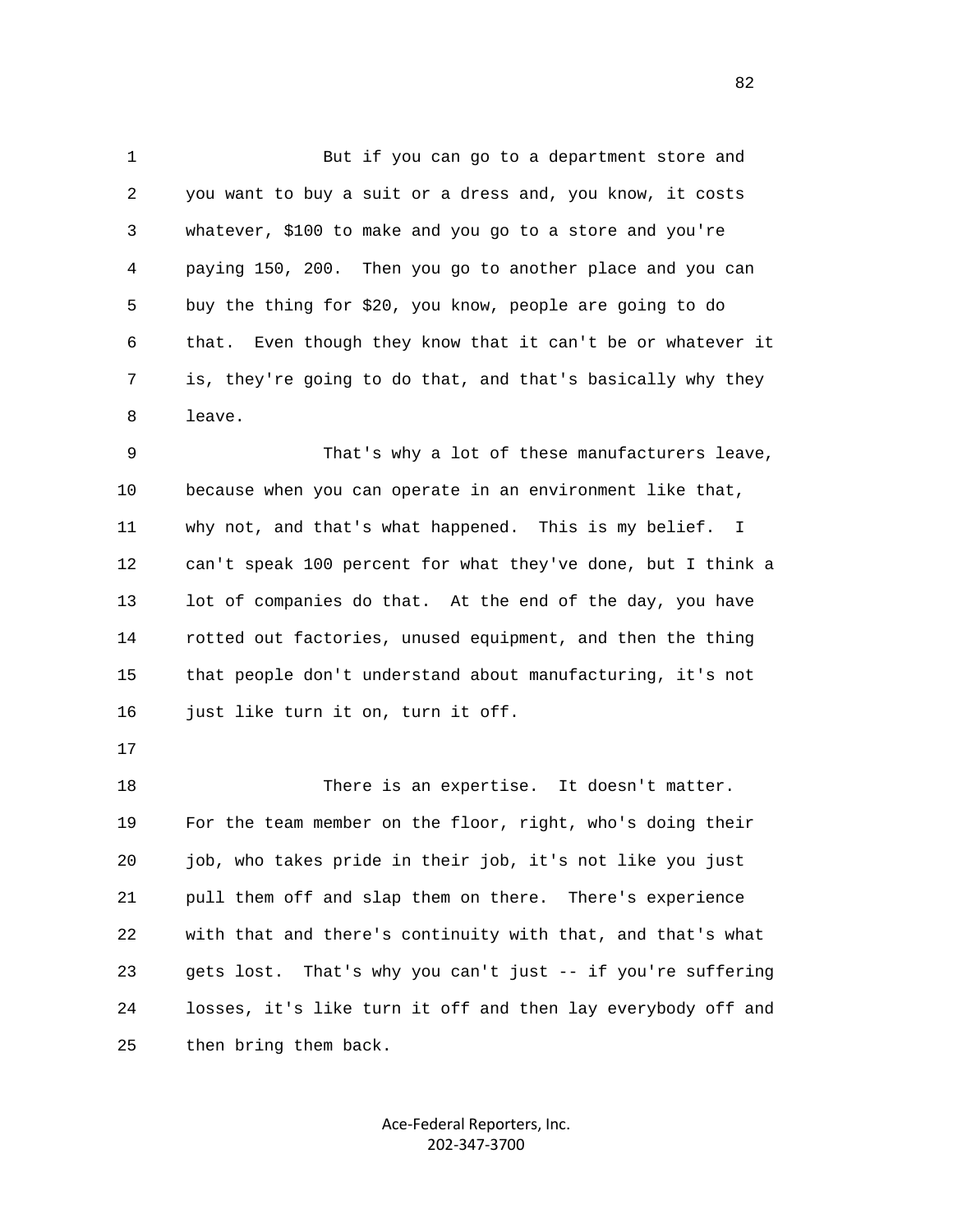But if you can go to a department store and you want to buy a suit or a dress and, you know, it costs whatever, $100 to make and you go to a store and you're paying 150, 200. Then you go to another place and you can buy the thing for $20, you know, people are going to do that. Even though they know that it can't be or whatever it is, they're going to do that, and that's basically why they leave.

That's why a lot of these manufacturers leave, because when you can operate in an environment like that, why not, and that's what happened. This is my belief. I can't speak 100 percent for what they've done, but I think a lot of companies do that. At the end of the day, you have rotted out factories, unused equipment, and then the thing that people don't understand about manufacturing, it's not just like turn it on, turn it off.

There is an expertise. It doesn't matter. For the team member on the floor, right, who's doing their job, who takes pride in their job, it's not like you just pull them off and slap them on there. There's experience with that and there's continuity with that, and that's what gets lost. That's why you can't just -- if you're suffering losses, it's like turn it off and then lay everybody off and then bring them back.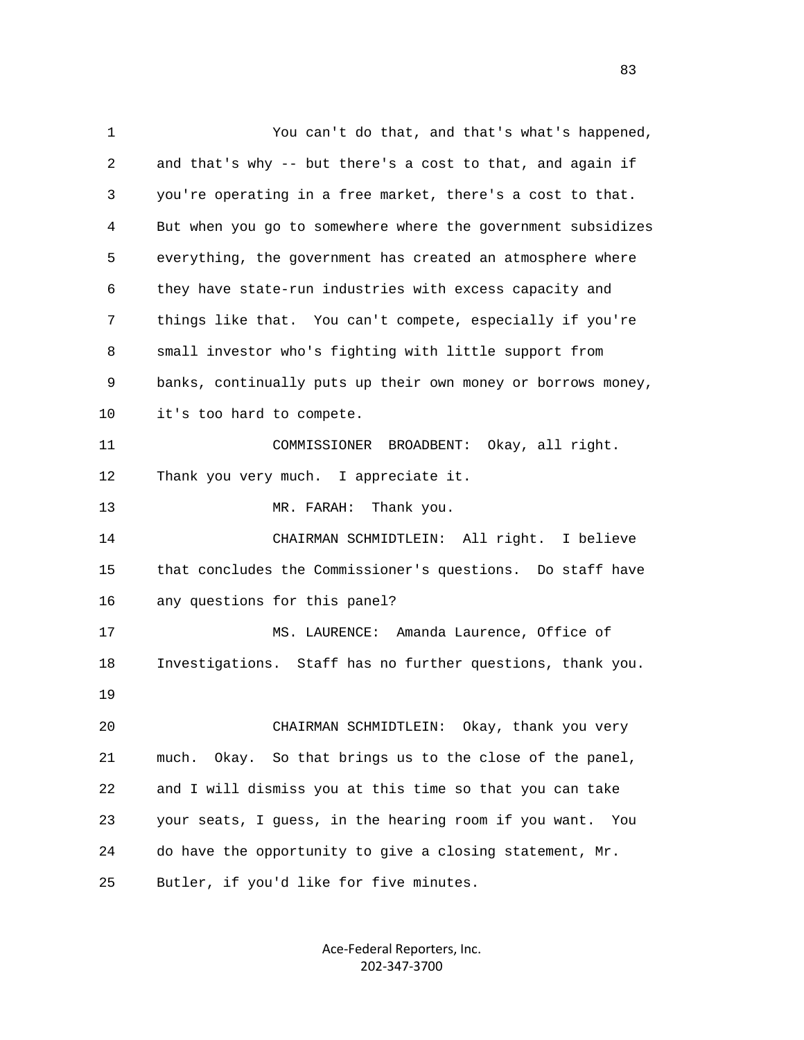You can't do that, and that's what's happened, and that's why -- but there's a cost to that, and again if you're operating in a free market, there's a cost to that. But when you go to somewhere where the government subsidizes everything, the government has created an atmosphere where they have state-run industries with excess capacity and things like that. You can't compete, especially if you're small investor who's fighting with little support from banks, continually puts up their own money or borrows money, it's too hard to compete.

COMMISSIONER BROADBENT: Okay, all right. Thank you very much. I appreciate it.

MR. FARAH: Thank you.

CHAIRMAN SCHMIDTLEIN: All right. I believe that concludes the Commissioner's questions. Do staff have any questions for this panel?

MS. LAURENCE: Amanda Laurence, Office of Investigations. Staff has no further questions, thank you.

CHAIRMAN SCHMIDTLEIN: Okay, thank you very much. Okay. So that brings us to the close of the panel, and I will dismiss you at this time so that you can take your seats, I guess, in the hearing room if you want. You do have the opportunity to give a closing statement, Mr. Butler, if you'd like for five minutes.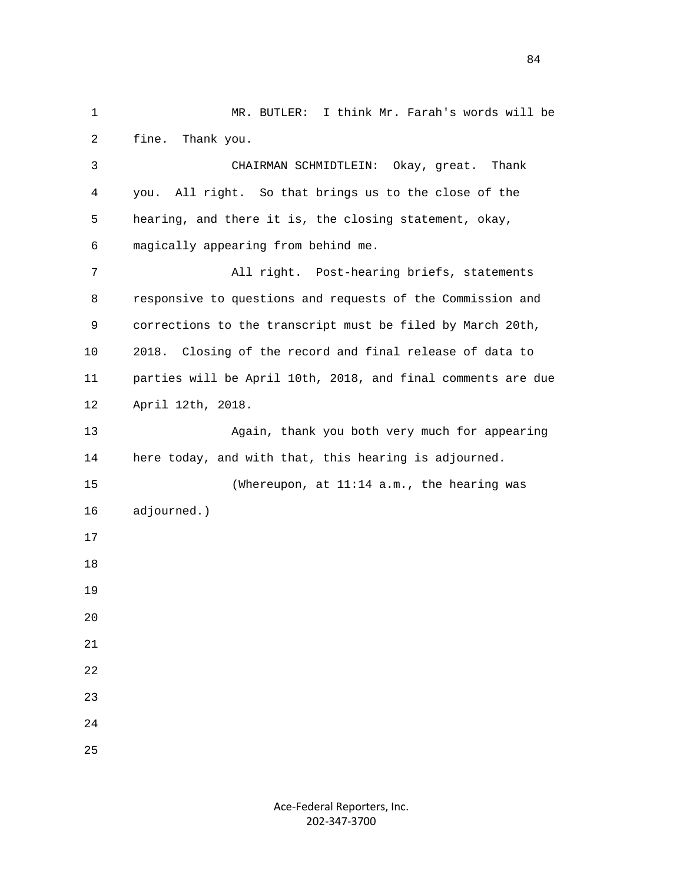MR. BUTLER: I think Mr. Farah's words will be fine. Thank you.

CHAIRMAN SCHMIDTLEIN: Okay, great. Thank you. All right. So that brings us to the close of the hearing, and there it is, the closing statement, okay, magically appearing from behind me.

All right. Post-hearing briefs, statements responsive to questions and requests of the Commission and corrections to the transcript must be filed by March 20th, 2018. Closing of the record and final release of data to parties will be April 10th, 2018, and final comments are due April 12th, 2018.

Again, thank you both very much for appearing here today, and with that, this hearing is adjourned.

(Whereupon, at 11:14 a.m., the hearing was adjourned.)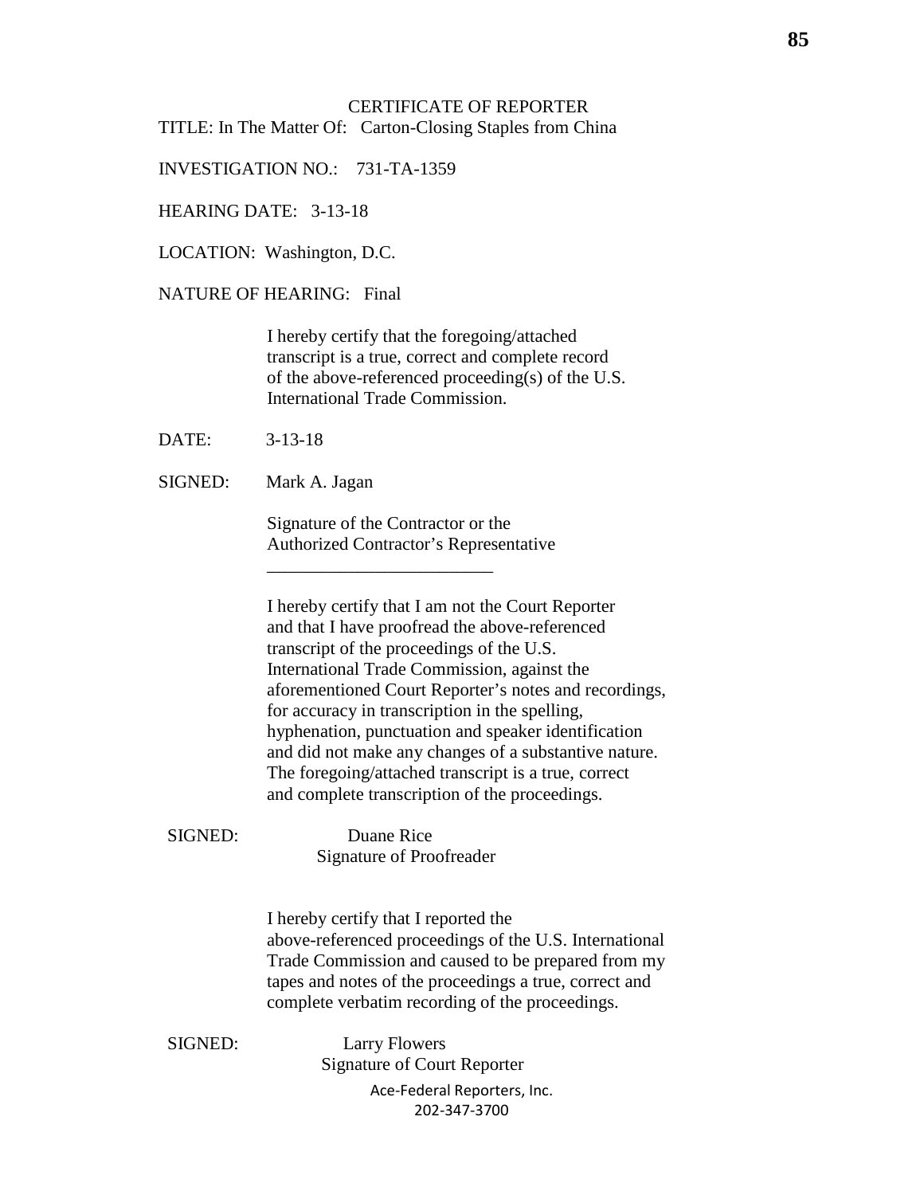# CERTIFICATE OF REPORTER

TITLE: In The Matter Of: Carton-Closing Staples from China

INVESTIGATION NO.: 731-TA-1359

HEARING DATE: 3-13-18

LOCATION: Washington, D.C.

NATURE OF HEARING: Final

I hereby certify that the foregoing/attached transcript is a true, correct and complete record of the above-referenced proceeding(s) of the U.S. International Trade Commission.

DATE: 3-13-18

SIGNED: Mark A. Jagan

Signature of the Contractor or the Authorized Contractor's Representative

_________________________

I hereby certify that I am not the Court Reporter and that I have proofread the above-referenced transcript of the proceedings of the U.S. International Trade Commission, against the aforementioned Court Reporter's notes and recordings, for accuracy in transcription in the spelling, hyphenation, punctuation and speaker identification and did not make any changes of a substantive nature. The foregoing/attached transcript is a true, correct and complete transcription of the proceedings.

SIGNED: Duane Rice
Signature of Proofreader

I hereby certify that I reported the above-referenced proceedings of the U.S. International Trade Commission and caused to be prepared from my tapes and notes of the proceedings a true, correct and complete verbatim recording of the proceedings.

SIGNED: Larry Flowers
Signature of Court Reporter